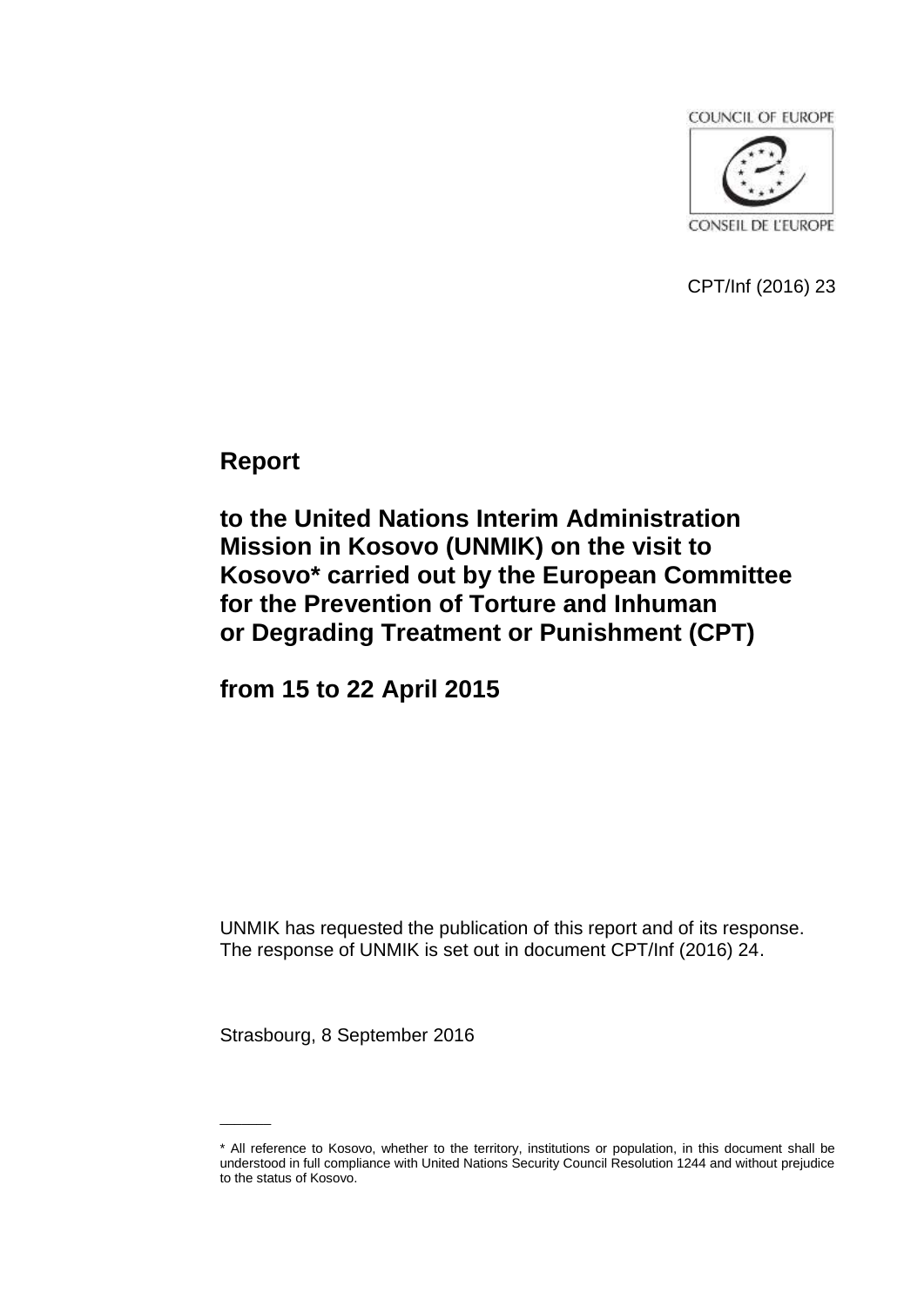COUNCIL OF EUROPE

CONSEIL DE L'EUROPE

CPT/Inf (2016) 23

# Report

# to the United Nations Interim Administration Mission in Kosovo (UNMIK) on the visit to Kosovo* carried out by the European Committee for the Prevention of Torture and Inhuman or Degrading Treatment or Punishment (CPT)

# from 15 to 22 April 2015

UNMIK has requested the publication of this report and of its response. The response of UNMIK is set out in document CPT/Inf (2016) 24.

Strasbourg, 8 September 2016

---

* All reference to Kosovo, whether to the territory, institutions or population, in this document shall be understood in full compliance with United Nations Security Council Resolution 1244 and without prejudice to the status of Kosovo.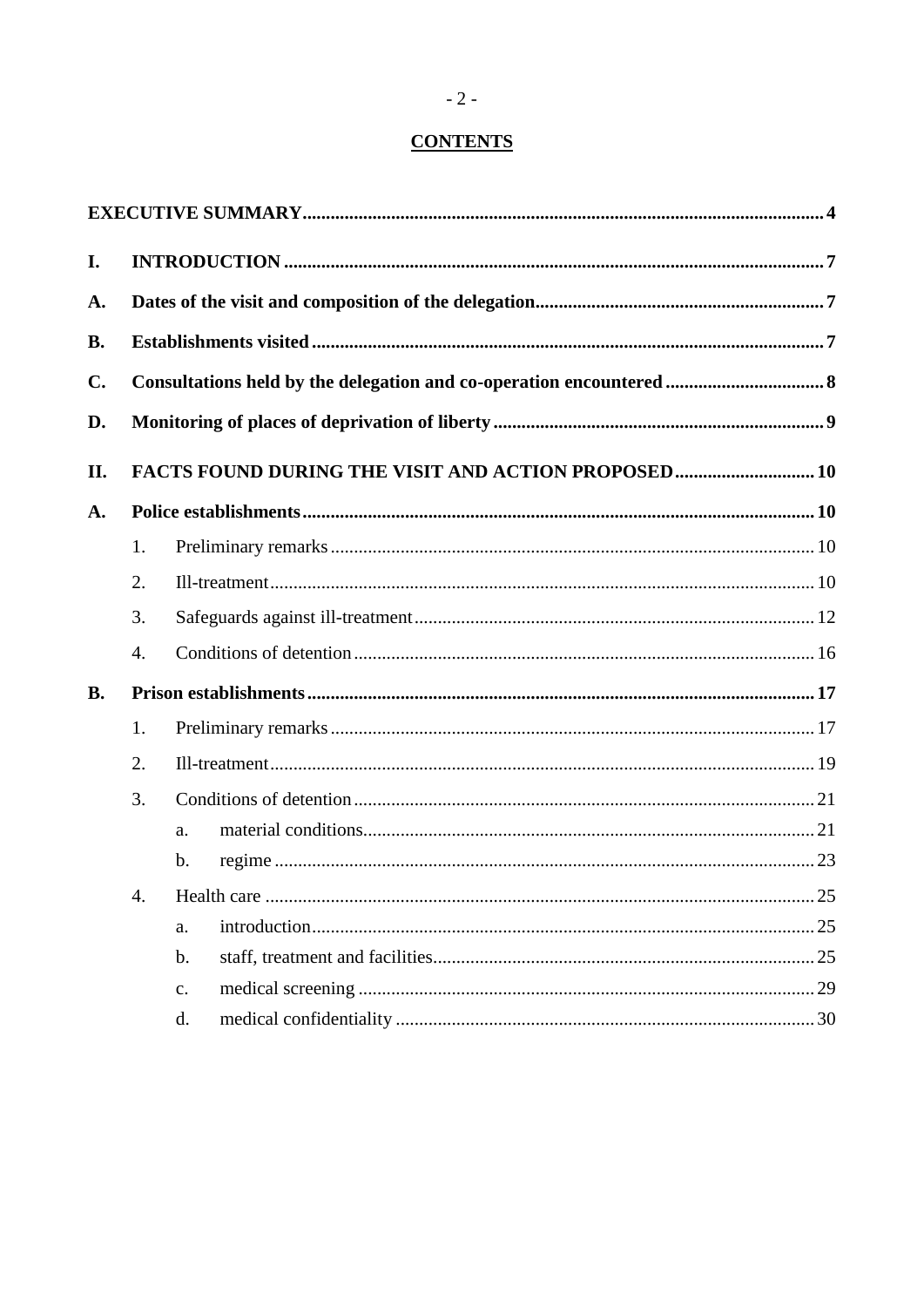**CONTENTS**

**EXECUTIVE SUMMARY** .... 4

**I. INTRODUCTION** .... 7

**A. Dates of the visit and composition of the delegation** .... 7

**B. Establishments visited** .... 7

**C. Consultations held by the delegation and co-operation encountered** .... 8

**D. Monitoring of places of deprivation of liberty** .... 9

**II. FACTS FOUND DURING THE VISIT AND ACTION PROPOSED** .... 10

**A. Police establishments** .... 10

1. Preliminary remarks .... 10
2. Ill-treatment .... 10
3. Safeguards against ill-treatment .... 12
4. Conditions of detention .... 16

**B. Prison establishments** .... 17

1. Preliminary remarks .... 17
2. Ill-treatment .... 19
3. Conditions of detention .... 21
   a. material conditions .... 21
   b. regime .... 23
4. Health care .... 25
   a. introduction .... 25
   b. staff, treatment and facilities .... 25
   c. medical screening .... 29
   d. medical confidentiality .... 30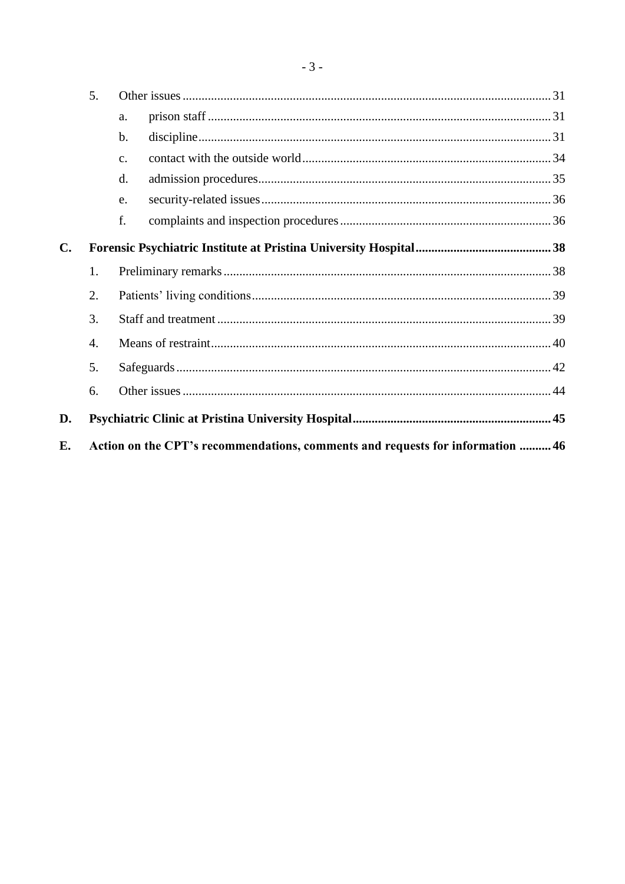5. Other issues ........................................................................................................ 31

   a. prison staff ........................................................................................................ 31

   b. discipline ........................................................................................................ 31

   c. contact with the outside world ........................................................................................................ 34

   d. admission procedures ........................................................................................................ 35

   e. security-related issues ........................................................................................................ 36

   f. complaints and inspection procedures ........................................................................................................ 36

**C. Forensic Psychiatric Institute at Pristina University Hospital ........................................................................................................ 38**

1. Preliminary remarks ........................................................................................................ 38

2. Patients' living conditions ........................................................................................................ 39

3. Staff and treatment ........................................................................................................ 39

4. Means of restraint ........................................................................................................ 40

5. Safeguards ........................................................................................................ 42

6. Other issues ........................................................................................................ 44

**D. Psychiatric Clinic at Pristina University Hospital ........................................................................................................ 45**

**E. Action on the CPT's recommendations, comments and requests for information .......... 46**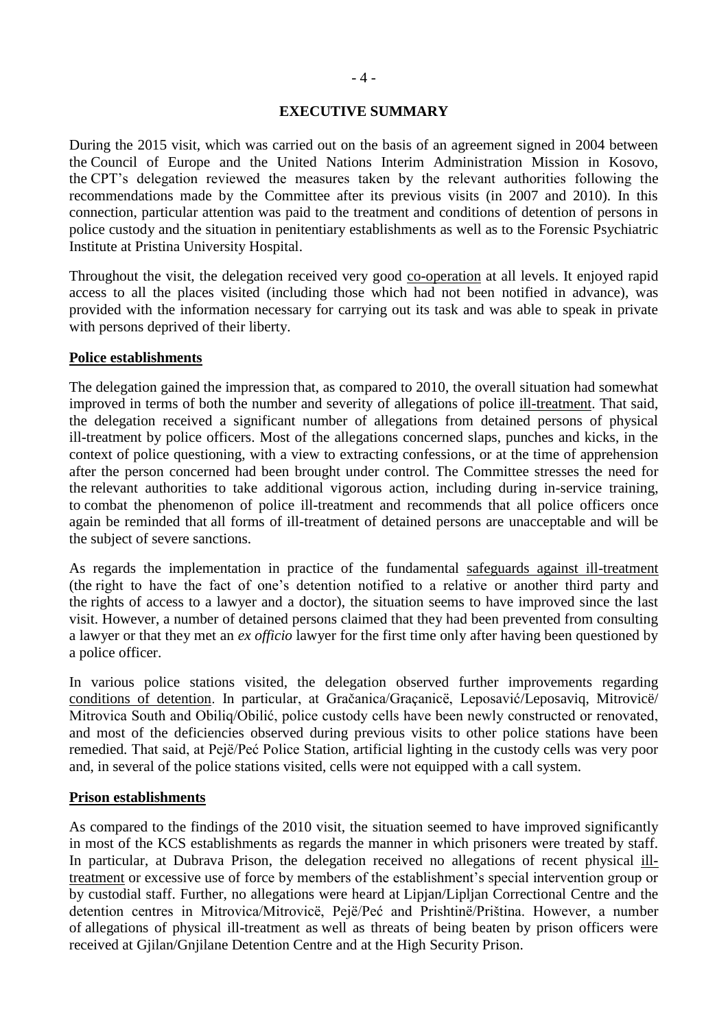# EXECUTIVE SUMMARY

During the 2015 visit, which was carried out on the basis of an agreement signed in 2004 between the Council of Europe and the United Nations Interim Administration Mission in Kosovo, the CPT's delegation reviewed the measures taken by the relevant authorities following the recommendations made by the Committee after its previous visits (in 2007 and 2010). In this connection, particular attention was paid to the treatment and conditions of detention of persons in police custody and the situation in penitentiary establishments as well as to the Forensic Psychiatric Institute at Pristina University Hospital.

Throughout the visit, the delegation received very good co-operation at all levels. It enjoyed rapid access to all the places visited (including those which had not been notified in advance), was provided with the information necessary for carrying out its task and was able to speak in private with persons deprived of their liberty.

## Police establishments

The delegation gained the impression that, as compared to 2010, the overall situation had somewhat improved in terms of both the number and severity of allegations of police ill-treatment. That said, the delegation received a significant number of allegations from detained persons of physical ill-treatment by police officers. Most of the allegations concerned slaps, punches and kicks, in the context of police questioning, with a view to extracting confessions, or at the time of apprehension after the person concerned had been brought under control. The Committee stresses the need for the relevant authorities to take additional vigorous action, including during in-service training, to combat the phenomenon of police ill-treatment and recommends that all police officers once again be reminded that all forms of ill-treatment of detained persons are unacceptable and will be the subject of severe sanctions.

As regards the implementation in practice of the fundamental safeguards against ill-treatment (the right to have the fact of one's detention notified to a relative or another third party and the rights of access to a lawyer and a doctor), the situation seems to have improved since the last visit. However, a number of detained persons claimed that they had been prevented from consulting a lawyer or that they met an *ex officio* lawyer for the first time only after having been questioned by a police officer.

In various police stations visited, the delegation observed further improvements regarding conditions of detention. In particular, at Gračanica/Graçanicë, Leposavić/Leposaviq, Mitrovicë/ Mitrovica South and Obiliq/Obilić, police custody cells have been newly constructed or renovated, and most of the deficiencies observed during previous visits to other police stations have been remedied. That said, at Pejë/Peć Police Station, artificial lighting in the custody cells was very poor and, in several of the police stations visited, cells were not equipped with a call system.

## Prison establishments

As compared to the findings of the 2010 visit, the situation seemed to have improved significantly in most of the KCS establishments as regards the manner in which prisoners were treated by staff. In particular, at Dubrava Prison, the delegation received no allegations of recent physical ill-treatment or excessive use of force by members of the establishment's special intervention group or by custodial staff. Further, no allegations were heard at Lipjan/Lipljan Correctional Centre and the detention centres in Mitrovica/Mitrovicë, Pejë/Peć and Prishtinë/Priština. However, a number of allegations of physical ill-treatment as well as threats of being beaten by prison officers were received at Gjilan/Gnjilane Detention Centre and at the High Security Prison.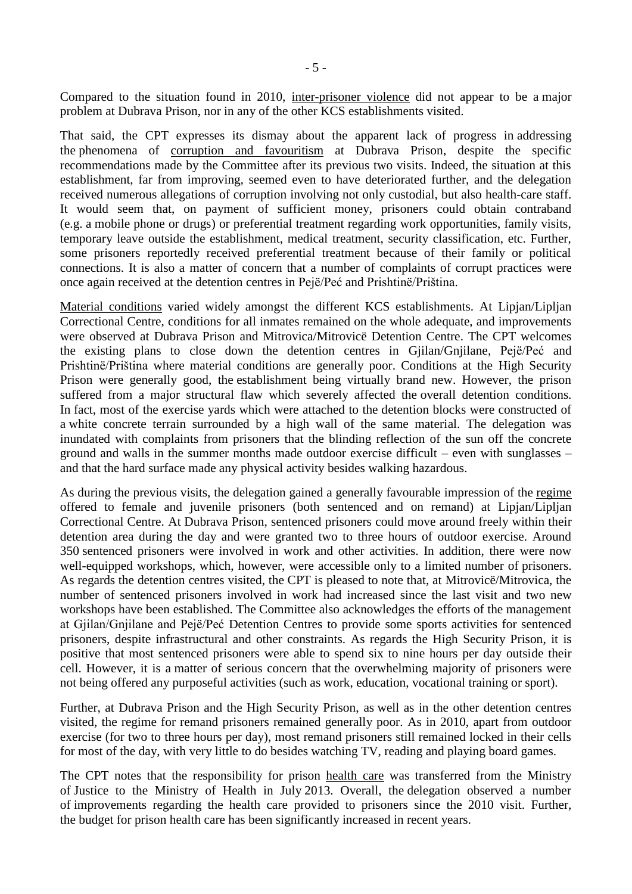Compared to the situation found in 2010, inter-prisoner violence did not appear to be a major problem at Dubrava Prison, nor in any of the other KCS establishments visited.

That said, the CPT expresses its dismay about the apparent lack of progress in addressing the phenomena of corruption and favouritism at Dubrava Prison, despite the specific recommendations made by the Committee after its previous two visits. Indeed, the situation at this establishment, far from improving, seemed even to have deteriorated further, and the delegation received numerous allegations of corruption involving not only custodial, but also health-care staff. It would seem that, on payment of sufficient money, prisoners could obtain contraband (e.g. a mobile phone or drugs) or preferential treatment regarding work opportunities, family visits, temporary leave outside the establishment, medical treatment, security classification, etc. Further, some prisoners reportedly received preferential treatment because of their family or political connections. It is also a matter of concern that a number of complaints of corrupt practices were once again received at the detention centres in Pejë/Peć and Prishtinë/Priština.

Material conditions varied widely amongst the different KCS establishments. At Lipjan/Lipljan Correctional Centre, conditions for all inmates remained on the whole adequate, and improvements were observed at Dubrava Prison and Mitrovica/Mitrovicë Detention Centre. The CPT welcomes the existing plans to close down the detention centres in Gjilan/Gnjilane, Pejë/Peć and Prishtinë/Priština where material conditions are generally poor. Conditions at the High Security Prison were generally good, the establishment being virtually brand new. However, the prison suffered from a major structural flaw which severely affected the overall detention conditions. In fact, most of the exercise yards which were attached to the detention blocks were constructed of a white concrete terrain surrounded by a high wall of the same material. The delegation was inundated with complaints from prisoners that the blinding reflection of the sun off the concrete ground and walls in the summer months made outdoor exercise difficult – even with sunglasses – and that the hard surface made any physical activity besides walking hazardous.

As during the previous visits, the delegation gained a generally favourable impression of the regime offered to female and juvenile prisoners (both sentenced and on remand) at Lipjan/Lipljan Correctional Centre. At Dubrava Prison, sentenced prisoners could move around freely within their detention area during the day and were granted two to three hours of outdoor exercise. Around 350 sentenced prisoners were involved in work and other activities. In addition, there were now well-equipped workshops, which, however, were accessible only to a limited number of prisoners. As regards the detention centres visited, the CPT is pleased to note that, at Mitrovicë/Mitrovica, the number of sentenced prisoners involved in work had increased since the last visit and two new workshops have been established. The Committee also acknowledges the efforts of the management at Gjilan/Gnjilane and Pejë/Peć Detention Centres to provide some sports activities for sentenced prisoners, despite infrastructural and other constraints. As regards the High Security Prison, it is positive that most sentenced prisoners were able to spend six to nine hours per day outside their cell. However, it is a matter of serious concern that the overwhelming majority of prisoners were not being offered any purposeful activities (such as work, education, vocational training or sport).

Further, at Dubrava Prison and the High Security Prison, as well as in the other detention centres visited, the regime for remand prisoners remained generally poor. As in 2010, apart from outdoor exercise (for two to three hours per day), most remand prisoners still remained locked in their cells for most of the day, with very little to do besides watching TV, reading and playing board games.

The CPT notes that the responsibility for prison health care was transferred from the Ministry of Justice to the Ministry of Health in July 2013. Overall, the delegation observed a number of improvements regarding the health care provided to prisoners since the 2010 visit. Further, the budget for prison health care has been significantly increased in recent years.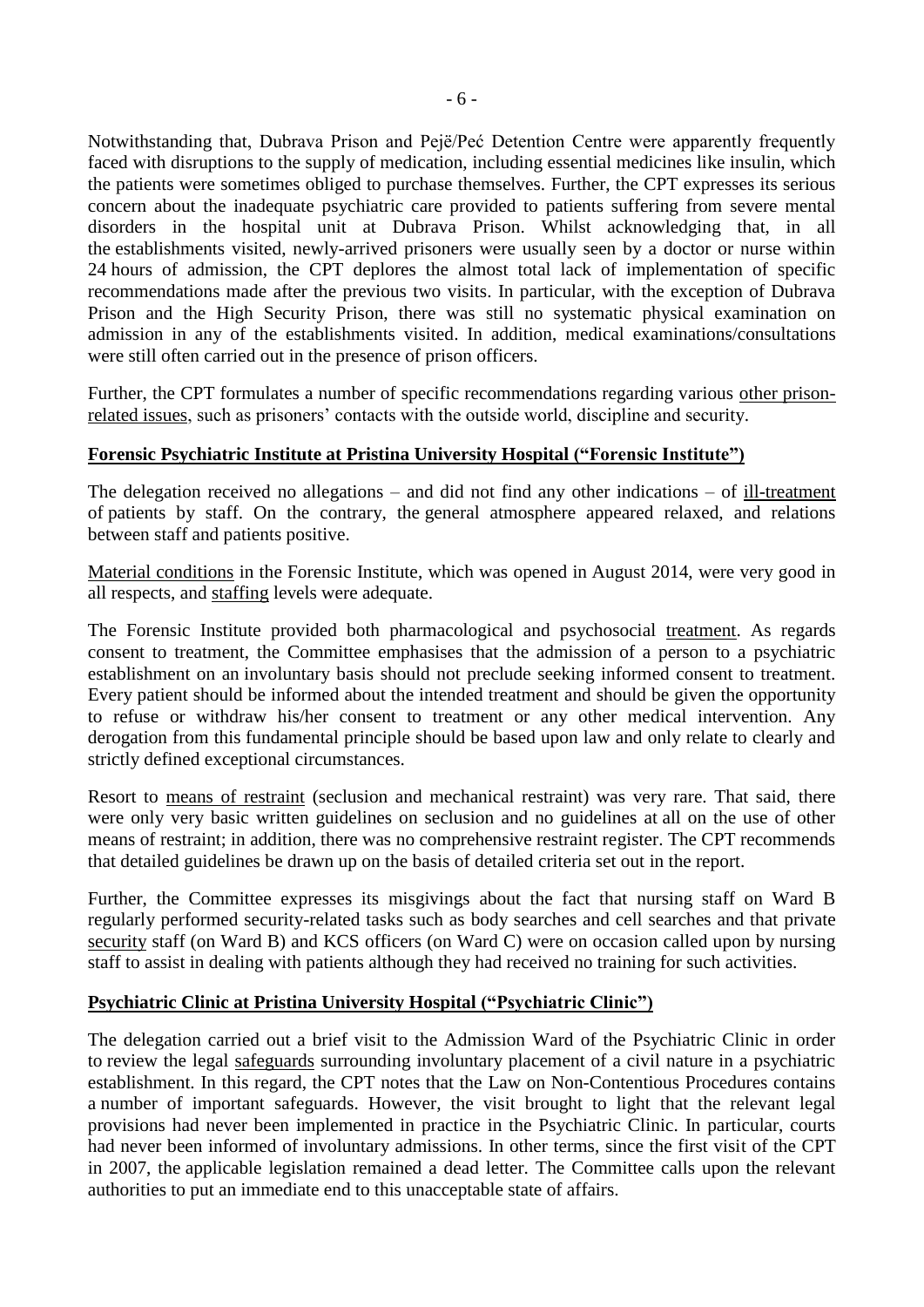Notwithstanding that, Dubrava Prison and Pejë/Peć Detention Centre were apparently frequently faced with disruptions to the supply of medication, including essential medicines like insulin, which the patients were sometimes obliged to purchase themselves. Further, the CPT expresses its serious concern about the inadequate psychiatric care provided to patients suffering from severe mental disorders in the hospital unit at Dubrava Prison. Whilst acknowledging that, in all the establishments visited, newly-arrived prisoners were usually seen by a doctor or nurse within 24 hours of admission, the CPT deplores the almost total lack of implementation of specific recommendations made after the previous two visits. In particular, with the exception of Dubrava Prison and the High Security Prison, there was still no systematic physical examination on admission in any of the establishments visited. In addition, medical examinations/consultations were still often carried out in the presence of prison officers.

Further, the CPT formulates a number of specific recommendations regarding various other prison-related issues, such as prisoners' contacts with the outside world, discipline and security.

**Forensic Psychiatric Institute at Pristina University Hospital ("Forensic Institute")**

The delegation received no allegations – and did not find any other indications – of ill-treatment of patients by staff. On the contrary, the general atmosphere appeared relaxed, and relations between staff and patients positive.

Material conditions in the Forensic Institute, which was opened in August 2014, were very good in all respects, and staffing levels were adequate.

The Forensic Institute provided both pharmacological and psychosocial treatment. As regards consent to treatment, the Committee emphasises that the admission of a person to a psychiatric establishment on an involuntary basis should not preclude seeking informed consent to treatment. Every patient should be informed about the intended treatment and should be given the opportunity to refuse or withdraw his/her consent to treatment or any other medical intervention. Any derogation from this fundamental principle should be based upon law and only relate to clearly and strictly defined exceptional circumstances.

Resort to means of restraint (seclusion and mechanical restraint) was very rare. That said, there were only very basic written guidelines on seclusion and no guidelines at all on the use of other means of restraint; in addition, there was no comprehensive restraint register. The CPT recommends that detailed guidelines be drawn up on the basis of detailed criteria set out in the report.

Further, the Committee expresses its misgivings about the fact that nursing staff on Ward B regularly performed security-related tasks such as body searches and cell searches and that private security staff (on Ward B) and KCS officers (on Ward C) were on occasion called upon by nursing staff to assist in dealing with patients although they had received no training for such activities.

**Psychiatric Clinic at Pristina University Hospital ("Psychiatric Clinic")**

The delegation carried out a brief visit to the Admission Ward of the Psychiatric Clinic in order to review the legal safeguards surrounding involuntary placement of a civil nature in a psychiatric establishment. In this regard, the CPT notes that the Law on Non-Contentious Procedures contains a number of important safeguards. However, the visit brought to light that the relevant legal provisions had never been implemented in practice in the Psychiatric Clinic. In particular, courts had never been informed of involuntary admissions. In other terms, since the first visit of the CPT in 2007, the applicable legislation remained a dead letter. The Committee calls upon the relevant authorities to put an immediate end to this unacceptable state of affairs.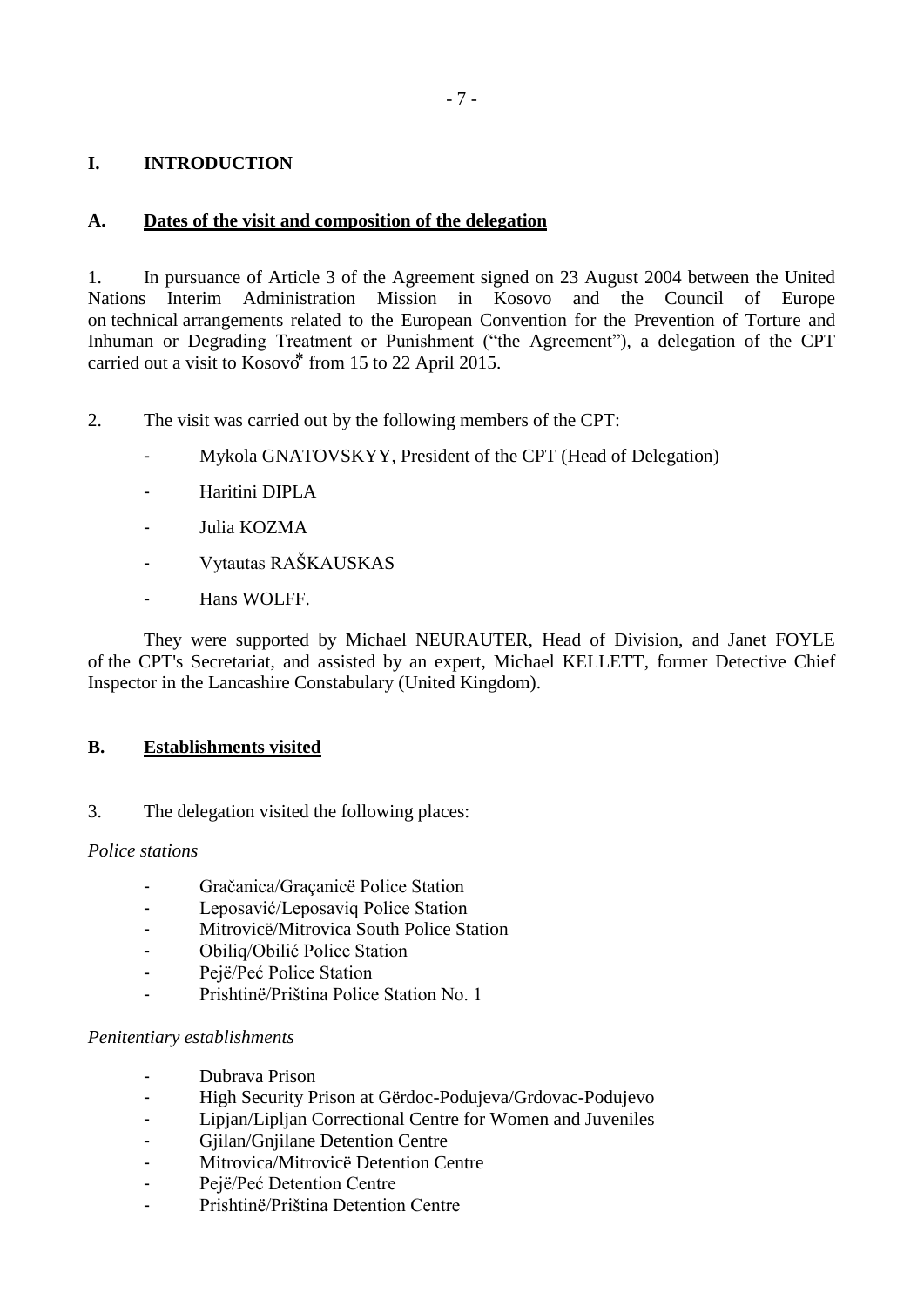# I. INTRODUCTION

## A. Dates of the visit and composition of the delegation

1. In pursuance of Article 3 of the Agreement signed on 23 August 2004 between the United Nations Interim Administration Mission in Kosovo and the Council of Europe on technical arrangements related to the European Convention for the Prevention of Torture and Inhuman or Degrading Treatment or Punishment ("the Agreement"), a delegation of the CPT carried out a visit to Kosovo* from 15 to 22 April 2015.

2. The visit was carried out by the following members of the CPT:

- Mykola GNATOVSKYY, President of the CPT (Head of Delegation)
- Haritini DIPLA
- Julia KOZMA
- Vytautas RAŠKAUSKAS
- Hans WOLFF.

They were supported by Michael NEURAUTER, Head of Division, and Janet FOYLE of the CPT's Secretariat, and assisted by an expert, Michael KELLETT, former Detective Chief Inspector in the Lancashire Constabulary (United Kingdom).

## B. Establishments visited

3. The delegation visited the following places:

*Police stations*

- Gračanica/Graçanicë Police Station
- Leposavić/Leposaviq Police Station
- Mitrovicë/Mitrovica South Police Station
- Obiliq/Obilić Police Station
- Pejë/Peć Police Station
- Prishtinë/Priština Police Station No. 1

*Penitentiary establishments*

- Dubrava Prison
- High Security Prison at Gërdoc-Podujeva/Grdovac-Podujevo
- Lipjan/Lipljan Correctional Centre for Women and Juveniles
- Gjilan/Gnjilane Detention Centre
- Mitrovica/Mitrovicë Detention Centre
- Pejë/Peć Detention Centre
- Prishtinë/Priština Detention Centre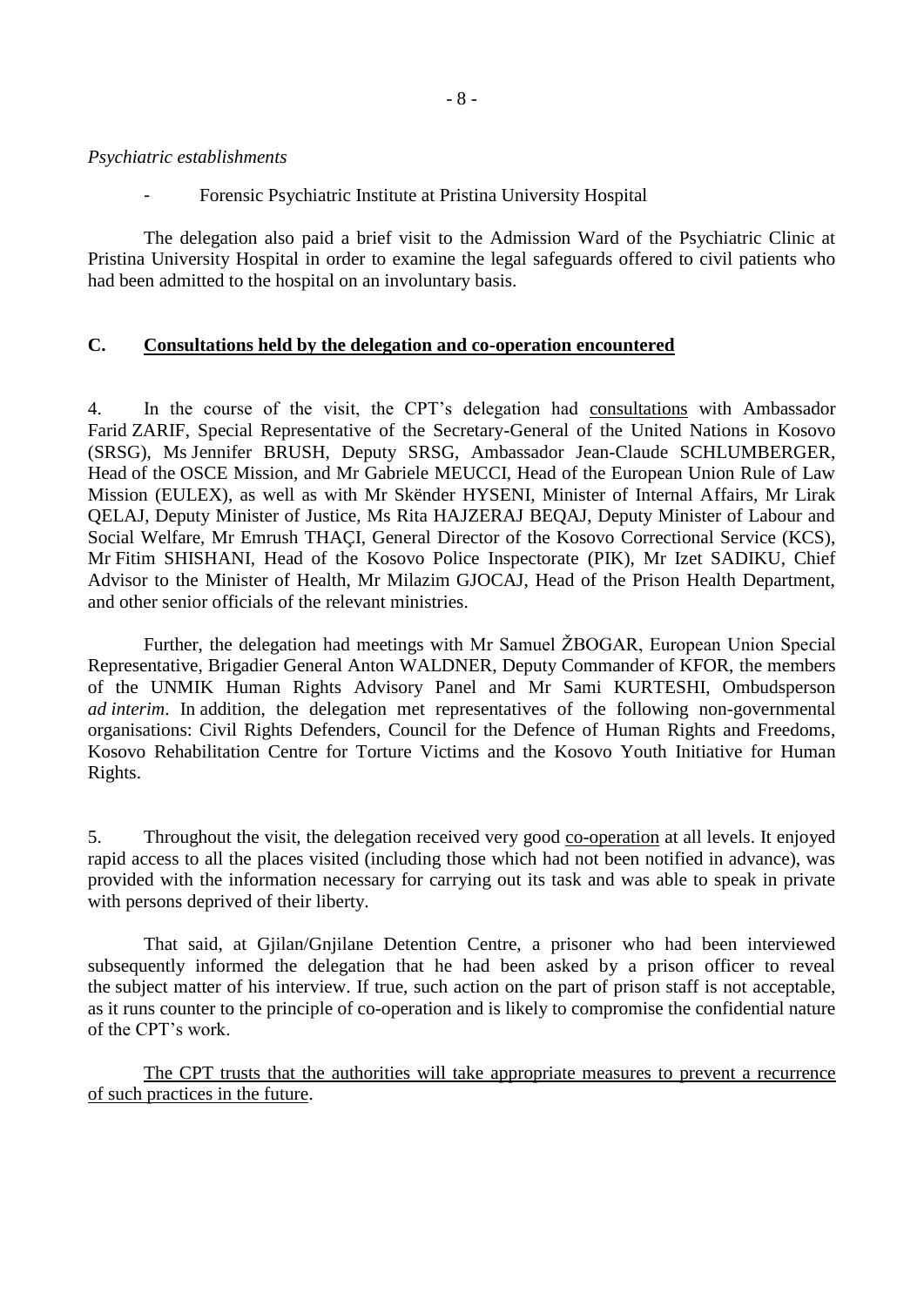*Psychiatric establishments*

- Forensic Psychiatric Institute at Pristina University Hospital

The delegation also paid a brief visit to the Admission Ward of the Psychiatric Clinic at Pristina University Hospital in order to examine the legal safeguards offered to civil patients who had been admitted to the hospital on an involuntary basis.

## C. Consultations held by the delegation and co-operation encountered

4. In the course of the visit, the CPT's delegation had consultations with Ambassador Farid ZARIF, Special Representative of the Secretary-General of the United Nations in Kosovo (SRSG), Ms Jennifer BRUSH, Deputy SRSG, Ambassador Jean-Claude SCHLUMBERGER, Head of the OSCE Mission, and Mr Gabriele MEUCCI, Head of the European Union Rule of Law Mission (EULEX), as well as with Mr Skënder HYSENI, Minister of Internal Affairs, Mr Lirak QELAJ, Deputy Minister of Justice, Ms Rita HAJZERAJ BEQAJ, Deputy Minister of Labour and Social Welfare, Mr Emrush THAÇI, General Director of the Kosovo Correctional Service (KCS), Mr Fitim SHISHANI, Head of the Kosovo Police Inspectorate (PIK), Mr Izet SADIKU, Chief Advisor to the Minister of Health, Mr Milazim GJOCAJ, Head of the Prison Health Department, and other senior officials of the relevant ministries.

Further, the delegation had meetings with Mr Samuel ŽBOGAR, European Union Special Representative, Brigadier General Anton WALDNER, Deputy Commander of KFOR, the members of the UNMIK Human Rights Advisory Panel and Mr Sami KURTESHI, Ombudsperson *ad interim*. In addition, the delegation met representatives of the following non-governmental organisations: Civil Rights Defenders, Council for the Defence of Human Rights and Freedoms, Kosovo Rehabilitation Centre for Torture Victims and the Kosovo Youth Initiative for Human Rights.

5. Throughout the visit, the delegation received very good co-operation at all levels. It enjoyed rapid access to all the places visited (including those which had not been notified in advance), was provided with the information necessary for carrying out its task and was able to speak in private with persons deprived of their liberty.

That said, at Gjilan/Gnjilane Detention Centre, a prisoner who had been interviewed subsequently informed the delegation that he had been asked by a prison officer to reveal the subject matter of his interview. If true, such action on the part of prison staff is not acceptable, as it runs counter to the principle of co-operation and is likely to compromise the confidential nature of the CPT's work.

The CPT trusts that the authorities will take appropriate measures to prevent a recurrence of such practices in the future.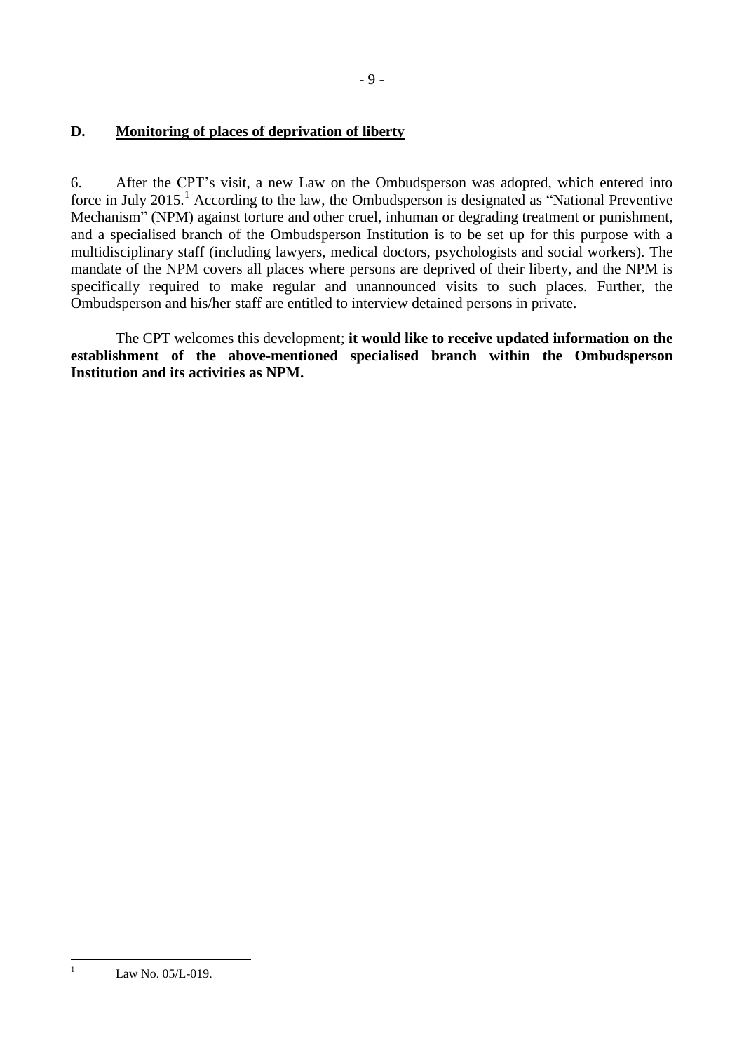## D. Monitoring of places of deprivation of liberty

6. After the CPT's visit, a new Law on the Ombudsperson was adopted, which entered into force in July 2015.[1] According to the law, the Ombudsperson is designated as "National Preventive Mechanism" (NPM) against torture and other cruel, inhuman or degrading treatment or punishment, and a specialised branch of the Ombudsperson Institution is to be set up for this purpose with a multidisciplinary staff (including lawyers, medical doctors, psychologists and social workers). The mandate of the NPM covers all places where persons are deprived of their liberty, and the NPM is specifically required to make regular and unannounced visits to such places. Further, the Ombudsperson and his/her staff are entitled to interview detained persons in private.

The CPT welcomes this development; **it would like to receive updated information on the establishment of the above-mentioned specialised branch within the Ombudsperson Institution and its activities as NPM.**

---

[1] Law No. 05/L-019.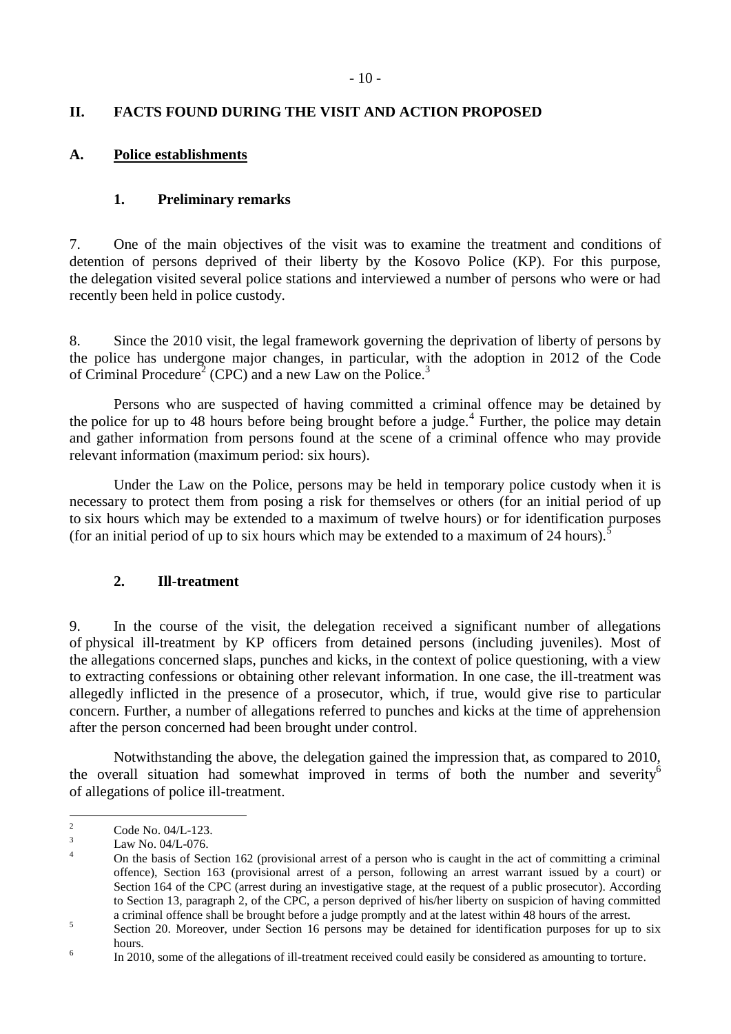## II. FACTS FOUND DURING THE VISIT AND ACTION PROPOSED

### A. Police establishments

#### 1. Preliminary remarks

7. One of the main objectives of the visit was to examine the treatment and conditions of detention of persons deprived of their liberty by the Kosovo Police (KP). For this purpose, the delegation visited several police stations and interviewed a number of persons who were or had recently been held in police custody.

8. Since the 2010 visit, the legal framework governing the deprivation of liberty of persons by the police has undergone major changes, in particular, with the adoption in 2012 of the Code of Criminal Procedure[2] (CPC) and a new Law on the Police.[3]

Persons who are suspected of having committed a criminal offence may be detained by the police for up to 48 hours before being brought before a judge.[4] Further, the police may detain and gather information from persons found at the scene of a criminal offence who may provide relevant information (maximum period: six hours).

Under the Law on the Police, persons may be held in temporary police custody when it is necessary to protect them from posing a risk for themselves or others (for an initial period of up to six hours which may be extended to a maximum of twelve hours) or for identification purposes (for an initial period of up to six hours which may be extended to a maximum of 24 hours).[5]

#### 2. Ill-treatment

9. In the course of the visit, the delegation received a significant number of allegations of physical ill-treatment by KP officers from detained persons (including juveniles). Most of the allegations concerned slaps, punches and kicks, in the context of police questioning, with a view to extracting confessions or obtaining other relevant information. In one case, the ill-treatment was allegedly inflicted in the presence of a prosecutor, which, if true, would give rise to particular concern. Further, a number of allegations referred to punches and kicks at the time of apprehension after the person concerned had been brought under control.

Notwithstanding the above, the delegation gained the impression that, as compared to 2010, the overall situation had somewhat improved in terms of both the number and severity[6] of allegations of police ill-treatment.

---

[2] Code No. 04/L-123.

[3] Law No. 04/L-076.

[4] On the basis of Section 162 (provisional arrest of a person who is caught in the act of committing a criminal offence), Section 163 (provisional arrest of a person, following an arrest warrant issued by a court) or Section 164 of the CPC (arrest during an investigative stage, at the request of a public prosecutor). According to Section 13, paragraph 2, of the CPC, a person deprived of his/her liberty on suspicion of having committed a criminal offence shall be brought before a judge promptly and at the latest within 48 hours of the arrest.

[5] Section 20. Moreover, under Section 16 persons may be detained for identification purposes for up to six hours.

[6] In 2010, some of the allegations of ill-treatment received could easily be considered as amounting to torture.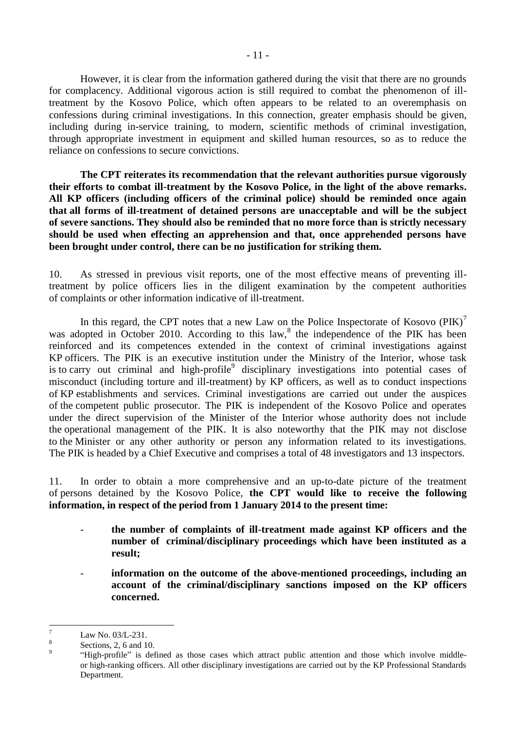However, it is clear from the information gathered during the visit that there are no grounds for complacency. Additional vigorous action is still required to combat the phenomenon of ill-treatment by the Kosovo Police, which often appears to be related to an overemphasis on confessions during criminal investigations. In this connection, greater emphasis should be given, including during in-service training, to modern, scientific methods of criminal investigation, through appropriate investment in equipment and skilled human resources, so as to reduce the reliance on confessions to secure convictions.

**The CPT reiterates its recommendation that the relevant authorities pursue vigorously their efforts to combat ill-treatment by the Kosovo Police, in the light of the above remarks. All KP officers (including officers of the criminal police) should be reminded once again that all forms of ill-treatment of detained persons are unacceptable and will be the subject of severe sanctions. They should also be reminded that no more force than is strictly necessary should be used when effecting an apprehension and that, once apprehended persons have been brought under control, there can be no justification for striking them.**

10. As stressed in previous visit reports, one of the most effective means of preventing ill-treatment by police officers lies in the diligent examination by the competent authorities of complaints or other information indicative of ill-treatment.

In this regard, the CPT notes that a new Law on the Police Inspectorate of Kosovo (PIK)[7] was adopted in October 2010. According to this law,[8] the independence of the PIK has been reinforced and its competences extended in the context of criminal investigations against KP officers. The PIK is an executive institution under the Ministry of the Interior, whose task is to carry out criminal and high-profile[9] disciplinary investigations into potential cases of misconduct (including torture and ill-treatment) by KP officers, as well as to conduct inspections of KP establishments and services. Criminal investigations are carried out under the auspices of the competent public prosecutor. The PIK is independent of the Kosovo Police and operates under the direct supervision of the Minister of the Interior whose authority does not include the operational management of the PIK. It is also noteworthy that the PIK may not disclose to the Minister or any other authority or person any information related to its investigations. The PIK is headed by a Chief Executive and comprises a total of 48 investigators and 13 inspectors.

11. In order to obtain a more comprehensive and an up-to-date picture of the treatment of persons detained by the Kosovo Police, **the CPT would like to receive the following information, in respect of the period from 1 January 2014 to the present time:**

- **the number of complaints of ill-treatment made against KP officers and the number of criminal/disciplinary proceedings which have been instituted as a result;**
- **information on the outcome of the above-mentioned proceedings, including an account of the criminal/disciplinary sanctions imposed on the KP officers concerned.**

---

[7] Law No. 03/L-231.

[8] Sections, 2, 6 and 10.

[9] "High-profile" is defined as those cases which attract public attention and those which involve middle- or high-ranking officers. All other disciplinary investigations are carried out by the KP Professional Standards Department.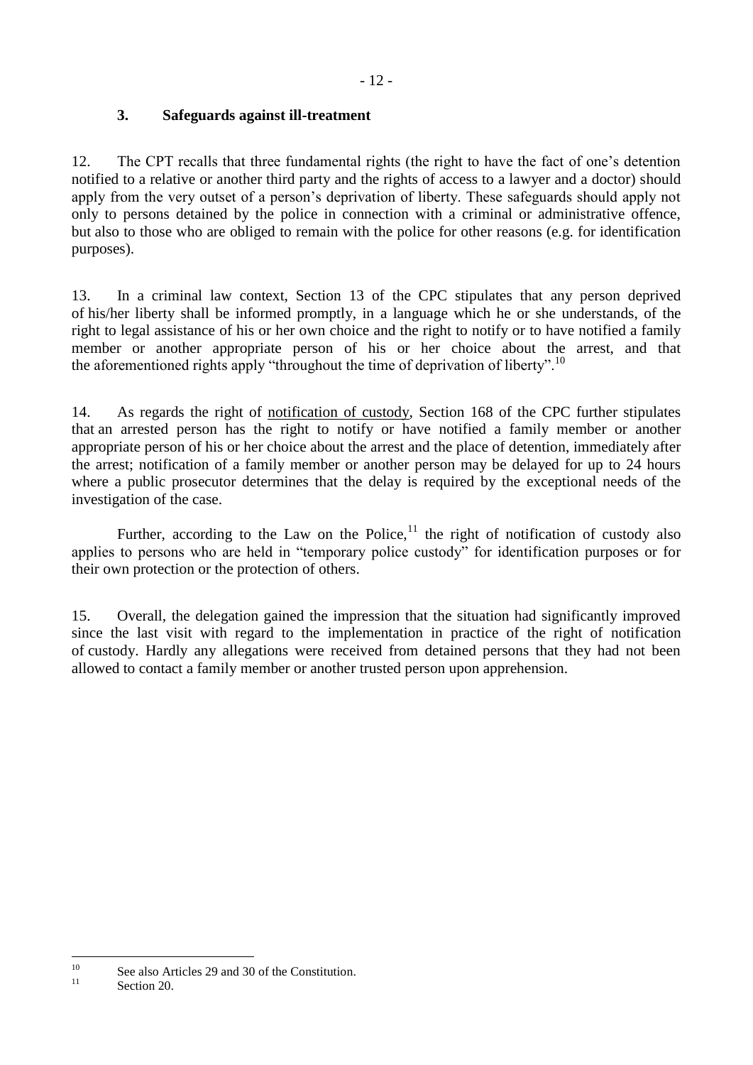### 3. Safeguards against ill-treatment

12. The CPT recalls that three fundamental rights (the right to have the fact of one's detention notified to a relative or another third party and the rights of access to a lawyer and a doctor) should apply from the very outset of a person's deprivation of liberty. These safeguards should apply not only to persons detained by the police in connection with a criminal or administrative offence, but also to those who are obliged to remain with the police for other reasons (e.g. for identification purposes).

13. In a criminal law context, Section 13 of the CPC stipulates that any person deprived of his/her liberty shall be informed promptly, in a language which he or she understands, of the right to legal assistance of his or her own choice and the right to notify or to have notified a family member or another appropriate person of his or her choice about the arrest, and that the aforementioned rights apply "throughout the time of deprivation of liberty".[10]

14. As regards the right of notification of custody, Section 168 of the CPC further stipulates that an arrested person has the right to notify or have notified a family member or another appropriate person of his or her choice about the arrest and the place of detention, immediately after the arrest; notification of a family member or another person may be delayed for up to 24 hours where a public prosecutor determines that the delay is required by the exceptional needs of the investigation of the case.

Further, according to the Law on the Police,[11] the right of notification of custody also applies to persons who are held in "temporary police custody" for identification purposes or for their own protection or the protection of others.

15. Overall, the delegation gained the impression that the situation had significantly improved since the last visit with regard to the implementation in practice of the right of notification of custody. Hardly any allegations were received from detained persons that they had not been allowed to contact a family member or another trusted person upon apprehension.

---

[10] See also Articles 29 and 30 of the Constitution.

[11] Section 20.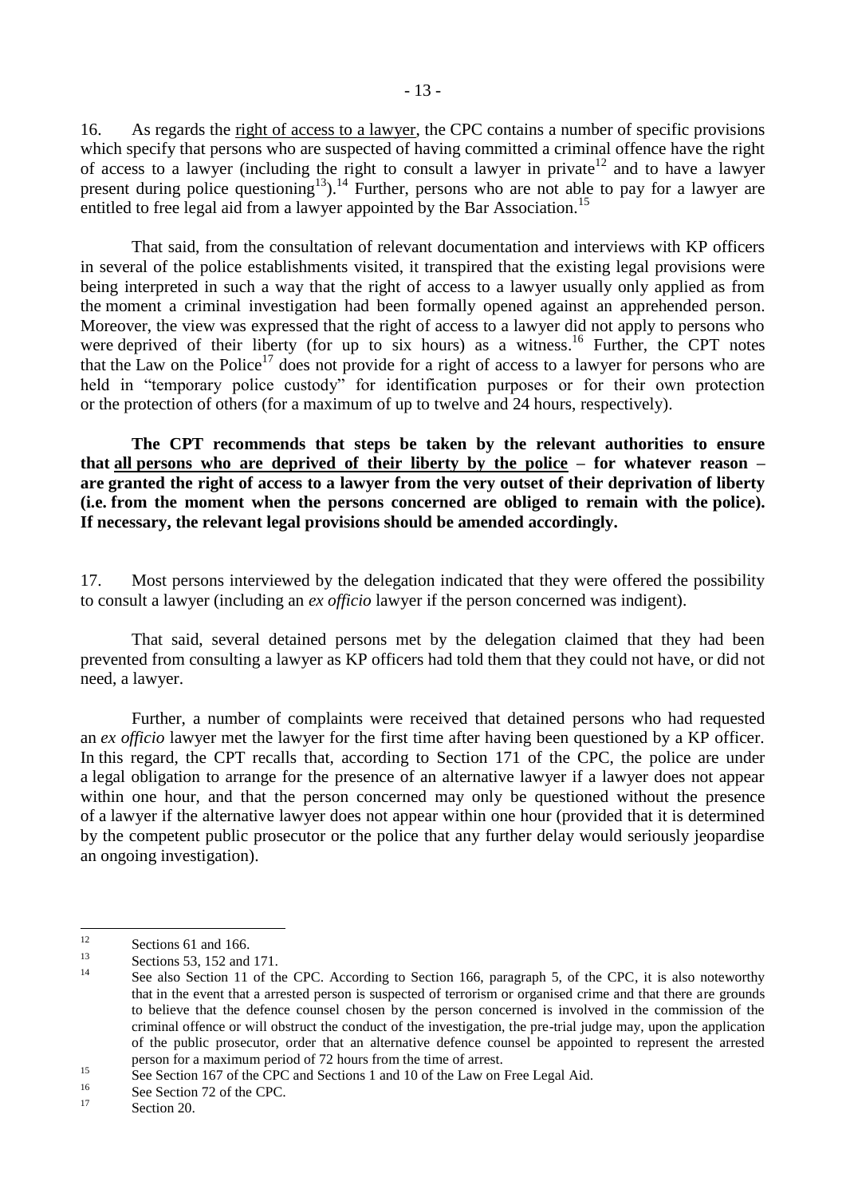16. As regards the right of access to a lawyer, the CPC contains a number of specific provisions which specify that persons who are suspected of having committed a criminal offence have the right of access to a lawyer (including the right to consult a lawyer in private[12] and to have a lawyer present during police questioning[13]).[14] Further, persons who are not able to pay for a lawyer are entitled to free legal aid from a lawyer appointed by the Bar Association.[15]

That said, from the consultation of relevant documentation and interviews with KP officers in several of the police establishments visited, it transpired that the existing legal provisions were being interpreted in such a way that the right of access to a lawyer usually only applied as from the moment a criminal investigation had been formally opened against an apprehended person. Moreover, the view was expressed that the right of access to a lawyer did not apply to persons who were deprived of their liberty (for up to six hours) as a witness.[16] Further, the CPT notes that the Law on the Police[17] does not provide for a right of access to a lawyer for persons who are held in "temporary police custody" for identification purposes or for their own protection or the protection of others (for a maximum of up to twelve and 24 hours, respectively).

**The CPT recommends that steps be taken by the relevant authorities to ensure that <u>all persons who are deprived of their liberty by the police</u> – for whatever reason – are granted the right of access to a lawyer from the very outset of their deprivation of liberty (i.e. from the moment when the persons concerned are obliged to remain with the police). If necessary, the relevant legal provisions should be amended accordingly.**

17. Most persons interviewed by the delegation indicated that they were offered the possibility to consult a lawyer (including an *ex officio* lawyer if the person concerned was indigent).

That said, several detained persons met by the delegation claimed that they had been prevented from consulting a lawyer as KP officers had told them that they could not have, or did not need, a lawyer.

Further, a number of complaints were received that detained persons who had requested an *ex officio* lawyer met the lawyer for the first time after having been questioned by a KP officer. In this regard, the CPT recalls that, according to Section 171 of the CPC, the police are under a legal obligation to arrange for the presence of an alternative lawyer if a lawyer does not appear within one hour, and that the person concerned may only be questioned without the presence of a lawyer if the alternative lawyer does not appear within one hour (provided that it is determined by the competent public prosecutor or the police that any further delay would seriously jeopardise an ongoing investigation).

---

[12] Sections 61 and 166.

[13] Sections 53, 152 and 171.

[14] See also Section 11 of the CPC. According to Section 166, paragraph 5, of the CPC, it is also noteworthy that in the event that a arrested person is suspected of terrorism or organised crime and that there are grounds to believe that the defence counsel chosen by the person concerned is involved in the commission of the criminal offence or will obstruct the conduct of the investigation, the pre-trial judge may, upon the application of the public prosecutor, order that an alternative defence counsel be appointed to represent the arrested person for a maximum period of 72 hours from the time of arrest.

[15] See Section 167 of the CPC and Sections 1 and 10 of the Law on Free Legal Aid.

[16] See Section 72 of the CPC.

[17] Section 20.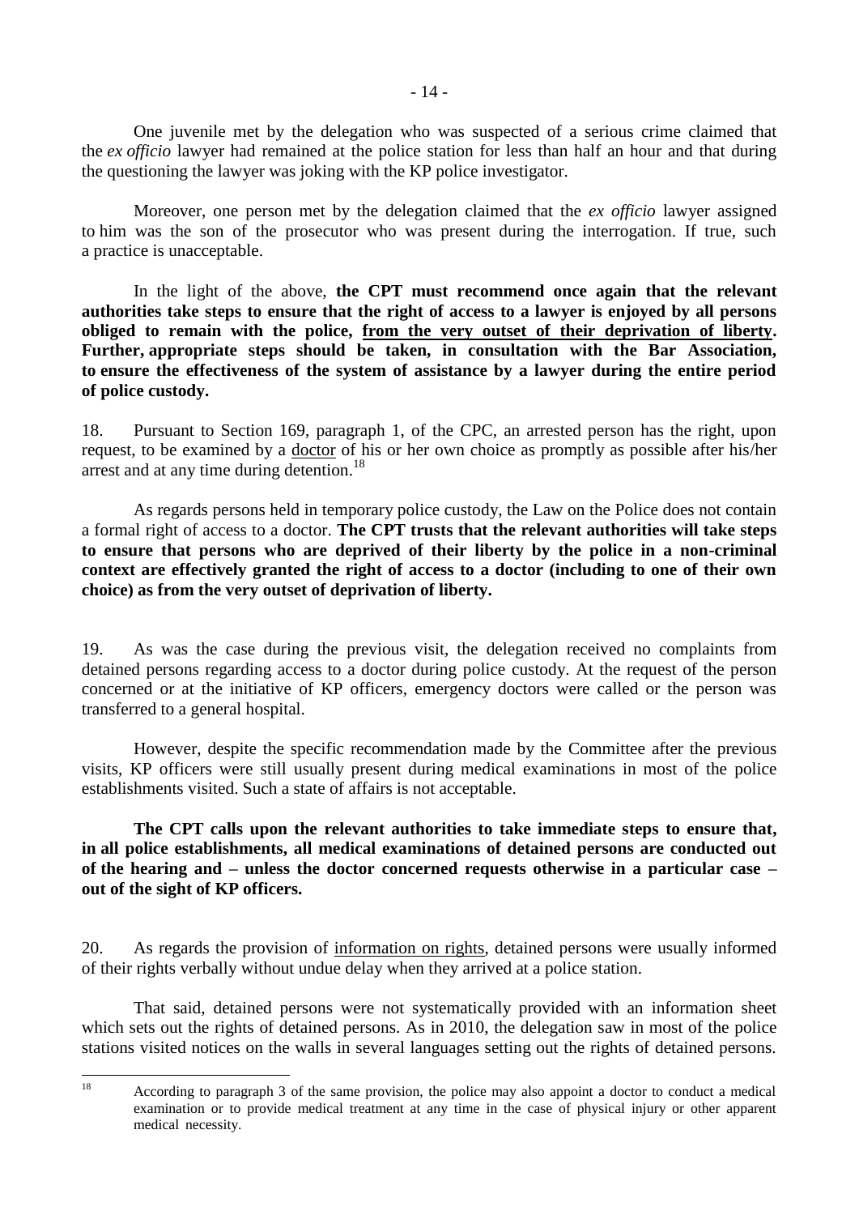One juvenile met by the delegation who was suspected of a serious crime claimed that the *ex officio* lawyer had remained at the police station for less than half an hour and that during the questioning the lawyer was joking with the KP police investigator.

Moreover, one person met by the delegation claimed that the *ex officio* lawyer assigned to him was the son of the prosecutor who was present during the interrogation. If true, such a practice is unacceptable.

In the light of the above, **the CPT must recommend once again that the relevant authorities take steps to ensure that the right of access to a lawyer is enjoyed by all persons obliged to remain with the police, <u>from the very outset of their deprivation of liberty</u>. Further, appropriate steps should be taken, in consultation with the Bar Association, to ensure the effectiveness of the system of assistance by a lawyer during the entire period of police custody.**

18. Pursuant to Section 169, paragraph 1, of the CPC, an arrested person has the right, upon request, to be examined by a <u>doctor</u> of his or her own choice as promptly as possible after his/her arrest and at any time during detention.[18]

As regards persons held in temporary police custody, the Law on the Police does not contain a formal right of access to a doctor. **The CPT trusts that the relevant authorities will take steps to ensure that persons who are deprived of their liberty by the police in a non-criminal context are effectively granted the right of access to a doctor (including to one of their own choice) as from the very outset of deprivation of liberty.**

19. As was the case during the previous visit, the delegation received no complaints from detained persons regarding access to a doctor during police custody. At the request of the person concerned or at the initiative of KP officers, emergency doctors were called or the person was transferred to a general hospital.

However, despite the specific recommendation made by the Committee after the previous visits, KP officers were still usually present during medical examinations in most of the police establishments visited. Such a state of affairs is not acceptable.

**The CPT calls upon the relevant authorities to take immediate steps to ensure that, in all police establishments, all medical examinations of detained persons are conducted out of the hearing and – unless the doctor concerned requests otherwise in a particular case – out of the sight of KP officers.**

20. As regards the provision of <u>information on rights</u>, detained persons were usually informed of their rights verbally without undue delay when they arrived at a police station.

That said, detained persons were not systematically provided with an information sheet which sets out the rights of detained persons. As in 2010, the delegation saw in most of the police stations visited notices on the walls in several languages setting out the rights of detained persons.

[18] According to paragraph 3 of the same provision, the police may also appoint a doctor to conduct a medical examination or to provide medical treatment at any time in the case of physical injury or other apparent medical necessity.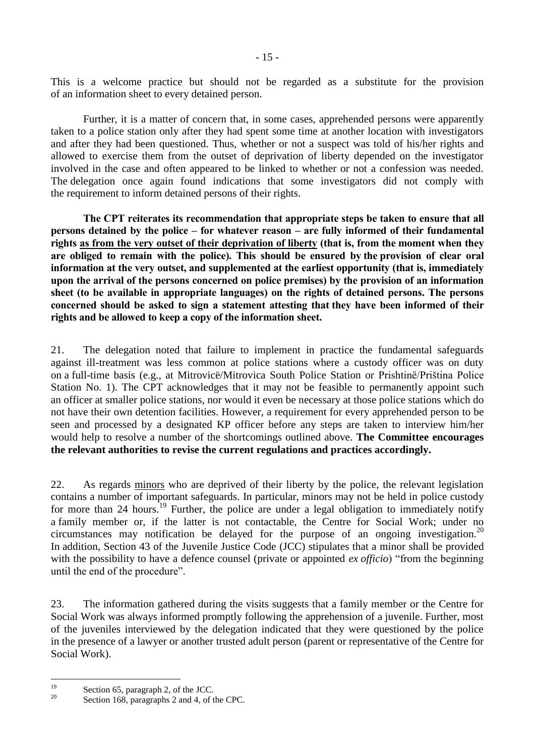This is a welcome practice but should not be regarded as a substitute for the provision of an information sheet to every detained person.

Further, it is a matter of concern that, in some cases, apprehended persons were apparently taken to a police station only after they had spent some time at another location with investigators and after they had been questioned. Thus, whether or not a suspect was told of his/her rights and allowed to exercise them from the outset of deprivation of liberty depended on the investigator involved in the case and often appeared to be linked to whether or not a confession was needed. The delegation once again found indications that some investigators did not comply with the requirement to inform detained persons of their rights.

**The CPT reiterates its recommendation that appropriate steps be taken to ensure that all persons detained by the police – for whatever reason – are fully informed of their fundamental rights as from the very outset of their deprivation of liberty (that is, from the moment when they are obliged to remain with the police). This should be ensured by the provision of clear oral information at the very outset, and supplemented at the earliest opportunity (that is, immediately upon the arrival of the persons concerned on police premises) by the provision of an information sheet (to be available in appropriate languages) on the rights of detained persons. The persons concerned should be asked to sign a statement attesting that they have been informed of their rights and be allowed to keep a copy of the information sheet.**

21. The delegation noted that failure to implement in practice the fundamental safeguards against ill-treatment was less common at police stations where a custody officer was on duty on a full-time basis (e.g., at Mitrovicë/Mitrovica South Police Station or Prishtinë/Priština Police Station No. 1). The CPT acknowledges that it may not be feasible to permanently appoint such an officer at smaller police stations, nor would it even be necessary at those police stations which do not have their own detention facilities. However, a requirement for every apprehended person to be seen and processed by a designated KP officer before any steps are taken to interview him/her would help to resolve a number of the shortcomings outlined above. **The Committee encourages the relevant authorities to revise the current regulations and practices accordingly.**

22. As regards minors who are deprived of their liberty by the police, the relevant legislation contains a number of important safeguards. In particular, minors may not be held in police custody for more than 24 hours.[19] Further, the police are under a legal obligation to immediately notify a family member or, if the latter is not contactable, the Centre for Social Work; under no circumstances may notification be delayed for the purpose of an ongoing investigation.[20] In addition, Section 43 of the Juvenile Justice Code (JCC) stipulates that a minor shall be provided with the possibility to have a defence counsel (private or appointed *ex officio*) "from the beginning until the end of the procedure".

23. The information gathered during the visits suggests that a family member or the Centre for Social Work was always informed promptly following the apprehension of a juvenile. Further, most of the juveniles interviewed by the delegation indicated that they were questioned by the police in the presence of a lawyer or another trusted adult person (parent or representative of the Centre for Social Work).

---

[19] Section 65, paragraph 2, of the JCC.

[20] Section 168, paragraphs 2 and 4, of the CPC.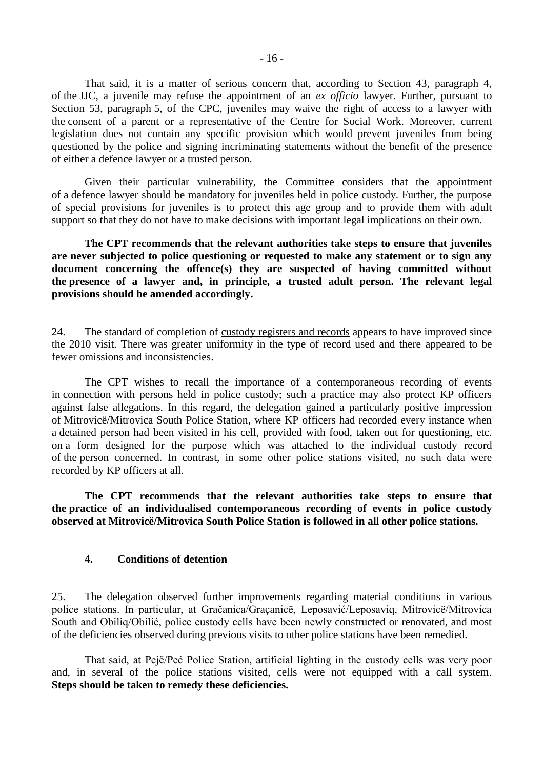That said, it is a matter of serious concern that, according to Section 43, paragraph 4, of the JJC, a juvenile may refuse the appointment of an *ex officio* lawyer. Further, pursuant to Section 53, paragraph 5, of the CPC, juveniles may waive the right of access to a lawyer with the consent of a parent or a representative of the Centre for Social Work. Moreover, current legislation does not contain any specific provision which would prevent juveniles from being questioned by the police and signing incriminating statements without the benefit of the presence of either a defence lawyer or a trusted person.

Given their particular vulnerability, the Committee considers that the appointment of a defence lawyer should be mandatory for juveniles held in police custody. Further, the purpose of special provisions for juveniles is to protect this age group and to provide them with adult support so that they do not have to make decisions with important legal implications on their own.

**The CPT recommends that the relevant authorities take steps to ensure that juveniles are never subjected to police questioning or requested to make any statement or to sign any document concerning the offence(s) they are suspected of having committed without the presence of a lawyer and, in principle, a trusted adult person. The relevant legal provisions should be amended accordingly.**

24. The standard of completion of custody registers and records appears to have improved since the 2010 visit. There was greater uniformity in the type of record used and there appeared to be fewer omissions and inconsistencies.

The CPT wishes to recall the importance of a contemporaneous recording of events in connection with persons held in police custody; such a practice may also protect KP officers against false allegations. In this regard, the delegation gained a particularly positive impression of Mitrovicë/Mitrovica South Police Station, where KP officers had recorded every instance when a detained person had been visited in his cell, provided with food, taken out for questioning, etc. on a form designed for the purpose which was attached to the individual custody record of the person concerned. In contrast, in some other police stations visited, no such data were recorded by KP officers at all.

**The CPT recommends that the relevant authorities take steps to ensure that the practice of an individualised contemporaneous recording of events in police custody observed at Mitrovicë/Mitrovica South Police Station is followed in all other police stations.**

### 4. Conditions of detention

25. The delegation observed further improvements regarding material conditions in various police stations. In particular, at Gračanica/Graçanicë, Leposavić/Leposaviq, Mitrovicë/Mitrovica South and Obiliq/Obilić, police custody cells have been newly constructed or renovated, and most of the deficiencies observed during previous visits to other police stations have been remedied.

That said, at Pejë/Peć Police Station, artificial lighting in the custody cells was very poor and, in several of the police stations visited, cells were not equipped with a call system. **Steps should be taken to remedy these deficiencies.**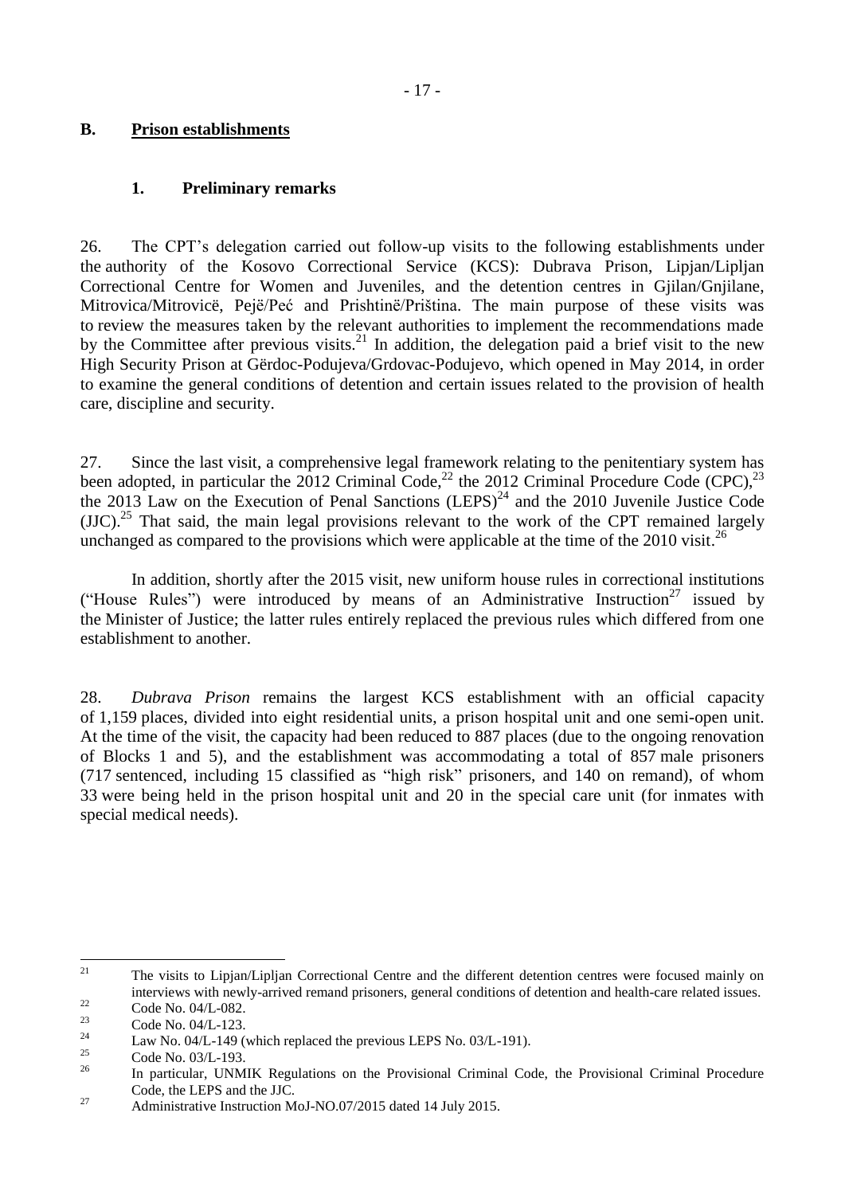## B. Prison establishments

### 1. Preliminary remarks

26. The CPT's delegation carried out follow-up visits to the following establishments under the authority of the Kosovo Correctional Service (KCS): Dubrava Prison, Lipjan/Lipljan Correctional Centre for Women and Juveniles, and the detention centres in Gjilan/Gnjilane, Mitrovica/Mitrovicë, Pejë/Peć and Prishtinë/Priština. The main purpose of these visits was to review the measures taken by the relevant authorities to implement the recommendations made by the Committee after previous visits.[21] In addition, the delegation paid a brief visit to the new High Security Prison at Gërdoc-Podujeva/Grdovac-Podujevo, which opened in May 2014, in order to examine the general conditions of detention and certain issues related to the provision of health care, discipline and security.

27. Since the last visit, a comprehensive legal framework relating to the penitentiary system has been adopted, in particular the 2012 Criminal Code,[22] the 2012 Criminal Procedure Code (CPC),[23] the 2013 Law on the Execution of Penal Sanctions (LEPS)[24] and the 2010 Juvenile Justice Code (JJC).[25] That said, the main legal provisions relevant to the work of the CPT remained largely unchanged as compared to the provisions which were applicable at the time of the 2010 visit.[26]

In addition, shortly after the 2015 visit, new uniform house rules in correctional institutions ("House Rules") were introduced by means of an Administrative Instruction[27] issued by the Minister of Justice; the latter rules entirely replaced the previous rules which differed from one establishment to another.

28. *Dubrava Prison* remains the largest KCS establishment with an official capacity of 1,159 places, divided into eight residential units, a prison hospital unit and one semi-open unit. At the time of the visit, the capacity had been reduced to 887 places (due to the ongoing renovation of Blocks 1 and 5), and the establishment was accommodating a total of 857 male prisoners (717 sentenced, including 15 classified as "high risk" prisoners, and 140 on remand), of whom 33 were being held in the prison hospital unit and 20 in the special care unit (for inmates with special medical needs).

---

[21] The visits to Lipjan/Lipljan Correctional Centre and the different detention centres were focused mainly on interviews with newly-arrived remand prisoners, general conditions of detention and health-care related issues.

[22] Code No. 04/L-082.

[23] Code No. 04/L-123.

[24] Law No. 04/L-149 (which replaced the previous LEPS No. 03/L-191).

[25] Code No. 03/L-193.

[26] In particular, UNMIK Regulations on the Provisional Criminal Code, the Provisional Criminal Procedure Code, the LEPS and the JJC.

[27] Administrative Instruction MoJ-NO.07/2015 dated 14 July 2015.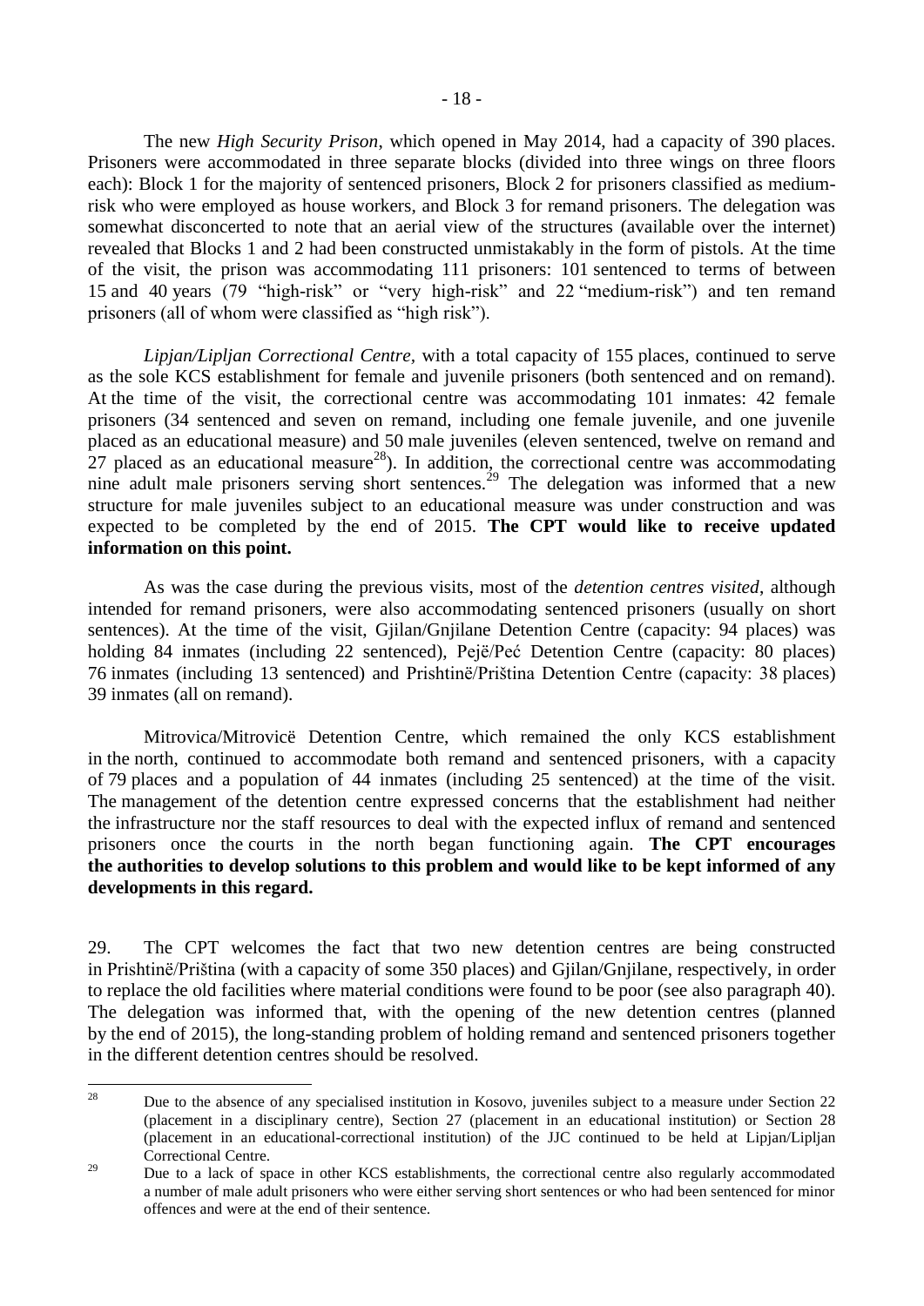The new *High Security Prison*, which opened in May 2014, had a capacity of 390 places. Prisoners were accommodated in three separate blocks (divided into three wings on three floors each): Block 1 for the majority of sentenced prisoners, Block 2 for prisoners classified as medium-risk who were employed as house workers, and Block 3 for remand prisoners. The delegation was somewhat disconcerted to note that an aerial view of the structures (available over the internet) revealed that Blocks 1 and 2 had been constructed unmistakably in the form of pistols. At the time of the visit, the prison was accommodating 111 prisoners: 101 sentenced to terms of between 15 and 40 years (79 "high-risk" or "very high-risk" and 22 "medium-risk") and ten remand prisoners (all of whom were classified as "high risk").

*Lipjan/Lipljan Correctional Centre*, with a total capacity of 155 places, continued to serve as the sole KCS establishment for female and juvenile prisoners (both sentenced and on remand). At the time of the visit, the correctional centre was accommodating 101 inmates: 42 female prisoners (34 sentenced and seven on remand, including one female juvenile, and one juvenile placed as an educational measure) and 50 male juveniles (eleven sentenced, twelve on remand and 27 placed as an educational measure[28]). In addition, the correctional centre was accommodating nine adult male prisoners serving short sentences.[29] The delegation was informed that a new structure for male juveniles subject to an educational measure was under construction and was expected to be completed by the end of 2015. **The CPT would like to receive updated information on this point.**

As was the case during the previous visits, most of the *detention centres visited*, although intended for remand prisoners, were also accommodating sentenced prisoners (usually on short sentences). At the time of the visit, Gjilan/Gnjilane Detention Centre (capacity: 94 places) was holding 84 inmates (including 22 sentenced), Pejë/Peć Detention Centre (capacity: 80 places) 76 inmates (including 13 sentenced) and Prishtinë/Priština Detention Centre (capacity: 38 places) 39 inmates (all on remand).

Mitrovica/Mitrovicë Detention Centre, which remained the only KCS establishment in the north, continued to accommodate both remand and sentenced prisoners, with a capacity of 79 places and a population of 44 inmates (including 25 sentenced) at the time of the visit. The management of the detention centre expressed concerns that the establishment had neither the infrastructure nor the staff resources to deal with the expected influx of remand and sentenced prisoners once the courts in the north began functioning again. **The CPT encourages the authorities to develop solutions to this problem and would like to be kept informed of any developments in this regard.**

29. The CPT welcomes the fact that two new detention centres are being constructed in Prishtinë/Priština (with a capacity of some 350 places) and Gjilan/Gnjilane, respectively, in order to replace the old facilities where material conditions were found to be poor (see also paragraph 40). The delegation was informed that, with the opening of the new detention centres (planned by the end of 2015), the long-standing problem of holding remand and sentenced prisoners together in the different detention centres should be resolved.

---

[28] Due to the absence of any specialised institution in Kosovo, juveniles subject to a measure under Section 22 (placement in a disciplinary centre), Section 27 (placement in an educational institution) or Section 28 (placement in an educational-correctional institution) of the JJC continued to be held at Lipjan/Lipljan Correctional Centre.

[29] Due to a lack of space in other KCS establishments, the correctional centre also regularly accommodated a number of male adult prisoners who were either serving short sentences or who had been sentenced for minor offences and were at the end of their sentence.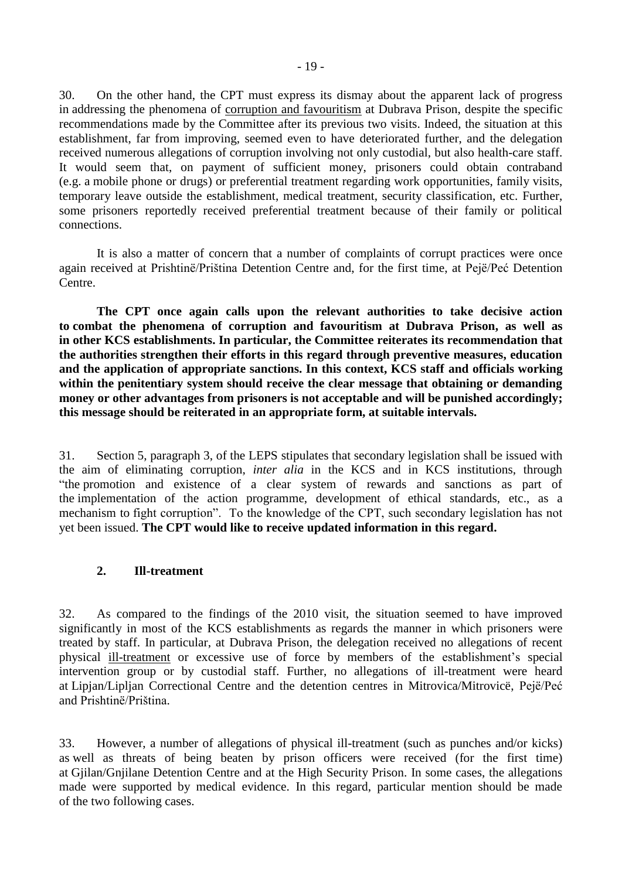30. On the other hand, the CPT must express its dismay about the apparent lack of progress in addressing the phenomena of corruption and favouritism at Dubrava Prison, despite the specific recommendations made by the Committee after its previous two visits. Indeed, the situation at this establishment, far from improving, seemed even to have deteriorated further, and the delegation received numerous allegations of corruption involving not only custodial, but also health-care staff. It would seem that, on payment of sufficient money, prisoners could obtain contraband (e.g. a mobile phone or drugs) or preferential treatment regarding work opportunities, family visits, temporary leave outside the establishment, medical treatment, security classification, etc. Further, some prisoners reportedly received preferential treatment because of their family or political connections.

It is also a matter of concern that a number of complaints of corrupt practices were once again received at Prishtinë/Priština Detention Centre and, for the first time, at Pejë/Peć Detention Centre.

**The CPT once again calls upon the relevant authorities to take decisive action to combat the phenomena of corruption and favouritism at Dubrava Prison, as well as in other KCS establishments. In particular, the Committee reiterates its recommendation that the authorities strengthen their efforts in this regard through preventive measures, education and the application of appropriate sanctions. In this context, KCS staff and officials working within the penitentiary system should receive the clear message that obtaining or demanding money or other advantages from prisoners is not acceptable and will be punished accordingly; this message should be reiterated in an appropriate form, at suitable intervals.**

31. Section 5, paragraph 3, of the LEPS stipulates that secondary legislation shall be issued with the aim of eliminating corruption, *inter alia* in the KCS and in KCS institutions, through "the promotion and existence of a clear system of rewards and sanctions as part of the implementation of the action programme, development of ethical standards, etc., as a mechanism to fight corruption". To the knowledge of the CPT, such secondary legislation has not yet been issued. **The CPT would like to receive updated information in this regard.**

## 2. Ill-treatment

32. As compared to the findings of the 2010 visit, the situation seemed to have improved significantly in most of the KCS establishments as regards the manner in which prisoners were treated by staff. In particular, at Dubrava Prison, the delegation received no allegations of recent physical ill-treatment or excessive use of force by members of the establishment's special intervention group or by custodial staff. Further, no allegations of ill-treatment were heard at Lipjan/Lipljan Correctional Centre and the detention centres in Mitrovica/Mitrovicë, Pejë/Peć and Prishtinë/Priština.

33. However, a number of allegations of physical ill-treatment (such as punches and/or kicks) as well as threats of being beaten by prison officers were received (for the first time) at Gjilan/Gnjilane Detention Centre and at the High Security Prison. In some cases, the allegations made were supported by medical evidence. In this regard, particular mention should be made of the two following cases.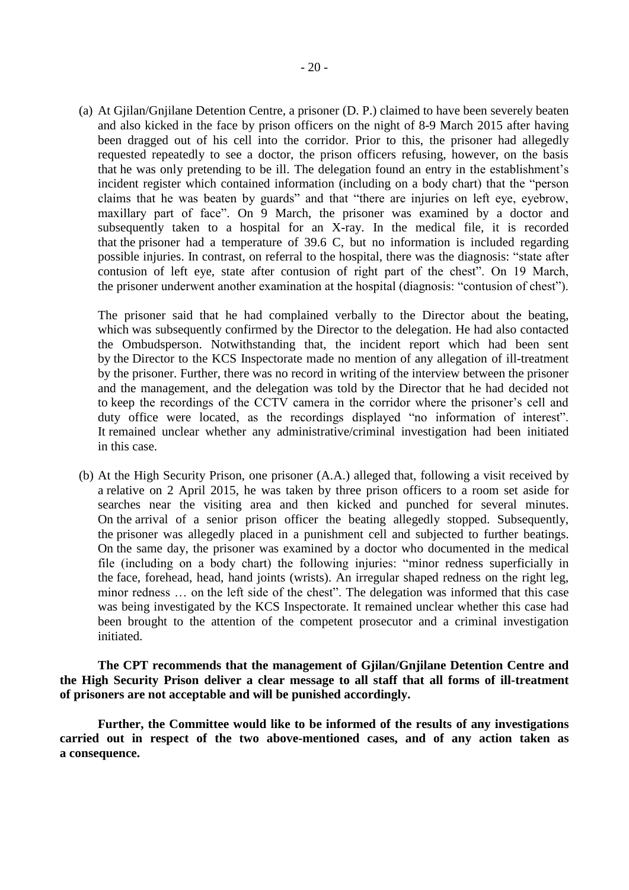(a) At Gjilan/Gnjilane Detention Centre, a prisoner (D. P.) claimed to have been severely beaten and also kicked in the face by prison officers on the night of 8-9 March 2015 after having been dragged out of his cell into the corridor. Prior to this, the prisoner had allegedly requested repeatedly to see a doctor, the prison officers refusing, however, on the basis that he was only pretending to be ill. The delegation found an entry in the establishment's incident register which contained information (including on a body chart) that the "person claims that he was beaten by guards" and that "there are injuries on left eye, eyebrow, maxillary part of face". On 9 March, the prisoner was examined by a doctor and subsequently taken to a hospital for an X-ray. In the medical file, it is recorded that the prisoner had a temperature of 39.6 C, but no information is included regarding possible injuries. In contrast, on referral to the hospital, there was the diagnosis: "state after contusion of left eye, state after contusion of right part of the chest". On 19 March, the prisoner underwent another examination at the hospital (diagnosis: "contusion of chest").

The prisoner said that he had complained verbally to the Director about the beating, which was subsequently confirmed by the Director to the delegation. He had also contacted the Ombudsperson. Notwithstanding that, the incident report which had been sent by the Director to the KCS Inspectorate made no mention of any allegation of ill-treatment by the prisoner. Further, there was no record in writing of the interview between the prisoner and the management, and the delegation was told by the Director that he had decided not to keep the recordings of the CCTV camera in the corridor where the prisoner's cell and duty office were located, as the recordings displayed "no information of interest". It remained unclear whether any administrative/criminal investigation had been initiated in this case.

(b) At the High Security Prison, one prisoner (A.A.) alleged that, following a visit received by a relative on 2 April 2015, he was taken by three prison officers to a room set aside for searches near the visiting area and then kicked and punched for several minutes. On the arrival of a senior prison officer the beating allegedly stopped. Subsequently, the prisoner was allegedly placed in a punishment cell and subjected to further beatings. On the same day, the prisoner was examined by a doctor who documented in the medical file (including on a body chart) the following injuries: "minor redness superficially in the face, forehead, head, hand joints (wrists). An irregular shaped redness on the right leg, minor redness … on the left side of the chest". The delegation was informed that this case was being investigated by the KCS Inspectorate. It remained unclear whether this case had been brought to the attention of the competent prosecutor and a criminal investigation initiated.

**The CPT recommends that the management of Gjilan/Gnjilane Detention Centre and the High Security Prison deliver a clear message to all staff that all forms of ill-treatment of prisoners are not acceptable and will be punished accordingly.**

**Further, the Committee would like to be informed of the results of any investigations carried out in respect of the two above-mentioned cases, and of any action taken as a consequence.**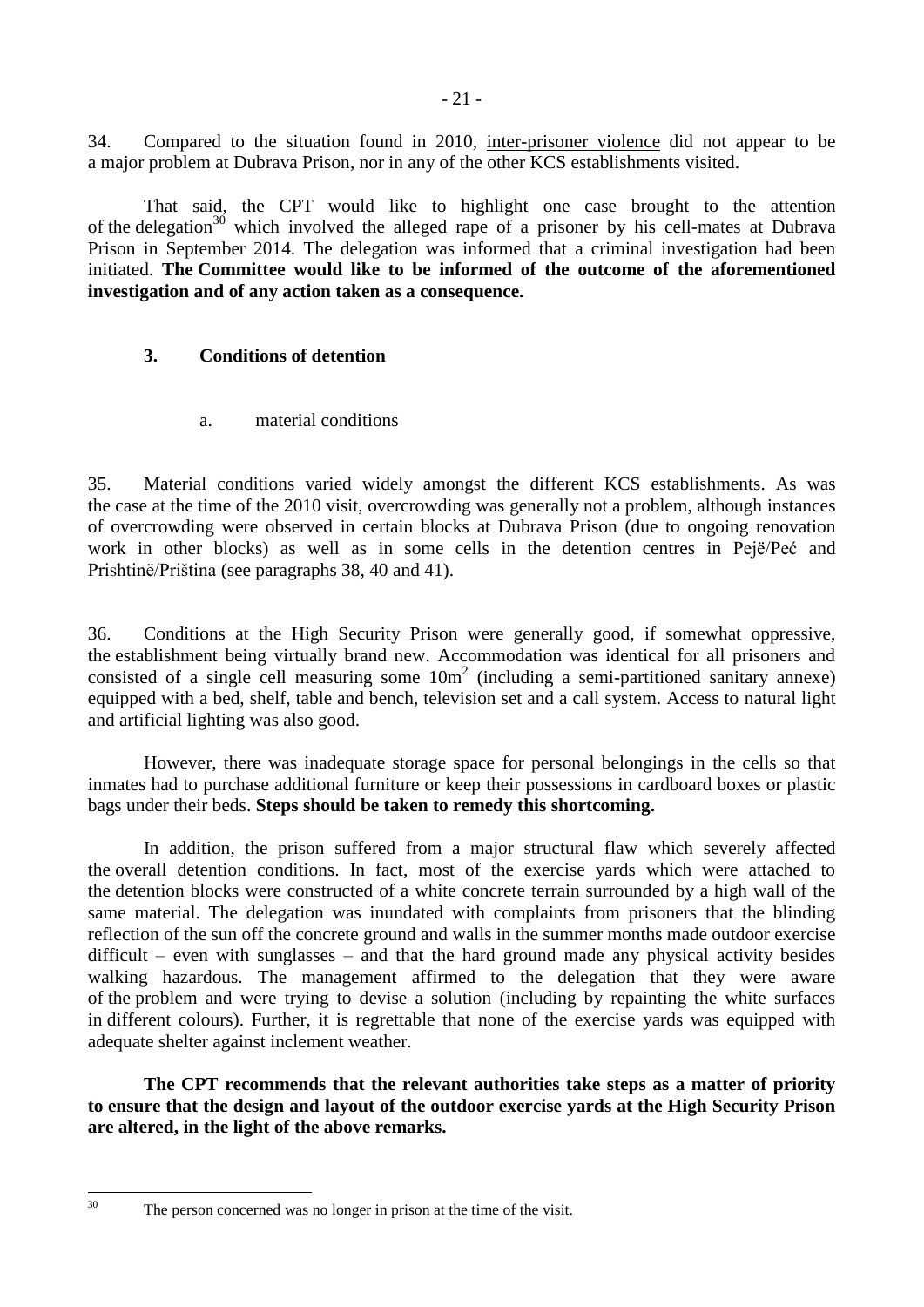34. Compared to the situation found in 2010, inter-prisoner violence did not appear to be a major problem at Dubrava Prison, nor in any of the other KCS establishments visited.

That said, the CPT would like to highlight one case brought to the attention of the delegation[30] which involved the alleged rape of a prisoner by his cell-mates at Dubrava Prison in September 2014. The delegation was informed that a criminal investigation had been initiated. **The Committee would like to be informed of the outcome of the aforementioned investigation and of any action taken as a consequence.**

### 3. Conditions of detention

#### a. material conditions

35. Material conditions varied widely amongst the different KCS establishments. As was the case at the time of the 2010 visit, overcrowding was generally not a problem, although instances of overcrowding were observed in certain blocks at Dubrava Prison (due to ongoing renovation work in other blocks) as well as in some cells in the detention centres in Pejë/Peć and Prishtinë/Priština (see paragraphs 38, 40 and 41).

36. Conditions at the High Security Prison were generally good, if somewhat oppressive, the establishment being virtually brand new. Accommodation was identical for all prisoners and consisted of a single cell measuring some $10m^2$ (including a semi-partitioned sanitary annexe) equipped with a bed, shelf, table and bench, television set and a call system. Access to natural light and artificial lighting was also good.

However, there was inadequate storage space for personal belongings in the cells so that inmates had to purchase additional furniture or keep their possessions in cardboard boxes or plastic bags under their beds. **Steps should be taken to remedy this shortcoming.**

In addition, the prison suffered from a major structural flaw which severely affected the overall detention conditions. In fact, most of the exercise yards which were attached to the detention blocks were constructed of a white concrete terrain surrounded by a high wall of the same material. The delegation was inundated with complaints from prisoners that the blinding reflection of the sun off the concrete ground and walls in the summer months made outdoor exercise difficult – even with sunglasses – and that the hard ground made any physical activity besides walking hazardous. The management affirmed to the delegation that they were aware of the problem and were trying to devise a solution (including by repainting the white surfaces in different colours). Further, it is regrettable that none of the exercise yards was equipped with adequate shelter against inclement weather.

**The CPT recommends that the relevant authorities take steps as a matter of priority to ensure that the design and layout of the outdoor exercise yards at the High Security Prison are altered, in the light of the above remarks.**

---

[30] The person concerned was no longer in prison at the time of the visit.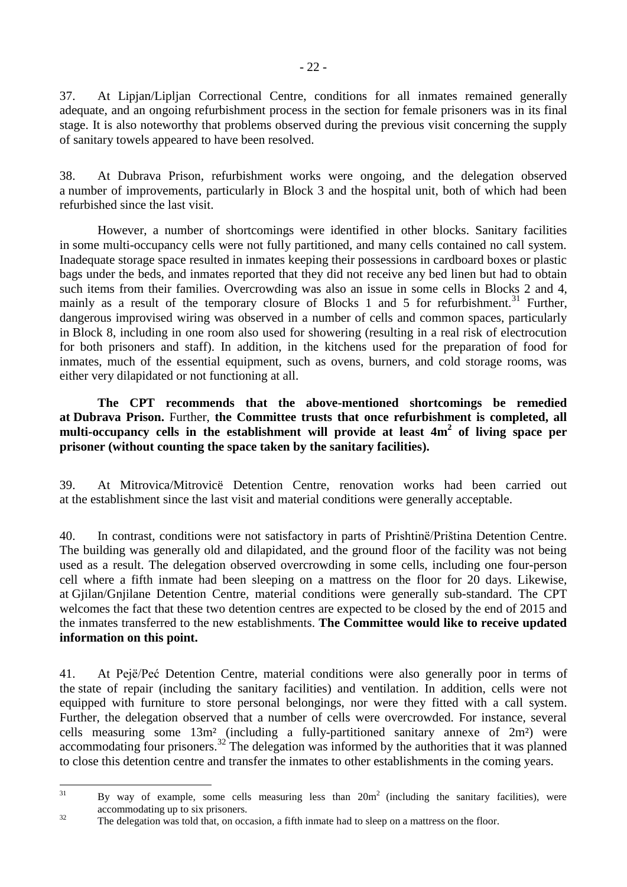37. At Lipjan/Lipljan Correctional Centre, conditions for all inmates remained generally adequate, and an ongoing refurbishment process in the section for female prisoners was in its final stage. It is also noteworthy that problems observed during the previous visit concerning the supply of sanitary towels appeared to have been resolved.

38. At Dubrava Prison, refurbishment works were ongoing, and the delegation observed a number of improvements, particularly in Block 3 and the hospital unit, both of which had been refurbished since the last visit.

However, a number of shortcomings were identified in other blocks. Sanitary facilities in some multi-occupancy cells were not fully partitioned, and many cells contained no call system. Inadequate storage space resulted in inmates keeping their possessions in cardboard boxes or plastic bags under the beds, and inmates reported that they did not receive any bed linen but had to obtain such items from their families. Overcrowding was also an issue in some cells in Blocks 2 and 4, mainly as a result of the temporary closure of Blocks 1 and 5 for refurbishment.[31] Further, dangerous improvised wiring was observed in a number of cells and common spaces, particularly in Block 8, including in one room also used for showering (resulting in a real risk of electrocution for both prisoners and staff). In addition, in the kitchens used for the preparation of food for inmates, much of the essential equipment, such as ovens, burners, and cold storage rooms, was either very dilapidated or not functioning at all.

**The CPT recommends that the above-mentioned shortcomings be remedied at Dubrava Prison.** Further, **the Committee trusts that once refurbishment is completed, all multi-occupancy cells in the establishment will provide at least 4m² of living space per prisoner (without counting the space taken by the sanitary facilities).**

39. At Mitrovica/Mitrovicë Detention Centre, renovation works had been carried out at the establishment since the last visit and material conditions were generally acceptable.

40. In contrast, conditions were not satisfactory in parts of Prishtinë/Priština Detention Centre. The building was generally old and dilapidated, and the ground floor of the facility was not being used as a result. The delegation observed overcrowding in some cells, including one four-person cell where a fifth inmate had been sleeping on a mattress on the floor for 20 days. Likewise, at Gjilan/Gnjilane Detention Centre, material conditions were generally sub-standard. The CPT welcomes the fact that these two detention centres are expected to be closed by the end of 2015 and the inmates transferred to the new establishments. **The Committee would like to receive updated information on this point.**

41. At Pejë/Peć Detention Centre, material conditions were also generally poor in terms of the state of repair (including the sanitary facilities) and ventilation. In addition, cells were not equipped with furniture to store personal belongings, nor were they fitted with a call system. Further, the delegation observed that a number of cells were overcrowded. For instance, several cells measuring some 13m² (including a fully-partitioned sanitary annexe of 2m²) were accommodating four prisoners.[32] The delegation was informed by the authorities that it was planned to close this detention centre and transfer the inmates to other establishments in the coming years.

---

[31] By way of example, some cells measuring less than 20m² (including the sanitary facilities), were accommodating up to six prisoners.

[32] The delegation was told that, on occasion, a fifth inmate had to sleep on a mattress on the floor.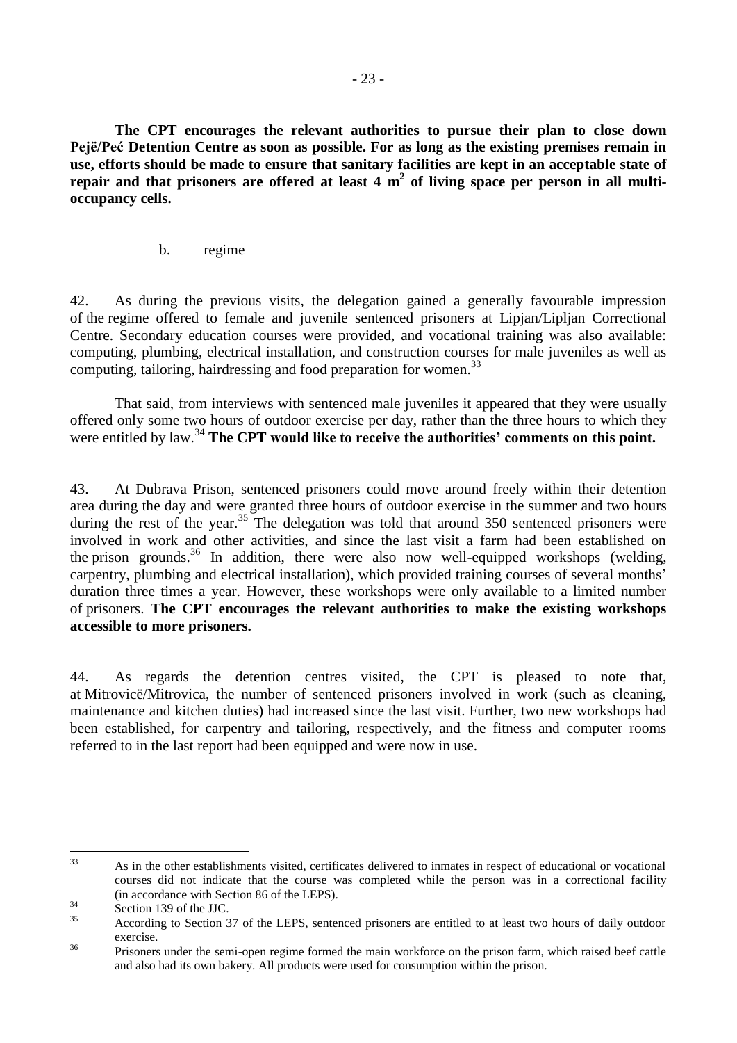**The CPT encourages the relevant authorities to pursue their plan to close down Pejë/Peć Detention Centre as soon as possible. For as long as the existing premises remain in use, efforts should be made to ensure that sanitary facilities are kept in an acceptable state of repair and that prisoners are offered at least 4 m$^2$ of living space per person in all multi-occupancy cells.**

b. regime

42. As during the previous visits, the delegation gained a generally favourable impression of the regime offered to female and juvenile sentenced prisoners at Lipjan/Lipljan Correctional Centre. Secondary education courses were provided, and vocational training was also available: computing, plumbing, electrical installation, and construction courses for male juveniles as well as computing, tailoring, hairdressing and food preparation for women.[33]

That said, from interviews with sentenced male juveniles it appeared that they were usually offered only some two hours of outdoor exercise per day, rather than the three hours to which they were entitled by law.[34] **The CPT would like to receive the authorities' comments on this point.**

43. At Dubrava Prison, sentenced prisoners could move around freely within their detention area during the day and were granted three hours of outdoor exercise in the summer and two hours during the rest of the year.[35] The delegation was told that around 350 sentenced prisoners were involved in work and other activities, and since the last visit a farm had been established on the prison grounds.[36] In addition, there were also now well-equipped workshops (welding, carpentry, plumbing and electrical installation), which provided training courses of several months' duration three times a year. However, these workshops were only available to a limited number of prisoners. **The CPT encourages the relevant authorities to make the existing workshops accessible to more prisoners.**

44. As regards the detention centres visited, the CPT is pleased to note that, at Mitrovicë/Mitrovica, the number of sentenced prisoners involved in work (such as cleaning, maintenance and kitchen duties) had increased since the last visit. Further, two new workshops had been established, for carpentry and tailoring, respectively, and the fitness and computer rooms referred to in the last report had been equipped and were now in use.

---

[33] As in the other establishments visited, certificates delivered to inmates in respect of educational or vocational courses did not indicate that the course was completed while the person was in a correctional facility (in accordance with Section 86 of the LEPS).

[34] Section 139 of the JJC.

[35] According to Section 37 of the LEPS, sentenced prisoners are entitled to at least two hours of daily outdoor exercise.

[36] Prisoners under the semi-open regime formed the main workforce on the prison farm, which raised beef cattle and also had its own bakery. All products were used for consumption within the prison.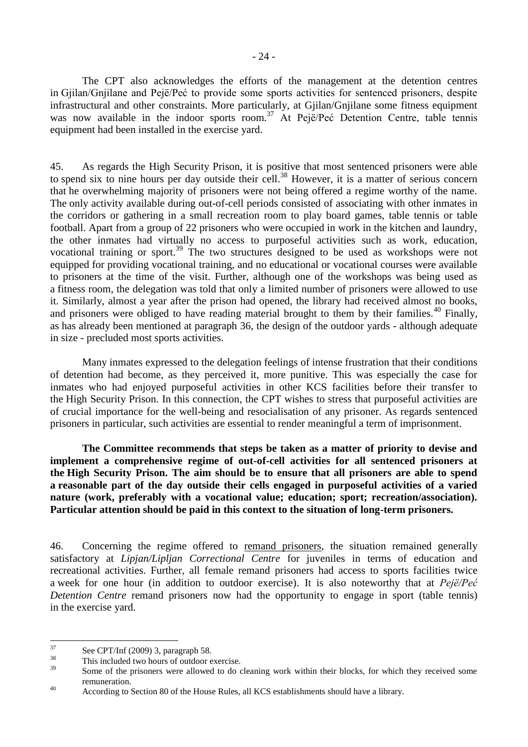The CPT also acknowledges the efforts of the management at the detention centres in Gjilan/Gnjilane and Pejë/Peć to provide some sports activities for sentenced prisoners, despite infrastructural and other constraints. More particularly, at Gjilan/Gnjilane some fitness equipment was now available in the indoor sports room.[37] At Pejë/Peć Detention Centre, table tennis equipment had been installed in the exercise yard.

45. As regards the High Security Prison, it is positive that most sentenced prisoners were able to spend six to nine hours per day outside their cell.[38] However, it is a matter of serious concern that he overwhelming majority of prisoners were not being offered a regime worthy of the name. The only activity available during out-of-cell periods consisted of associating with other inmates in the corridors or gathering in a small recreation room to play board games, table tennis or table football. Apart from a group of 22 prisoners who were occupied in work in the kitchen and laundry, the other inmates had virtually no access to purposeful activities such as work, education, vocational training or sport.[39] The two structures designed to be used as workshops were not equipped for providing vocational training, and no educational or vocational courses were available to prisoners at the time of the visit. Further, although one of the workshops was being used as a fitness room, the delegation was told that only a limited number of prisoners were allowed to use it. Similarly, almost a year after the prison had opened, the library had received almost no books, and prisoners were obliged to have reading material brought to them by their families.[40] Finally, as has already been mentioned at paragraph 36, the design of the outdoor yards - although adequate in size - precluded most sports activities.

Many inmates expressed to the delegation feelings of intense frustration that their conditions of detention had become, as they perceived it, more punitive. This was especially the case for inmates who had enjoyed purposeful activities in other KCS facilities before their transfer to the High Security Prison. In this connection, the CPT wishes to stress that purposeful activities are of crucial importance for the well-being and resocialisation of any prisoner. As regards sentenced prisoners in particular, such activities are essential to render meaningful a term of imprisonment.

**The Committee recommends that steps be taken as a matter of priority to devise and implement a comprehensive regime of out-of-cell activities for all sentenced prisoners at the High Security Prison. The aim should be to ensure that all prisoners are able to spend a reasonable part of the day outside their cells engaged in purposeful activities of a varied nature (work, preferably with a vocational value; education; sport; recreation/association). Particular attention should be paid in this context to the situation of long-term prisoners.**

46. Concerning the regime offered to remand prisoners, the situation remained generally satisfactory at *Lipjan/Lipljan Correctional Centre* for juveniles in terms of education and recreational activities. Further, all female remand prisoners had access to sports facilities twice a week for one hour (in addition to outdoor exercise). It is also noteworthy that at *Pejë/Peć Detention Centre* remand prisoners now had the opportunity to engage in sport (table tennis) in the exercise yard.

---

[37] See CPT/Inf (2009) 3, paragraph 58.

[38] This included two hours of outdoor exercise.

[39] Some of the prisoners were allowed to do cleaning work within their blocks, for which they received some remuneration.

[40] According to Section 80 of the House Rules, all KCS establishments should have a library.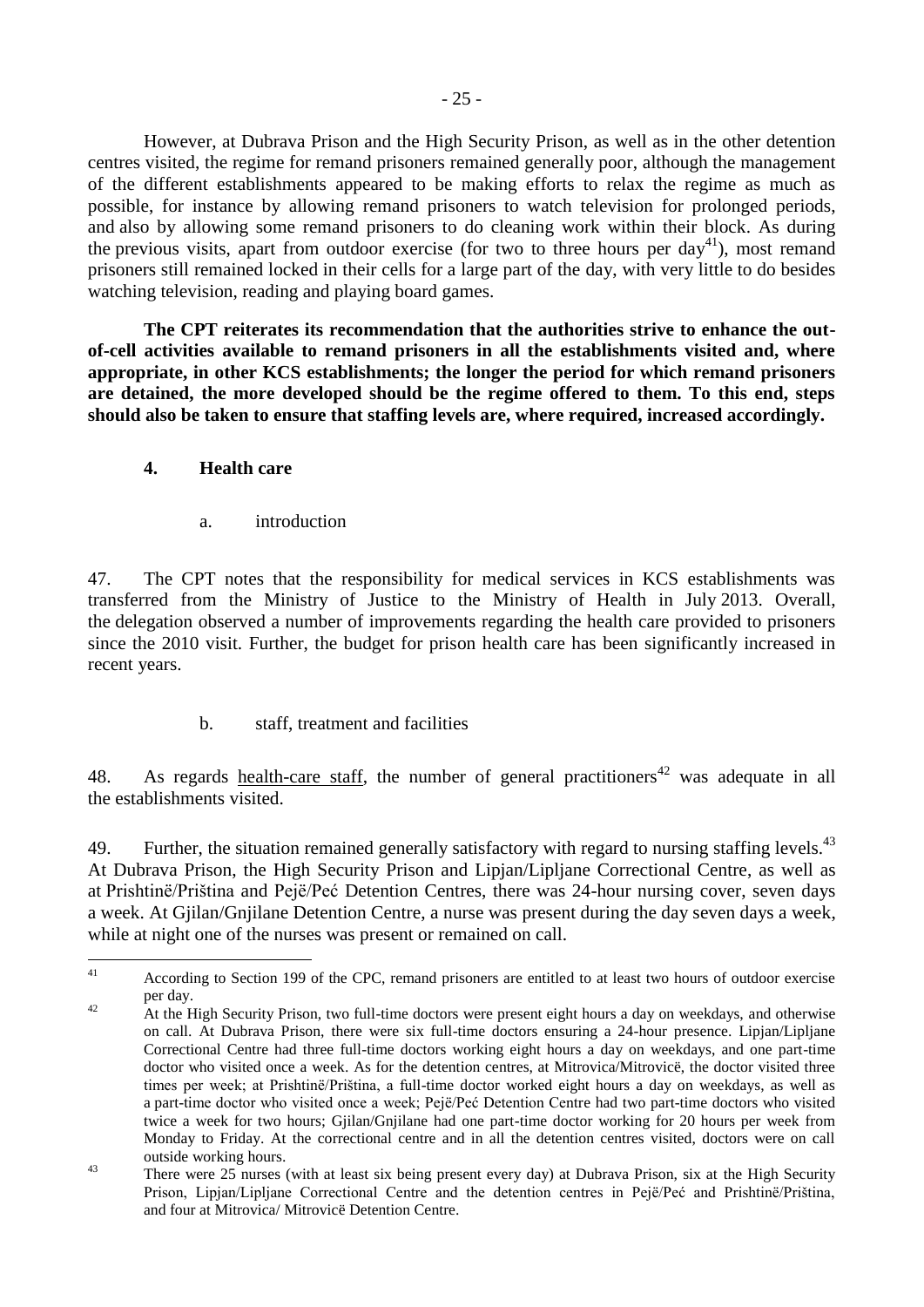However, at Dubrava Prison and the High Security Prison, as well as in the other detention centres visited, the regime for remand prisoners remained generally poor, although the management of the different establishments appeared to be making efforts to relax the regime as much as possible, for instance by allowing remand prisoners to watch television for prolonged periods, and also by allowing some remand prisoners to do cleaning work within their block. As during the previous visits, apart from outdoor exercise (for two to three hours per day[41]), most remand prisoners still remained locked in their cells for a large part of the day, with very little to do besides watching television, reading and playing board games.

**The CPT reiterates its recommendation that the authorities strive to enhance the out-of-cell activities available to remand prisoners in all the establishments visited and, where appropriate, in other KCS establishments; the longer the period for which remand prisoners are detained, the more developed should be the regime offered to them. To this end, steps should also be taken to ensure that staffing levels are, where required, increased accordingly.**

### 4. Health care

#### a. introduction

47. The CPT notes that the responsibility for medical services in KCS establishments was transferred from the Ministry of Justice to the Ministry of Health in July 2013. Overall, the delegation observed a number of improvements regarding the health care provided to prisoners since the 2010 visit. Further, the budget for prison health care has been significantly increased in recent years.

#### b. staff, treatment and facilities

48. As regards health-care staff, the number of general practitioners[42] was adequate in all the establishments visited.

49. Further, the situation remained generally satisfactory with regard to nursing staffing levels.[43] At Dubrava Prison, the High Security Prison and Lipjan/Lipljane Correctional Centre, as well as at Prishtinë/Priština and Pejë/Peć Detention Centres, there was 24-hour nursing cover, seven days a week. At Gjilan/Gnjilane Detention Centre, a nurse was present during the day seven days a week, while at night one of the nurses was present or remained on call.

---

[41] According to Section 199 of the CPC, remand prisoners are entitled to at least two hours of outdoor exercise per day.

[42] At the High Security Prison, two full-time doctors were present eight hours a day on weekdays, and otherwise on call. At Dubrava Prison, there were six full-time doctors ensuring a 24-hour presence. Lipjan/Lipljane Correctional Centre had three full-time doctors working eight hours a day on weekdays, and one part-time doctor who visited once a week. As for the detention centres, at Mitrovica/Mitrovicë, the doctor visited three times per week; at Prishtinë/Priština, a full-time doctor worked eight hours a day on weekdays, as well as a part-time doctor who visited once a week; Pejë/Peć Detention Centre had two part-time doctors who visited twice a week for two hours; Gjilan/Gnjilane had one part-time doctor working for 20 hours per week from Monday to Friday. At the correctional centre and in all the detention centres visited, doctors were on call outside working hours.

[43] There were 25 nurses (with at least six being present every day) at Dubrava Prison, six at the High Security Prison, Lipjan/Lipljane Correctional Centre and the detention centres in Pejë/Peć and Prishtinë/Priština, and four at Mitrovica/ Mitrovicë Detention Centre.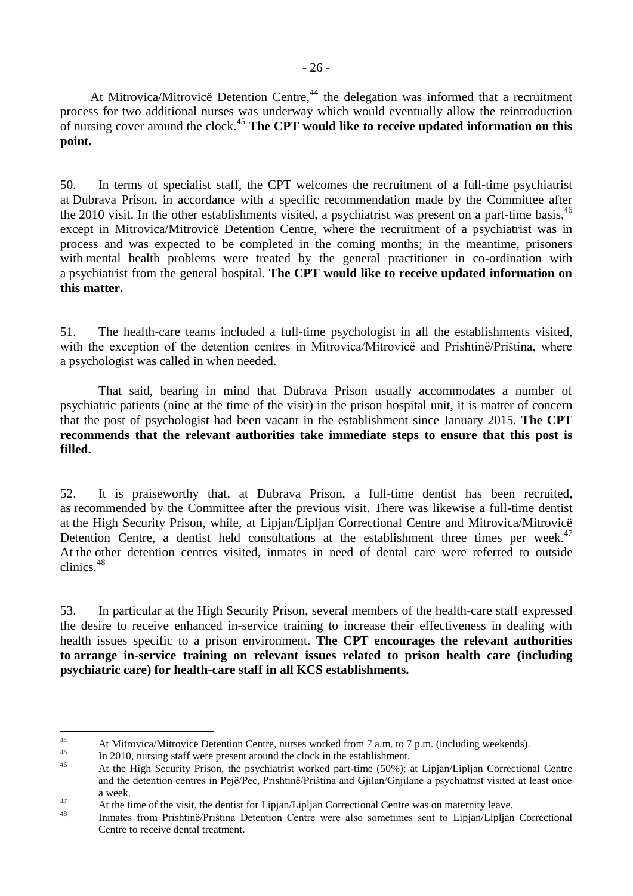At Mitrovica/Mitrovicë Detention Centre,[44] the delegation was informed that a recruitment process for two additional nurses was underway which would eventually allow the reintroduction of nursing cover around the clock.[45] **The CPT would like to receive updated information on this point.**

50. In terms of specialist staff, the CPT welcomes the recruitment of a full-time psychiatrist at Dubrava Prison, in accordance with a specific recommendation made by the Committee after the 2010 visit. In the other establishments visited, a psychiatrist was present on a part-time basis,[46] except in Mitrovica/Mitrovicë Detention Centre, where the recruitment of a psychiatrist was in process and was expected to be completed in the coming months; in the meantime, prisoners with mental health problems were treated by the general practitioner in co-ordination with a psychiatrist from the general hospital. **The CPT would like to receive updated information on this matter.**

51. The health-care teams included a full-time psychologist in all the establishments visited, with the exception of the detention centres in Mitrovica/Mitrovicë and Prishtinë/Priština, where a psychologist was called in when needed.

That said, bearing in mind that Dubrava Prison usually accommodates a number of psychiatric patients (nine at the time of the visit) in the prison hospital unit, it is matter of concern that the post of psychologist had been vacant in the establishment since January 2015. **The CPT recommends that the relevant authorities take immediate steps to ensure that this post is filled.**

52. It is praiseworthy that, at Dubrava Prison, a full-time dentist has been recruited, as recommended by the Committee after the previous visit. There was likewise a full-time dentist at the High Security Prison, while, at Lipjan/Lipljan Correctional Centre and Mitrovica/Mitrovicë Detention Centre, a dentist held consultations at the establishment three times per week.[47] At the other detention centres visited, inmates in need of dental care were referred to outside clinics.[48]

53. In particular at the High Security Prison, several members of the health-care staff expressed the desire to receive enhanced in-service training to increase their effectiveness in dealing with health issues specific to a prison environment. **The CPT encourages the relevant authorities to arrange in-service training on relevant issues related to prison health care (including psychiatric care) for health-care staff in all KCS establishments.**

---

[44] At Mitrovica/Mitrovicë Detention Centre, nurses worked from 7 a.m. to 7 p.m. (including weekends).

[45] In 2010, nursing staff were present around the clock in the establishment.

[46] At the High Security Prison, the psychiatrist worked part-time (50%); at Lipjan/Lipljan Correctional Centre and the detention centres in Pejë/Peć, Prishtinë/Priština and Gjilan/Gnjilane a psychiatrist visited at least once a week.

[47] At the time of the visit, the dentist for Lipjan/Lipljan Correctional Centre was on maternity leave.

[48] Inmates from Prishtinë/Priština Detention Centre were also sometimes sent to Lipjan/Lipljan Correctional Centre to receive dental treatment.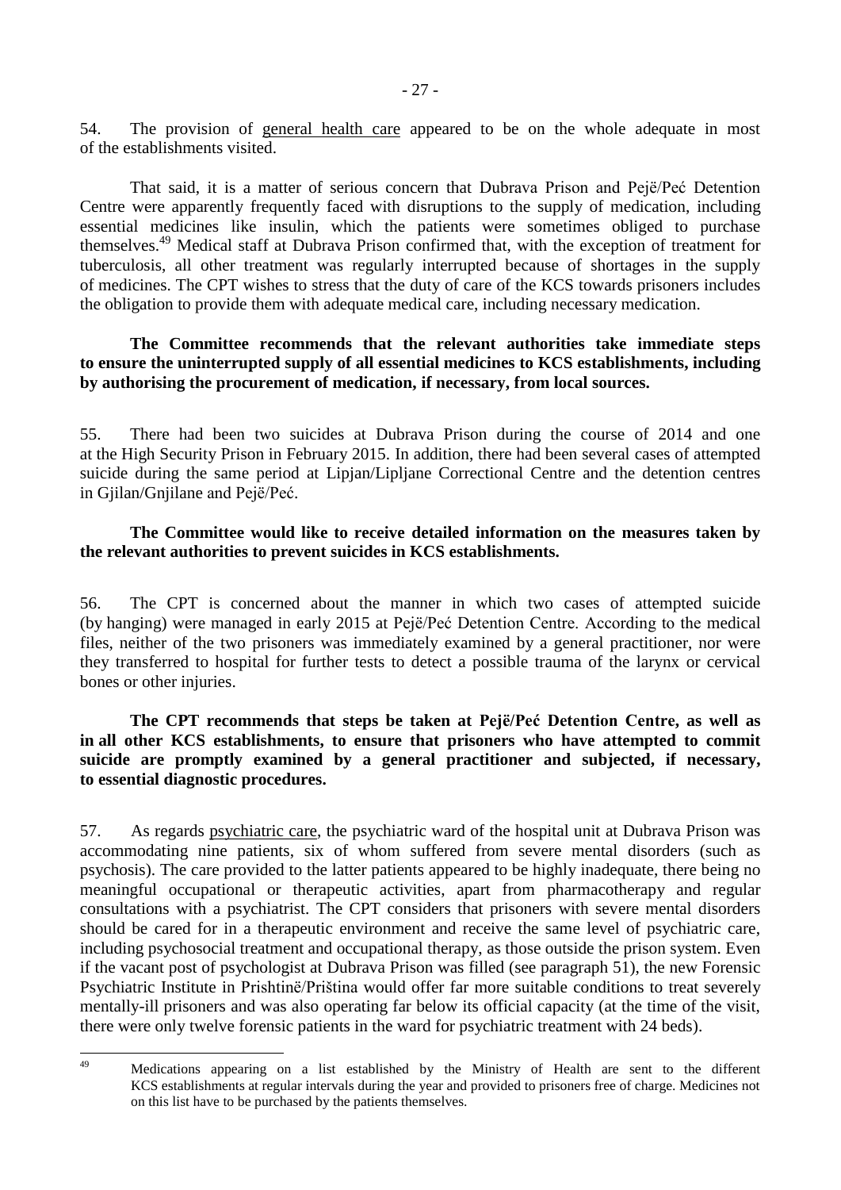54. The provision of general health care appeared to be on the whole adequate in most of the establishments visited.

That said, it is a matter of serious concern that Dubrava Prison and Pejë/Peć Detention Centre were apparently frequently faced with disruptions to the supply of medication, including essential medicines like insulin, which the patients were sometimes obliged to purchase themselves.[49] Medical staff at Dubrava Prison confirmed that, with the exception of treatment for tuberculosis, all other treatment was regularly interrupted because of shortages in the supply of medicines. The CPT wishes to stress that the duty of care of the KCS towards prisoners includes the obligation to provide them with adequate medical care, including necessary medication.

**The Committee recommends that the relevant authorities take immediate steps to ensure the uninterrupted supply of all essential medicines to KCS establishments, including by authorising the procurement of medication, if necessary, from local sources.**

55. There had been two suicides at Dubrava Prison during the course of 2014 and one at the High Security Prison in February 2015. In addition, there had been several cases of attempted suicide during the same period at Lipjan/Lipljane Correctional Centre and the detention centres in Gjilan/Gnjilane and Pejë/Peć.

**The Committee would like to receive detailed information on the measures taken by the relevant authorities to prevent suicides in KCS establishments.**

56. The CPT is concerned about the manner in which two cases of attempted suicide (by hanging) were managed in early 2015 at Pejë/Peć Detention Centre. According to the medical files, neither of the two prisoners was immediately examined by a general practitioner, nor were they transferred to hospital for further tests to detect a possible trauma of the larynx or cervical bones or other injuries.

**The CPT recommends that steps be taken at Pejë/Peć Detention Centre, as well as in all other KCS establishments, to ensure that prisoners who have attempted to commit suicide are promptly examined by a general practitioner and subjected, if necessary, to essential diagnostic procedures.**

57. As regards psychiatric care, the psychiatric ward of the hospital unit at Dubrava Prison was accommodating nine patients, six of whom suffered from severe mental disorders (such as psychosis). The care provided to the latter patients appeared to be highly inadequate, there being no meaningful occupational or therapeutic activities, apart from pharmacotherapy and regular consultations with a psychiatrist. The CPT considers that prisoners with severe mental disorders should be cared for in a therapeutic environment and receive the same level of psychiatric care, including psychosocial treatment and occupational therapy, as those outside the prison system. Even if the vacant post of psychologist at Dubrava Prison was filled (see paragraph 51), the new Forensic Psychiatric Institute in Prishtinë/Priština would offer far more suitable conditions to treat severely mentally-ill prisoners and was also operating far below its official capacity (at the time of the visit, there were only twelve forensic patients in the ward for psychiatric treatment with 24 beds).

---

[49] Medications appearing on a list established by the Ministry of Health are sent to the different KCS establishments at regular intervals during the year and provided to prisoners free of charge. Medicines not on this list have to be purchased by the patients themselves.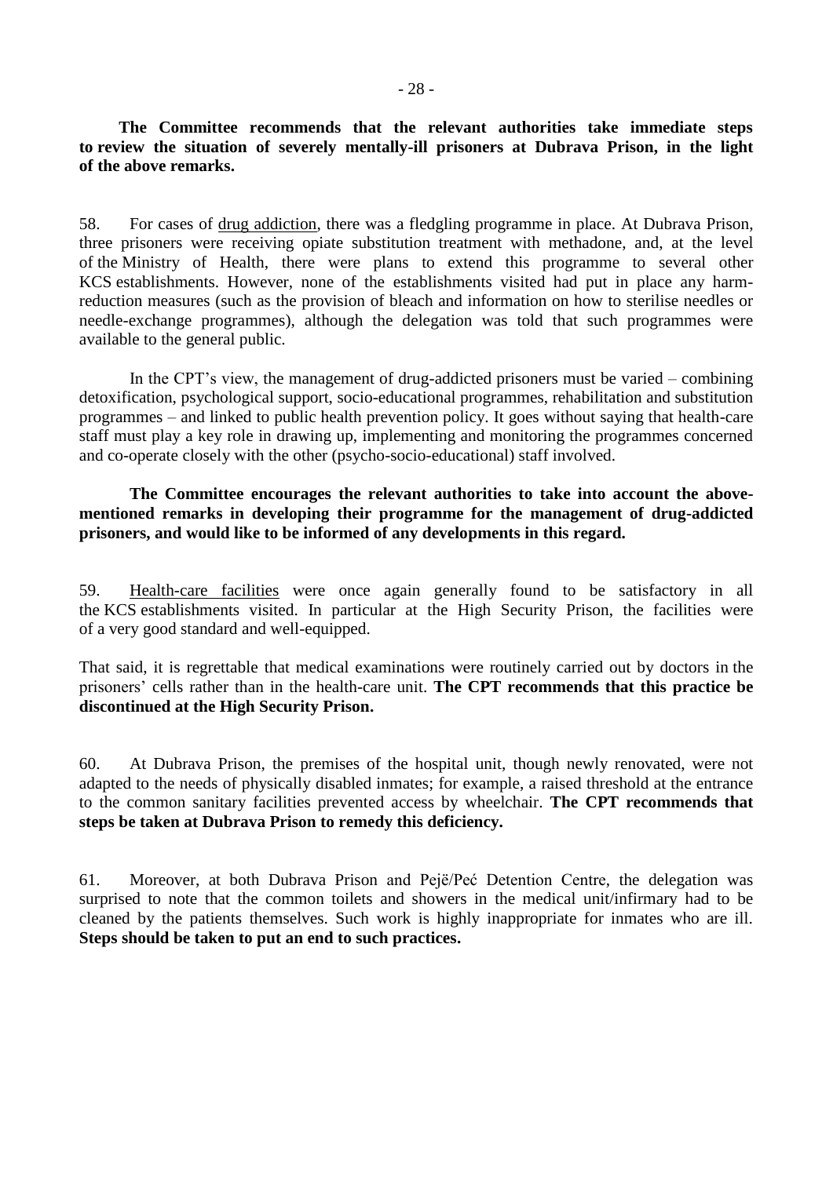**The Committee recommends that the relevant authorities take immediate steps to review the situation of severely mentally-ill prisoners at Dubrava Prison, in the light of the above remarks.**

58. For cases of drug addiction, there was a fledgling programme in place. At Dubrava Prison, three prisoners were receiving opiate substitution treatment with methadone, and, at the level of the Ministry of Health, there were plans to extend this programme to several other KCS establishments. However, none of the establishments visited had put in place any harm-reduction measures (such as the provision of bleach and information on how to sterilise needles or needle-exchange programmes), although the delegation was told that such programmes were available to the general public.

In the CPT's view, the management of drug-addicted prisoners must be varied – combining detoxification, psychological support, socio-educational programmes, rehabilitation and substitution programmes – and linked to public health prevention policy. It goes without saying that health-care staff must play a key role in drawing up, implementing and monitoring the programmes concerned and co-operate closely with the other (psycho-socio-educational) staff involved.

**The Committee encourages the relevant authorities to take into account the above-mentioned remarks in developing their programme for the management of drug-addicted prisoners, and would like to be informed of any developments in this regard.**

59. Health-care facilities were once again generally found to be satisfactory in all the KCS establishments visited. In particular at the High Security Prison, the facilities were of a very good standard and well-equipped.

That said, it is regrettable that medical examinations were routinely carried out by doctors in the prisoners' cells rather than in the health-care unit. **The CPT recommends that this practice be discontinued at the High Security Prison.**

60. At Dubrava Prison, the premises of the hospital unit, though newly renovated, were not adapted to the needs of physically disabled inmates; for example, a raised threshold at the entrance to the common sanitary facilities prevented access by wheelchair. **The CPT recommends that steps be taken at Dubrava Prison to remedy this deficiency.**

61. Moreover, at both Dubrava Prison and Pejë/Peć Detention Centre, the delegation was surprised to note that the common toilets and showers in the medical unit/infirmary had to be cleaned by the patients themselves. Such work is highly inappropriate for inmates who are ill. **Steps should be taken to put an end to such practices.**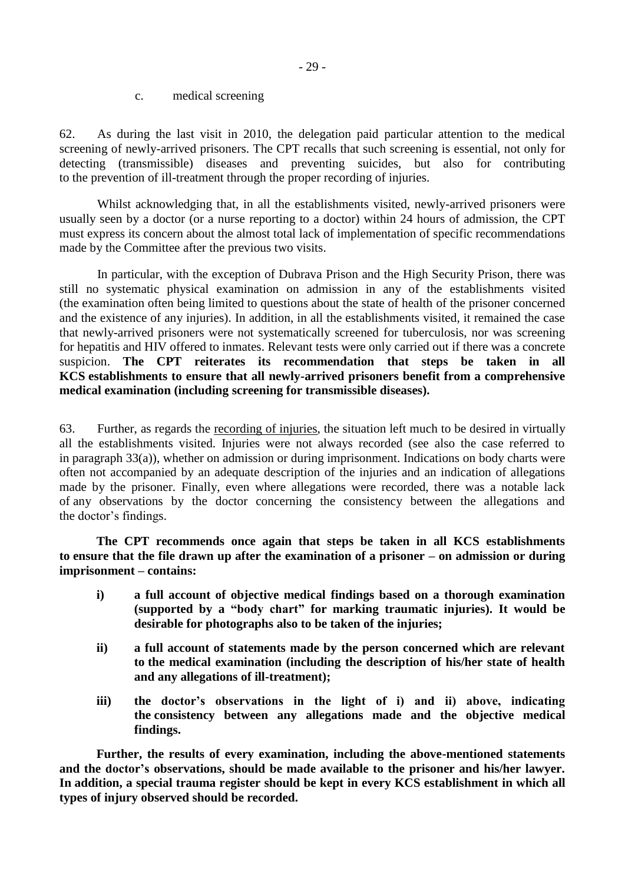c. medical screening

62. As during the last visit in 2010, the delegation paid particular attention to the medical screening of newly-arrived prisoners. The CPT recalls that such screening is essential, not only for detecting (transmissible) diseases and preventing suicides, but also for contributing to the prevention of ill-treatment through the proper recording of injuries.

Whilst acknowledging that, in all the establishments visited, newly-arrived prisoners were usually seen by a doctor (or a nurse reporting to a doctor) within 24 hours of admission, the CPT must express its concern about the almost total lack of implementation of specific recommendations made by the Committee after the previous two visits.

In particular, with the exception of Dubrava Prison and the High Security Prison, there was still no systematic physical examination on admission in any of the establishments visited (the examination often being limited to questions about the state of health of the prisoner concerned and the existence of any injuries). In addition, in all the establishments visited, it remained the case that newly-arrived prisoners were not systematically screened for tuberculosis, nor was screening for hepatitis and HIV offered to inmates. Relevant tests were only carried out if there was a concrete suspicion. **The CPT reiterates its recommendation that steps be taken in all KCS establishments to ensure that all newly-arrived prisoners benefit from a comprehensive medical examination (including screening for transmissible diseases).**

63. Further, as regards the recording of injuries, the situation left much to be desired in virtually all the establishments visited. Injuries were not always recorded (see also the case referred to in paragraph 33(a)), whether on admission or during imprisonment. Indications on body charts were often not accompanied by an adequate description of the injuries and an indication of allegations made by the prisoner. Finally, even where allegations were recorded, there was a notable lack of any observations by the doctor concerning the consistency between the allegations and the doctor's findings.

**The CPT recommends once again that steps be taken in all KCS establishments to ensure that the file drawn up after the examination of a prisoner – on admission or during imprisonment – contains:**

- **i) a full account of objective medical findings based on a thorough examination (supported by a "body chart" for marking traumatic injuries). It would be desirable for photographs also to be taken of the injuries;**
- **ii) a full account of statements made by the person concerned which are relevant to the medical examination (including the description of his/her state of health and any allegations of ill-treatment);**
- **iii) the doctor's observations in the light of i) and ii) above, indicating the consistency between any allegations made and the objective medical findings.**

**Further, the results of every examination, including the above-mentioned statements and the doctor's observations, should be made available to the prisoner and his/her lawyer. In addition, a special trauma register should be kept in every KCS establishment in which all types of injury observed should be recorded.**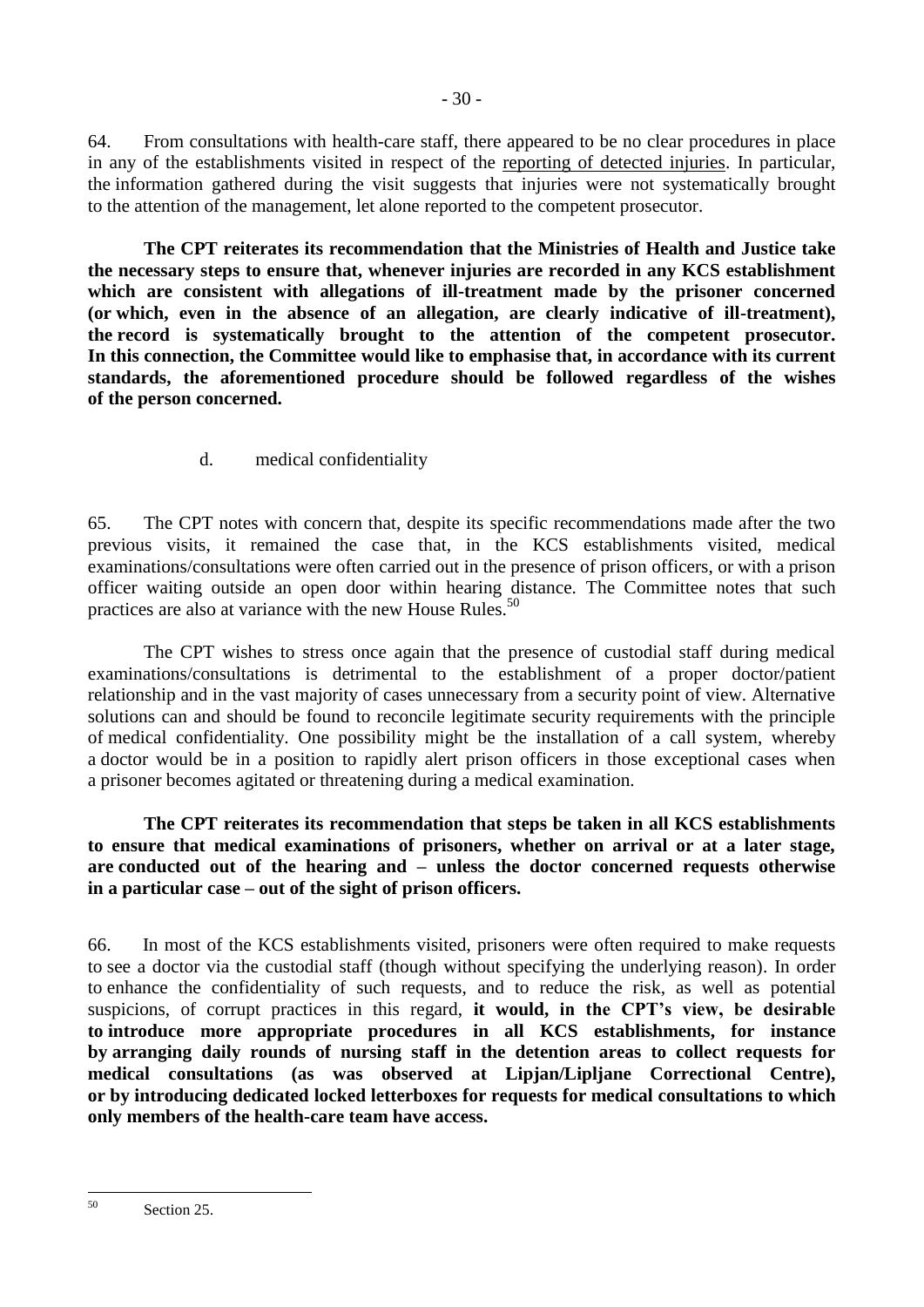64. From consultations with health-care staff, there appeared to be no clear procedures in place in any of the establishments visited in respect of the reporting of detected injuries. In particular, the information gathered during the visit suggests that injuries were not systematically brought to the attention of the management, let alone reported to the competent prosecutor.

**The CPT reiterates its recommendation that the Ministries of Health and Justice take the necessary steps to ensure that, whenever injuries are recorded in any KCS establishment which are consistent with allegations of ill-treatment made by the prisoner concerned (or which, even in the absence of an allegation, are clearly indicative of ill-treatment), the record is systematically brought to the attention of the competent prosecutor. In this connection, the Committee would like to emphasise that, in accordance with its current standards, the aforementioned procedure should be followed regardless of the wishes of the person concerned.**

### d. medical confidentiality

65. The CPT notes with concern that, despite its specific recommendations made after the two previous visits, it remained the case that, in the KCS establishments visited, medical examinations/consultations were often carried out in the presence of prison officers, or with a prison officer waiting outside an open door within hearing distance. The Committee notes that such practices are also at variance with the new House Rules.[50]

The CPT wishes to stress once again that the presence of custodial staff during medical examinations/consultations is detrimental to the establishment of a proper doctor/patient relationship and in the vast majority of cases unnecessary from a security point of view. Alternative solutions can and should be found to reconcile legitimate security requirements with the principle of medical confidentiality. One possibility might be the installation of a call system, whereby a doctor would be in a position to rapidly alert prison officers in those exceptional cases when a prisoner becomes agitated or threatening during a medical examination.

**The CPT reiterates its recommendation that steps be taken in all KCS establishments to ensure that medical examinations of prisoners, whether on arrival or at a later stage, are conducted out of the hearing and – unless the doctor concerned requests otherwise in a particular case – out of the sight of prison officers.**

66. In most of the KCS establishments visited, prisoners were often required to make requests to see a doctor via the custodial staff (though without specifying the underlying reason). In order to enhance the confidentiality of such requests, and to reduce the risk, as well as potential suspicions, of corrupt practices in this regard, **it would, in the CPT's view, be desirable to introduce more appropriate procedures in all KCS establishments, for instance by arranging daily rounds of nursing staff in the detention areas to collect requests for medical consultations (as was observed at Lipjan/Lipljane Correctional Centre), or by introducing dedicated locked letterboxes for requests for medical consultations to which only members of the health-care team have access.**

---

[50] Section 25.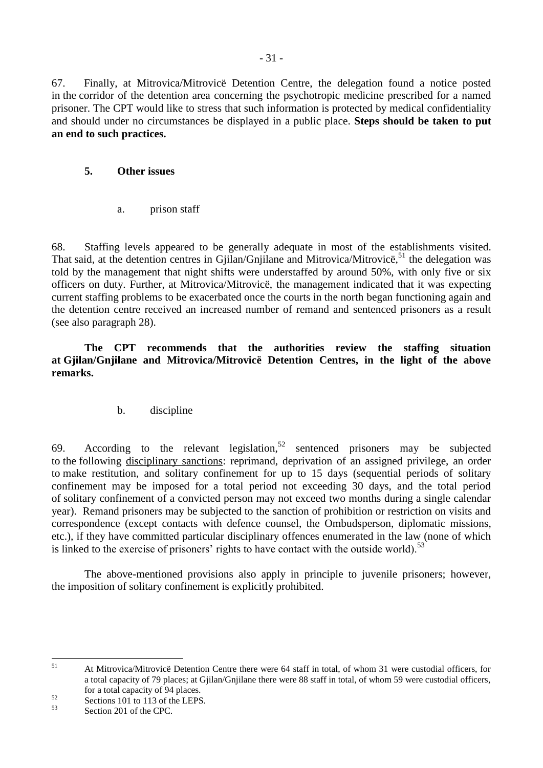67. Finally, at Mitrovica/Mitrovicë Detention Centre, the delegation found a notice posted in the corridor of the detention area concerning the psychotropic medicine prescribed for a named prisoner. The CPT would like to stress that such information is protected by medical confidentiality and should under no circumstances be displayed in a public place. **Steps should be taken to put an end to such practices.**

### 5. Other issues

#### a. prison staff

68. Staffing levels appeared to be generally adequate in most of the establishments visited. That said, at the detention centres in Gjilan/Gnjilane and Mitrovica/Mitrovicë,[51] the delegation was told by the management that night shifts were understaffed by around 50%, with only five or six officers on duty. Further, at Mitrovica/Mitrovicë, the management indicated that it was expecting current staffing problems to be exacerbated once the courts in the north began functioning again and the detention centre received an increased number of remand and sentenced prisoners as a result (see also paragraph 28).

**The CPT recommends that the authorities review the staffing situation at Gjilan/Gnjilane and Mitrovica/Mitrovicë Detention Centres, in the light of the above remarks.**

#### b. discipline

69. According to the relevant legislation,[52] sentenced prisoners may be subjected to the following <u>disciplinary sanctions</u>: reprimand, deprivation of an assigned privilege, an order to make restitution, and solitary confinement for up to 15 days (sequential periods of solitary confinement may be imposed for a total period not exceeding 30 days, and the total period of solitary confinement of a convicted person may not exceed two months during a single calendar year). Remand prisoners may be subjected to the sanction of prohibition or restriction on visits and correspondence (except contacts with defence counsel, the Ombudsperson, diplomatic missions, etc.), if they have committed particular disciplinary offences enumerated in the law (none of which is linked to the exercise of prisoners' rights to have contact with the outside world).[53]

The above-mentioned provisions also apply in principle to juvenile prisoners; however, the imposition of solitary confinement is explicitly prohibited.

---

[51] At Mitrovica/Mitrovicë Detention Centre there were 64 staff in total, of whom 31 were custodial officers, for a total capacity of 79 places; at Gjilan/Gnjilane there were 88 staff in total, of whom 59 were custodial officers, for a total capacity of 94 places.

[52] Sections 101 to 113 of the LEPS.

[53] Section 201 of the CPC.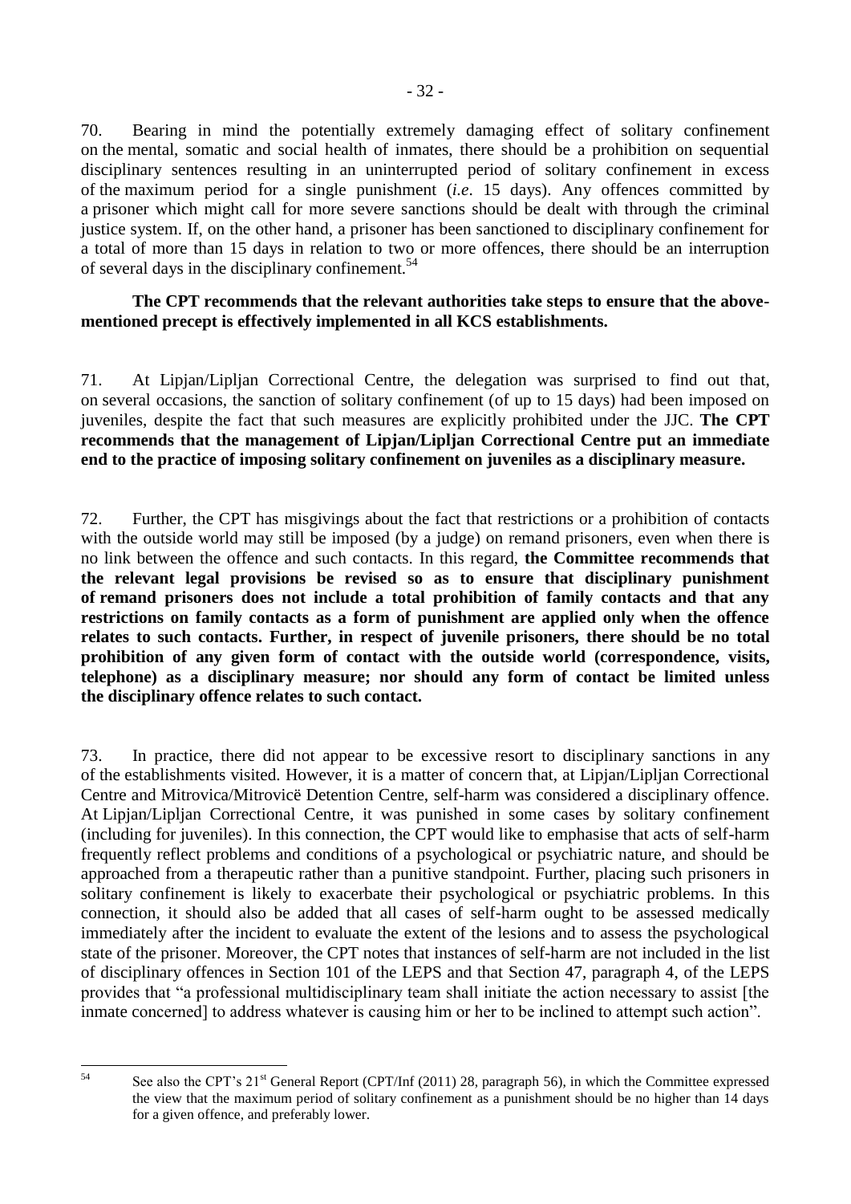70. Bearing in mind the potentially extremely damaging effect of solitary confinement on the mental, somatic and social health of inmates, there should be a prohibition on sequential disciplinary sentences resulting in an uninterrupted period of solitary confinement in excess of the maximum period for a single punishment (*i.e*. 15 days). Any offences committed by a prisoner which might call for more severe sanctions should be dealt with through the criminal justice system. If, on the other hand, a prisoner has been sanctioned to disciplinary confinement for a total of more than 15 days in relation to two or more offences, there should be an interruption of several days in the disciplinary confinement.[54]

**The CPT recommends that the relevant authorities take steps to ensure that the above-mentioned precept is effectively implemented in all KCS establishments.**

71. At Lipjan/Lipljan Correctional Centre, the delegation was surprised to find out that, on several occasions, the sanction of solitary confinement (of up to 15 days) had been imposed on juveniles, despite the fact that such measures are explicitly prohibited under the JJC. **The CPT recommends that the management of Lipjan/Lipljan Correctional Centre put an immediate end to the practice of imposing solitary confinement on juveniles as a disciplinary measure.**

72. Further, the CPT has misgivings about the fact that restrictions or a prohibition of contacts with the outside world may still be imposed (by a judge) on remand prisoners, even when there is no link between the offence and such contacts. In this regard, **the Committee recommends that the relevant legal provisions be revised so as to ensure that disciplinary punishment of remand prisoners does not include a total prohibition of family contacts and that any restrictions on family contacts as a form of punishment are applied only when the offence relates to such contacts. Further, in respect of juvenile prisoners, there should be no total prohibition of any given form of contact with the outside world (correspondence, visits, telephone) as a disciplinary measure; nor should any form of contact be limited unless the disciplinary offence relates to such contact.**

73. In practice, there did not appear to be excessive resort to disciplinary sanctions in any of the establishments visited. However, it is a matter of concern that, at Lipjan/Lipljan Correctional Centre and Mitrovica/Mitrovicë Detention Centre, self-harm was considered a disciplinary offence. At Lipjan/Lipljan Correctional Centre, it was punished in some cases by solitary confinement (including for juveniles). In this connection, the CPT would like to emphasise that acts of self-harm frequently reflect problems and conditions of a psychological or psychiatric nature, and should be approached from a therapeutic rather than a punitive standpoint. Further, placing such prisoners in solitary confinement is likely to exacerbate their psychological or psychiatric problems. In this connection, it should also be added that all cases of self-harm ought to be assessed medically immediately after the incident to evaluate the extent of the lesions and to assess the psychological state of the prisoner. Moreover, the CPT notes that instances of self-harm are not included in the list of disciplinary offences in Section 101 of the LEPS and that Section 47, paragraph 4, of the LEPS provides that "a professional multidisciplinary team shall initiate the action necessary to assist [the inmate concerned] to address whatever is causing him or her to be inclined to attempt such action".

---

[54] See also the CPT's 21st General Report (CPT/Inf (2011) 28, paragraph 56), in which the Committee expressed the view that the maximum period of solitary confinement as a punishment should be no higher than 14 days for a given offence, and preferably lower.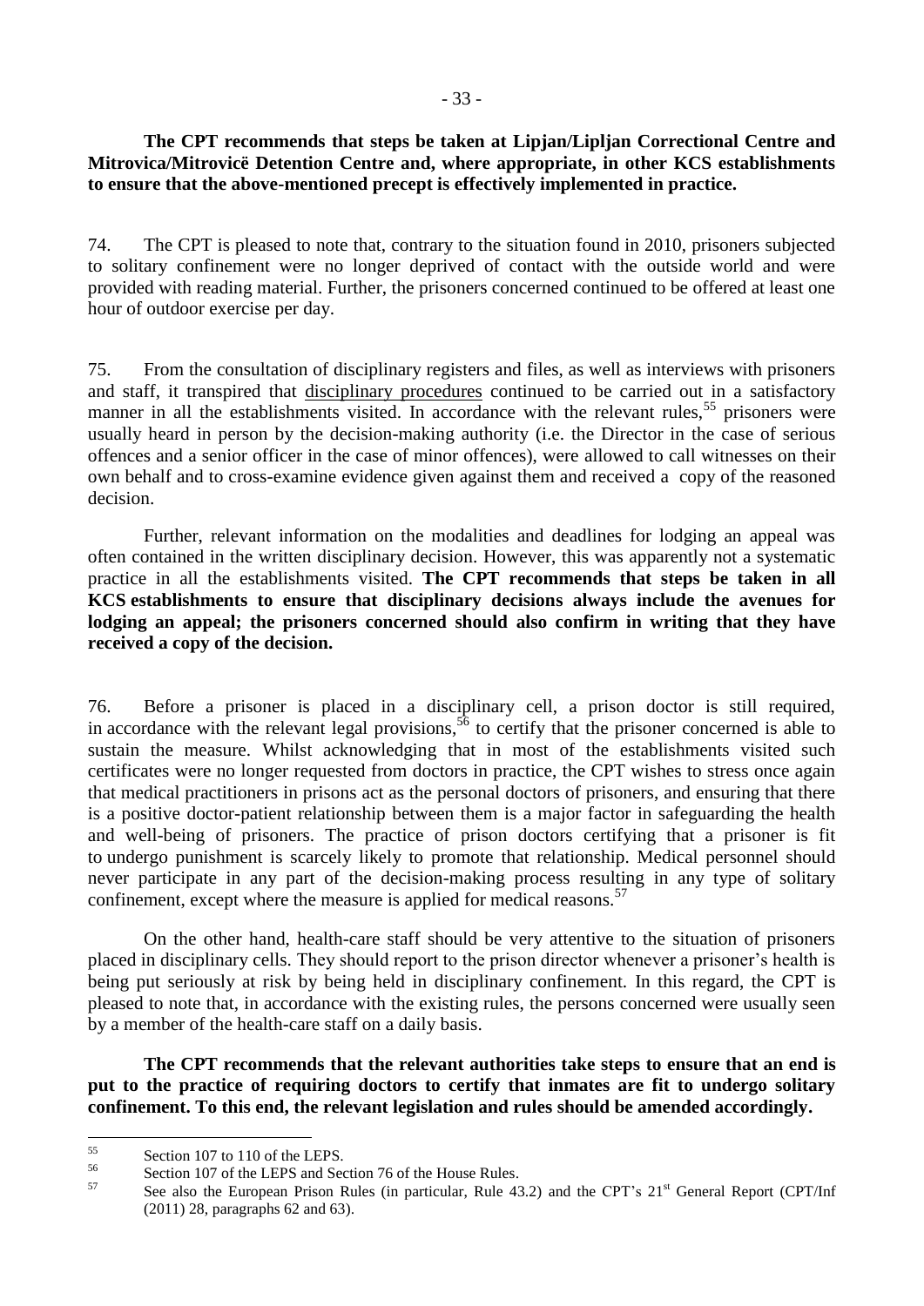**The CPT recommends that steps be taken at Lipjan/Lipljan Correctional Centre and Mitrovica/Mitrovicë Detention Centre and, where appropriate, in other KCS establishments to ensure that the above-mentioned precept is effectively implemented in practice.**

74. The CPT is pleased to note that, contrary to the situation found in 2010, prisoners subjected to solitary confinement were no longer deprived of contact with the outside world and were provided with reading material. Further, the prisoners concerned continued to be offered at least one hour of outdoor exercise per day.

75. From the consultation of disciplinary registers and files, as well as interviews with prisoners and staff, it transpired that disciplinary procedures continued to be carried out in a satisfactory manner in all the establishments visited. In accordance with the relevant rules,[55] prisoners were usually heard in person by the decision-making authority (i.e. the Director in the case of serious offences and a senior officer in the case of minor offences), were allowed to call witnesses on their own behalf and to cross-examine evidence given against them and received a copy of the reasoned decision.

Further, relevant information on the modalities and deadlines for lodging an appeal was often contained in the written disciplinary decision. However, this was apparently not a systematic practice in all the establishments visited. **The CPT recommends that steps be taken in all KCS establishments to ensure that disciplinary decisions always include the avenues for lodging an appeal; the prisoners concerned should also confirm in writing that they have received a copy of the decision.**

76. Before a prisoner is placed in a disciplinary cell, a prison doctor is still required, in accordance with the relevant legal provisions,[56] to certify that the prisoner concerned is able to sustain the measure. Whilst acknowledging that in most of the establishments visited such certificates were no longer requested from doctors in practice, the CPT wishes to stress once again that medical practitioners in prisons act as the personal doctors of prisoners, and ensuring that there is a positive doctor-patient relationship between them is a major factor in safeguarding the health and well-being of prisoners. The practice of prison doctors certifying that a prisoner is fit to undergo punishment is scarcely likely to promote that relationship. Medical personnel should never participate in any part of the decision-making process resulting in any type of solitary confinement, except where the measure is applied for medical reasons.[57]

On the other hand, health-care staff should be very attentive to the situation of prisoners placed in disciplinary cells. They should report to the prison director whenever a prisoner's health is being put seriously at risk by being held in disciplinary confinement. In this regard, the CPT is pleased to note that, in accordance with the existing rules, the persons concerned were usually seen by a member of the health-care staff on a daily basis.

**The CPT recommends that the relevant authorities take steps to ensure that an end is put to the practice of requiring doctors to certify that inmates are fit to undergo solitary confinement. To this end, the relevant legislation and rules should be amended accordingly.**

---

[55] Section 107 to 110 of the LEPS.

[56] Section 107 of the LEPS and Section 76 of the House Rules.

[57] See also the European Prison Rules (in particular, Rule 43.2) and the CPT's 21st General Report (CPT/Inf (2011) 28, paragraphs 62 and 63).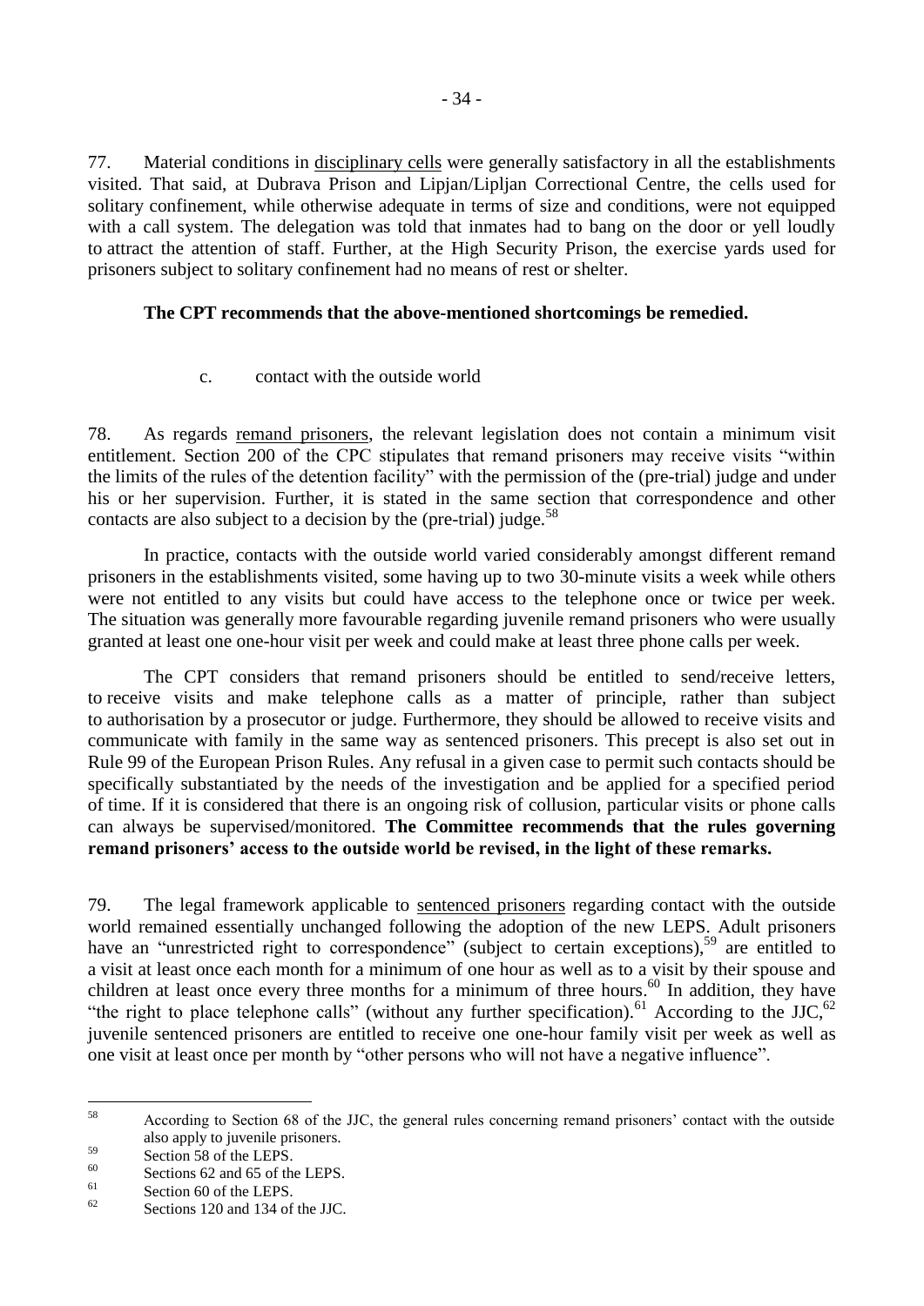77. Material conditions in disciplinary cells were generally satisfactory in all the establishments visited. That said, at Dubrava Prison and Lipjan/Lipljan Correctional Centre, the cells used for solitary confinement, while otherwise adequate in terms of size and conditions, were not equipped with a call system. The delegation was told that inmates had to bang on the door or yell loudly to attract the attention of staff. Further, at the High Security Prison, the exercise yards used for prisoners subject to solitary confinement had no means of rest or shelter.

**The CPT recommends that the above-mentioned shortcomings be remedied.**

c. contact with the outside world

78. As regards remand prisoners, the relevant legislation does not contain a minimum visit entitlement. Section 200 of the CPC stipulates that remand prisoners may receive visits "within the limits of the rules of the detention facility" with the permission of the (pre-trial) judge and under his or her supervision. Further, it is stated in the same section that correspondence and other contacts are also subject to a decision by the (pre-trial) judge.[58]

In practice, contacts with the outside world varied considerably amongst different remand prisoners in the establishments visited, some having up to two 30-minute visits a week while others were not entitled to any visits but could have access to the telephone once or twice per week. The situation was generally more favourable regarding juvenile remand prisoners who were usually granted at least one one-hour visit per week and could make at least three phone calls per week.

The CPT considers that remand prisoners should be entitled to send/receive letters, to receive visits and make telephone calls as a matter of principle, rather than subject to authorisation by a prosecutor or judge. Furthermore, they should be allowed to receive visits and communicate with family in the same way as sentenced prisoners. This precept is also set out in Rule 99 of the European Prison Rules. Any refusal in a given case to permit such contacts should be specifically substantiated by the needs of the investigation and be applied for a specified period of time. If it is considered that there is an ongoing risk of collusion, particular visits or phone calls can always be supervised/monitored. **The Committee recommends that the rules governing remand prisoners' access to the outside world be revised, in the light of these remarks.**

79. The legal framework applicable to sentenced prisoners regarding contact with the outside world remained essentially unchanged following the adoption of the new LEPS. Adult prisoners have an "unrestricted right to correspondence" (subject to certain exceptions),[59] are entitled to a visit at least once each month for a minimum of one hour as well as to a visit by their spouse and children at least once every three months for a minimum of three hours.[60] In addition, they have "the right to place telephone calls" (without any further specification).[61] According to the JJC,[62] juvenile sentenced prisoners are entitled to receive one one-hour family visit per week as well as one visit at least once per month by "other persons who will not have a negative influence".

[58] According to Section 68 of the JJC, the general rules concerning remand prisoners' contact with the outside also apply to juvenile prisoners.

[59] Section 58 of the LEPS.

[60] Sections 62 and 65 of the LEPS.

[61] Section 60 of the LEPS.

[62] Sections 120 and 134 of the JJC.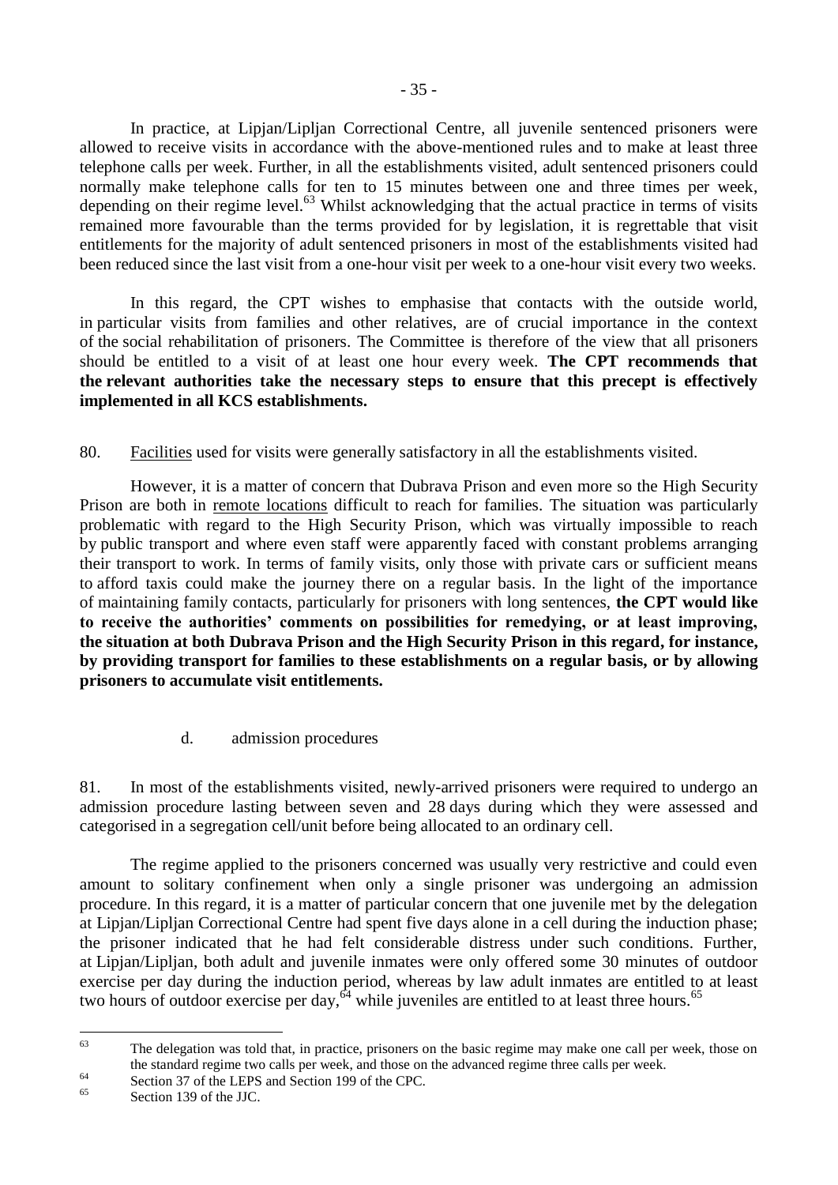In practice, at Lipjan/Lipljan Correctional Centre, all juvenile sentenced prisoners were allowed to receive visits in accordance with the above-mentioned rules and to make at least three telephone calls per week. Further, in all the establishments visited, adult sentenced prisoners could normally make telephone calls for ten to 15 minutes between one and three times per week, depending on their regime level.[63] Whilst acknowledging that the actual practice in terms of visits remained more favourable than the terms provided for by legislation, it is regrettable that visit entitlements for the majority of adult sentenced prisoners in most of the establishments visited had been reduced since the last visit from a one-hour visit per week to a one-hour visit every two weeks.

In this regard, the CPT wishes to emphasise that contacts with the outside world, in particular visits from families and other relatives, are of crucial importance in the context of the social rehabilitation of prisoners. The Committee is therefore of the view that all prisoners should be entitled to a visit of at least one hour every week. **The CPT recommends that the relevant authorities take the necessary steps to ensure that this precept is effectively implemented in all KCS establishments.**

80. Facilities used for visits were generally satisfactory in all the establishments visited.

However, it is a matter of concern that Dubrava Prison and even more so the High Security Prison are both in remote locations difficult to reach for families. The situation was particularly problematic with regard to the High Security Prison, which was virtually impossible to reach by public transport and where even staff were apparently faced with constant problems arranging their transport to work. In terms of family visits, only those with private cars or sufficient means to afford taxis could make the journey there on a regular basis. In the light of the importance of maintaining family contacts, particularly for prisoners with long sentences, **the CPT would like to receive the authorities' comments on possibilities for remedying, or at least improving, the situation at both Dubrava Prison and the High Security Prison in this regard, for instance, by providing transport for families to these establishments on a regular basis, or by allowing prisoners to accumulate visit entitlements.**

### d. admission procedures

81. In most of the establishments visited, newly-arrived prisoners were required to undergo an admission procedure lasting between seven and 28 days during which they were assessed and categorised in a segregation cell/unit before being allocated to an ordinary cell.

The regime applied to the prisoners concerned was usually very restrictive and could even amount to solitary confinement when only a single prisoner was undergoing an admission procedure. In this regard, it is a matter of particular concern that one juvenile met by the delegation at Lipjan/Lipljan Correctional Centre had spent five days alone in a cell during the induction phase; the prisoner indicated that he had felt considerable distress under such conditions. Further, at Lipjan/Lipljan, both adult and juvenile inmates were only offered some 30 minutes of outdoor exercise per day during the induction period, whereas by law adult inmates are entitled to at least two hours of outdoor exercise per day,[64] while juveniles are entitled to at least three hours.[65]

---

[63] The delegation was told that, in practice, prisoners on the basic regime may make one call per week, those on the standard regime two calls per week, and those on the advanced regime three calls per week.

[64] Section 37 of the LEPS and Section 199 of the CPC.

[65] Section 139 of the JJC.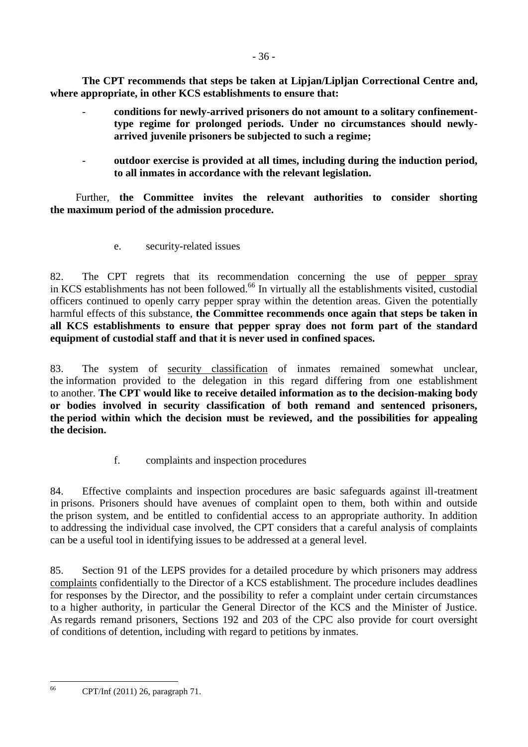**The CPT recommends that steps be taken at Lipjan/Lipljan Correctional Centre and, where appropriate, in other KCS establishments to ensure that:**

- **conditions for newly-arrived prisoners do not amount to a solitary confinement-type regime for prolonged periods. Under no circumstances should newly-arrived juvenile prisoners be subjected to such a regime;**
- **outdoor exercise is provided at all times, including during the induction period, to all inmates in accordance with the relevant legislation.**

Further, **the Committee invites the relevant authorities to consider shorting the maximum period of the admission procedure.**

e. security-related issues

82. The CPT regrets that its recommendation concerning the use of pepper spray in KCS establishments has not been followed.[66] In virtually all the establishments visited, custodial officers continued to openly carry pepper spray within the detention areas. Given the potentially harmful effects of this substance, **the Committee recommends once again that steps be taken in all KCS establishments to ensure that pepper spray does not form part of the standard equipment of custodial staff and that it is never used in confined spaces.**

83. The system of security classification of inmates remained somewhat unclear, the information provided to the delegation in this regard differing from one establishment to another. **The CPT would like to receive detailed information as to the decision-making body or bodies involved in security classification of both remand and sentenced prisoners, the period within which the decision must be reviewed, and the possibilities for appealing the decision.**

f. complaints and inspection procedures

84. Effective complaints and inspection procedures are basic safeguards against ill-treatment in prisons. Prisoners should have avenues of complaint open to them, both within and outside the prison system, and be entitled to confidential access to an appropriate authority. In addition to addressing the individual case involved, the CPT considers that a careful analysis of complaints can be a useful tool in identifying issues to be addressed at a general level.

85. Section 91 of the LEPS provides for a detailed procedure by which prisoners may address complaints confidentially to the Director of a KCS establishment. The procedure includes deadlines for responses by the Director, and the possibility to refer a complaint under certain circumstances to a higher authority, in particular the General Director of the KCS and the Minister of Justice. As regards remand prisoners, Sections 192 and 203 of the CPC also provide for court oversight of conditions of detention, including with regard to petitions by inmates.

[66] CPT/Inf (2011) 26, paragraph 71.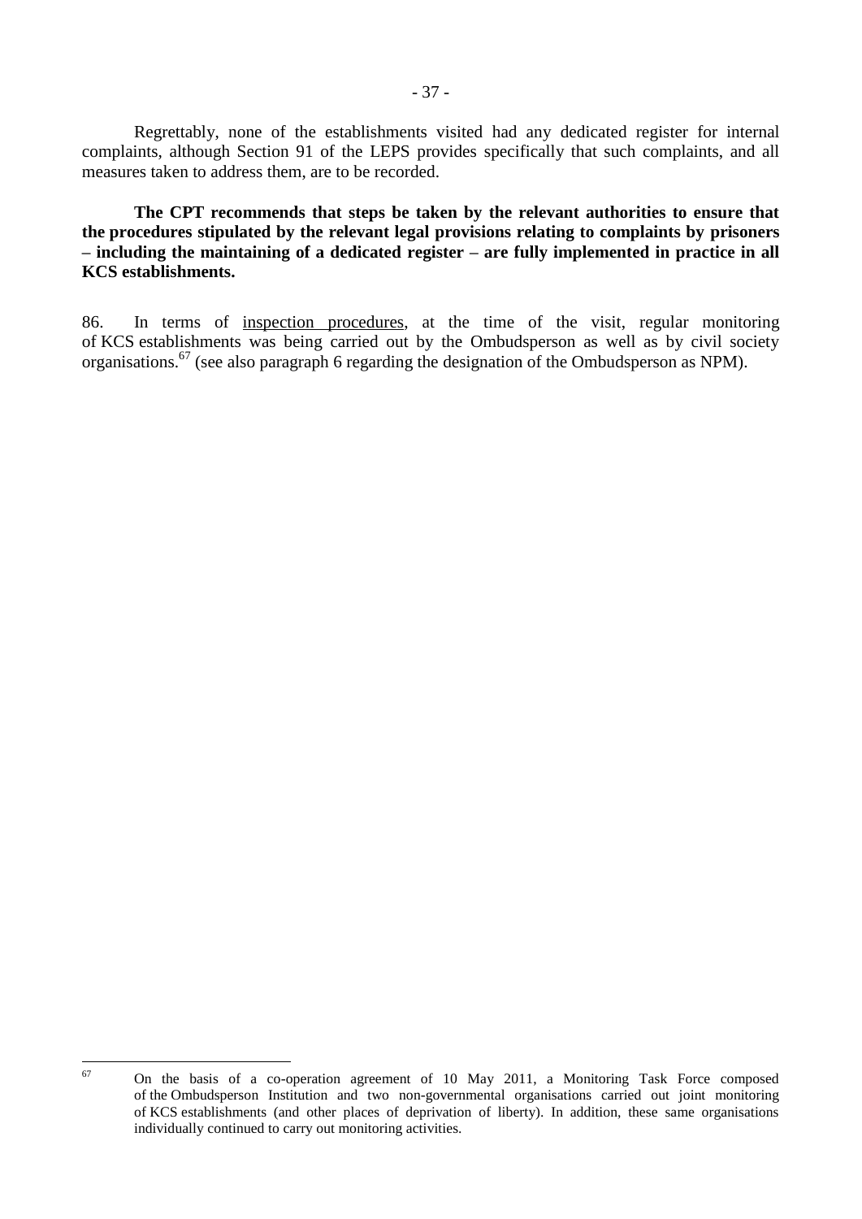Regrettably, none of the establishments visited had any dedicated register for internal complaints, although Section 91 of the LEPS provides specifically that such complaints, and all measures taken to address them, are to be recorded.

**The CPT recommends that steps be taken by the relevant authorities to ensure that the procedures stipulated by the relevant legal provisions relating to complaints by prisoners – including the maintaining of a dedicated register – are fully implemented in practice in all KCS establishments.**

86. In terms of inspection procedures, at the time of the visit, regular monitoring of KCS establishments was being carried out by the Ombudsperson as well as by civil society organisations.[67] (see also paragraph 6 regarding the designation of the Ombudsperson as NPM).

---

[67] On the basis of a co-operation agreement of 10 May 2011, a Monitoring Task Force composed of the Ombudsperson Institution and two non-governmental organisations carried out joint monitoring of KCS establishments (and other places of deprivation of liberty). In addition, these same organisations individually continued to carry out monitoring activities.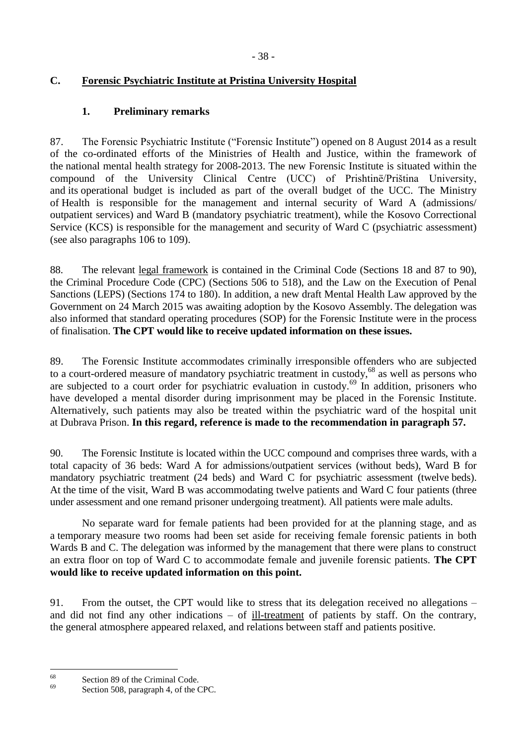## C. Forensic Psychiatric Institute at Pristina University Hospital

### 1. Preliminary remarks

87. The Forensic Psychiatric Institute ("Forensic Institute") opened on 8 August 2014 as a result of the co-ordinated efforts of the Ministries of Health and Justice, within the framework of the national mental health strategy for 2008-2013. The new Forensic Institute is situated within the compound of the University Clinical Centre (UCC) of Prishtinë/Priština University, and its operational budget is included as part of the overall budget of the UCC. The Ministry of Health is responsible for the management and internal security of Ward A (admissions/ outpatient services) and Ward B (mandatory psychiatric treatment), while the Kosovo Correctional Service (KCS) is responsible for the management and security of Ward C (psychiatric assessment) (see also paragraphs 106 to 109).

88. The relevant legal framework is contained in the Criminal Code (Sections 18 and 87 to 90), the Criminal Procedure Code (CPC) (Sections 506 to 518), and the Law on the Execution of Penal Sanctions (LEPS) (Sections 174 to 180). In addition, a new draft Mental Health Law approved by the Government on 24 March 2015 was awaiting adoption by the Kosovo Assembly. The delegation was also informed that standard operating procedures (SOP) for the Forensic Institute were in the process of finalisation. **The CPT would like to receive updated information on these issues.**

89. The Forensic Institute accommodates criminally irresponsible offenders who are subjected to a court-ordered measure of mandatory psychiatric treatment in custody,[68] as well as persons who are subjected to a court order for psychiatric evaluation in custody.[69] In addition, prisoners who have developed a mental disorder during imprisonment may be placed in the Forensic Institute. Alternatively, such patients may also be treated within the psychiatric ward of the hospital unit at Dubrava Prison. **In this regard, reference is made to the recommendation in paragraph 57.**

90. The Forensic Institute is located within the UCC compound and comprises three wards, with a total capacity of 36 beds: Ward A for admissions/outpatient services (without beds), Ward B for mandatory psychiatric treatment (24 beds) and Ward C for psychiatric assessment (twelve beds). At the time of the visit, Ward B was accommodating twelve patients and Ward C four patients (three under assessment and one remand prisoner undergoing treatment). All patients were male adults.

No separate ward for female patients had been provided for at the planning stage, and as a temporary measure two rooms had been set aside for receiving female forensic patients in both Wards B and C. The delegation was informed by the management that there were plans to construct an extra floor on top of Ward C to accommodate female and juvenile forensic patients. **The CPT would like to receive updated information on this point.**

91. From the outset, the CPT would like to stress that its delegation received no allegations – and did not find any other indications – of ill-treatment of patients by staff. On the contrary, the general atmosphere appeared relaxed, and relations between staff and patients positive.

---

[68] Section 89 of the Criminal Code.

[69] Section 508, paragraph 4, of the CPC.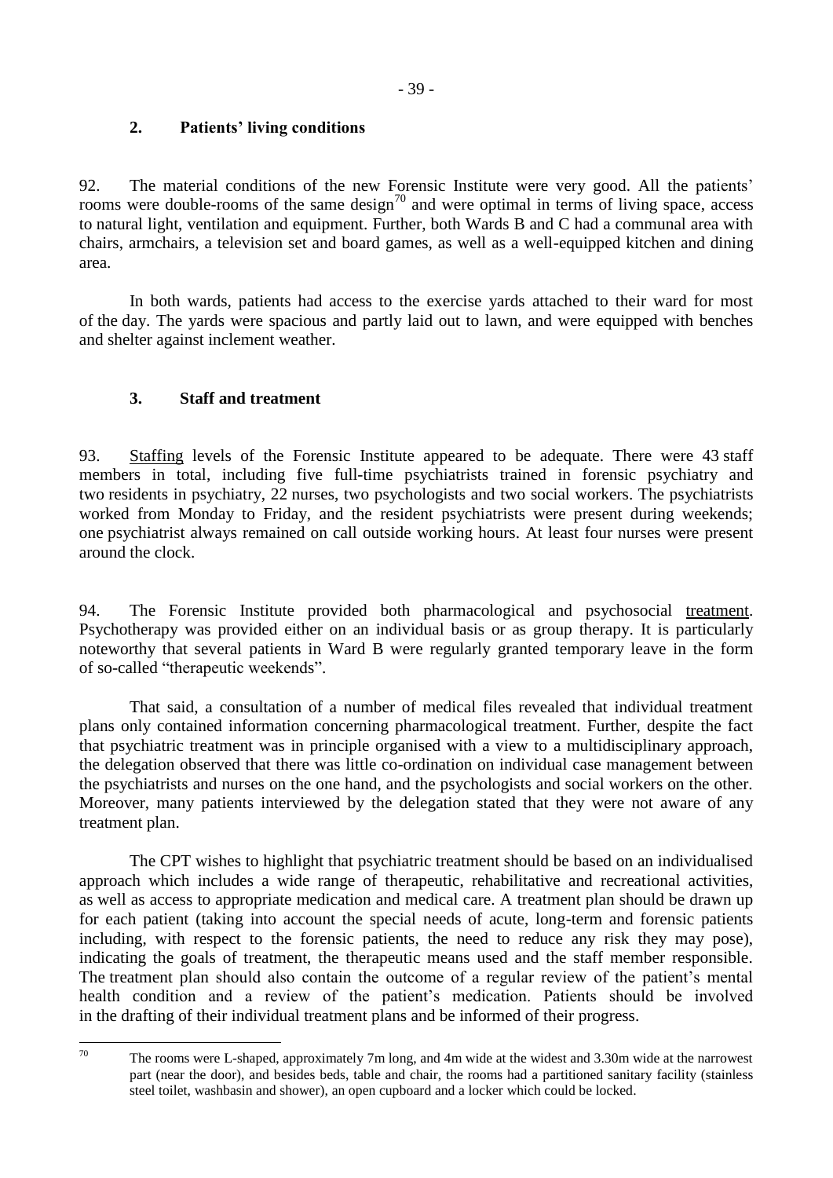## 2. Patients' living conditions

92. The material conditions of the new Forensic Institute were very good. All the patients' rooms were double-rooms of the same design[70] and were optimal in terms of living space, access to natural light, ventilation and equipment. Further, both Wards B and C had a communal area with chairs, armchairs, a television set and board games, as well as a well-equipped kitchen and dining area.

In both wards, patients had access to the exercise yards attached to their ward for most of the day. The yards were spacious and partly laid out to lawn, and were equipped with benches and shelter against inclement weather.

## 3. Staff and treatment

93. Staffing levels of the Forensic Institute appeared to be adequate. There were 43 staff members in total, including five full-time psychiatrists trained in forensic psychiatry and two residents in psychiatry, 22 nurses, two psychologists and two social workers. The psychiatrists worked from Monday to Friday, and the resident psychiatrists were present during weekends; one psychiatrist always remained on call outside working hours. At least four nurses were present around the clock.

94. The Forensic Institute provided both pharmacological and psychosocial treatment. Psychotherapy was provided either on an individual basis or as group therapy. It is particularly noteworthy that several patients in Ward B were regularly granted temporary leave in the form of so-called "therapeutic weekends".

That said, a consultation of a number of medical files revealed that individual treatment plans only contained information concerning pharmacological treatment. Further, despite the fact that psychiatric treatment was in principle organised with a view to a multidisciplinary approach, the delegation observed that there was little co-ordination on individual case management between the psychiatrists and nurses on the one hand, and the psychologists and social workers on the other. Moreover, many patients interviewed by the delegation stated that they were not aware of any treatment plan.

The CPT wishes to highlight that psychiatric treatment should be based on an individualised approach which includes a wide range of therapeutic, rehabilitative and recreational activities, as well as access to appropriate medication and medical care. A treatment plan should be drawn up for each patient (taking into account the special needs of acute, long-term and forensic patients including, with respect to the forensic patients, the need to reduce any risk they may pose), indicating the goals of treatment, the therapeutic means used and the staff member responsible. The treatment plan should also contain the outcome of a regular review of the patient's mental health condition and a review of the patient's medication. Patients should be involved in the drafting of their individual treatment plans and be informed of their progress.

[70] The rooms were L-shaped, approximately 7m long, and 4m wide at the widest and 3.30m wide at the narrowest part (near the door), and besides beds, table and chair, the rooms had a partitioned sanitary facility (stainless steel toilet, washbasin and shower), an open cupboard and a locker which could be locked.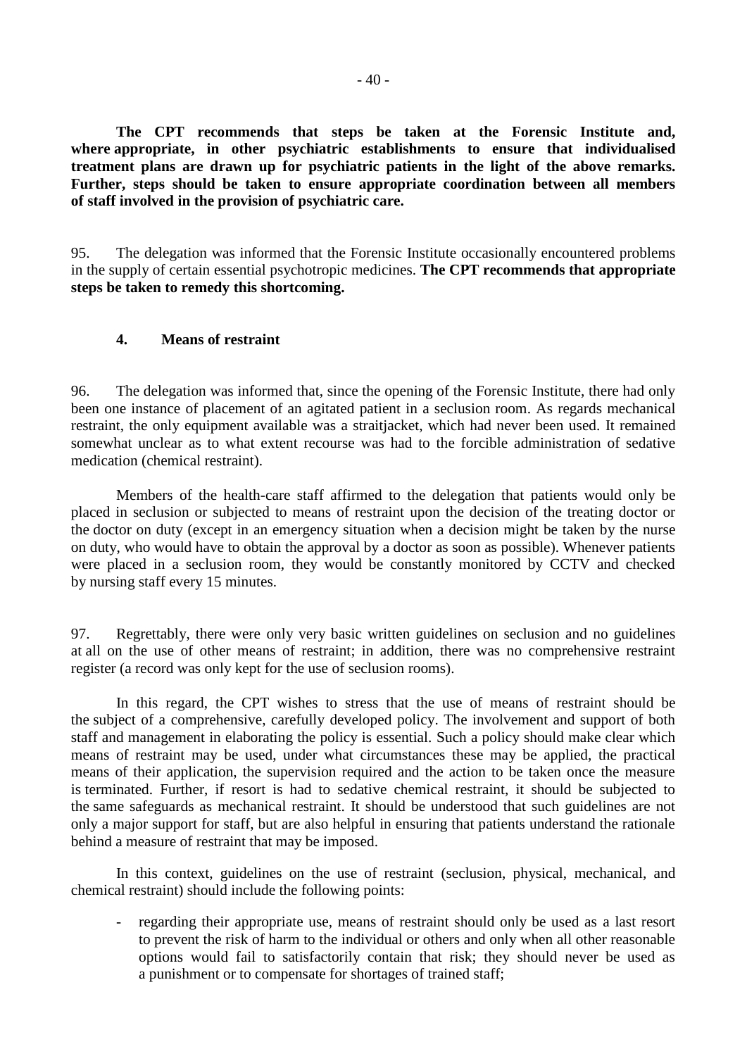**The CPT recommends that steps be taken at the Forensic Institute and, where appropriate, in other psychiatric establishments to ensure that individualised treatment plans are drawn up for psychiatric patients in the light of the above remarks. Further, steps should be taken to ensure appropriate coordination between all members of staff involved in the provision of psychiatric care.**

95. The delegation was informed that the Forensic Institute occasionally encountered problems in the supply of certain essential psychotropic medicines. **The CPT recommends that appropriate steps be taken to remedy this shortcoming.**

### 4. Means of restraint

96. The delegation was informed that, since the opening of the Forensic Institute, there had only been one instance of placement of an agitated patient in a seclusion room. As regards mechanical restraint, the only equipment available was a straitjacket, which had never been used. It remained somewhat unclear as to what extent recourse was had to the forcible administration of sedative medication (chemical restraint).

Members of the health-care staff affirmed to the delegation that patients would only be placed in seclusion or subjected to means of restraint upon the decision of the treating doctor or the doctor on duty (except in an emergency situation when a decision might be taken by the nurse on duty, who would have to obtain the approval by a doctor as soon as possible). Whenever patients were placed in a seclusion room, they would be constantly monitored by CCTV and checked by nursing staff every 15 minutes.

97. Regrettably, there were only very basic written guidelines on seclusion and no guidelines at all on the use of other means of restraint; in addition, there was no comprehensive restraint register (a record was only kept for the use of seclusion rooms).

In this regard, the CPT wishes to stress that the use of means of restraint should be the subject of a comprehensive, carefully developed policy. The involvement and support of both staff and management in elaborating the policy is essential. Such a policy should make clear which means of restraint may be used, under what circumstances these may be applied, the practical means of their application, the supervision required and the action to be taken once the measure is terminated. Further, if resort is had to sedative chemical restraint, it should be subjected to the same safeguards as mechanical restraint. It should be understood that such guidelines are not only a major support for staff, but are also helpful in ensuring that patients understand the rationale behind a measure of restraint that may be imposed.

In this context, guidelines on the use of restraint (seclusion, physical, mechanical, and chemical restraint) should include the following points:

- regarding their appropriate use, means of restraint should only be used as a last resort to prevent the risk of harm to the individual or others and only when all other reasonable options would fail to satisfactorily contain that risk; they should never be used as a punishment or to compensate for shortages of trained staff;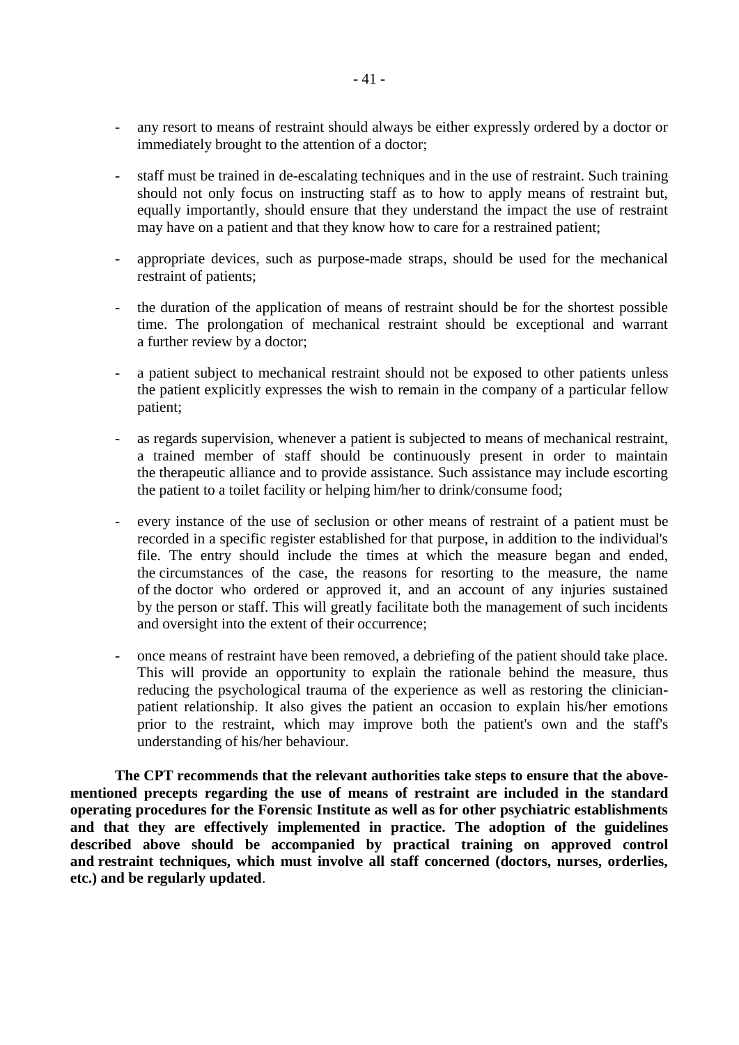- any resort to means of restraint should always be either expressly ordered by a doctor or immediately brought to the attention of a doctor;

- staff must be trained in de-escalating techniques and in the use of restraint. Such training should not only focus on instructing staff as to how to apply means of restraint but, equally importantly, should ensure that they understand the impact the use of restraint may have on a patient and that they know how to care for a restrained patient;

- appropriate devices, such as purpose-made straps, should be used for the mechanical restraint of patients;

- the duration of the application of means of restraint should be for the shortest possible time. The prolongation of mechanical restraint should be exceptional and warrant a further review by a doctor;

- a patient subject to mechanical restraint should not be exposed to other patients unless the patient explicitly expresses the wish to remain in the company of a particular fellow patient;

- as regards supervision, whenever a patient is subjected to means of mechanical restraint, a trained member of staff should be continuously present in order to maintain the therapeutic alliance and to provide assistance. Such assistance may include escorting the patient to a toilet facility or helping him/her to drink/consume food;

- every instance of the use of seclusion or other means of restraint of a patient must be recorded in a specific register established for that purpose, in addition to the individual's file. The entry should include the times at which the measure began and ended, the circumstances of the case, the reasons for resorting to the measure, the name of the doctor who ordered or approved it, and an account of any injuries sustained by the person or staff. This will greatly facilitate both the management of such incidents and oversight into the extent of their occurrence;

- once means of restraint have been removed, a debriefing of the patient should take place. This will provide an opportunity to explain the rationale behind the measure, thus reducing the psychological trauma of the experience as well as restoring the clinician-patient relationship. It also gives the patient an occasion to explain his/her emotions prior to the restraint, which may improve both the patient's own and the staff's understanding of his/her behaviour.

**The CPT recommends that the relevant authorities take steps to ensure that the above-mentioned precepts regarding the use of means of restraint are included in the standard operating procedures for the Forensic Institute as well as for other psychiatric establishments and that they are effectively implemented in practice. The adoption of the guidelines described above should be accompanied by practical training on approved control and restraint techniques, which must involve all staff concerned (doctors, nurses, orderlies, etc.) and be regularly updated**.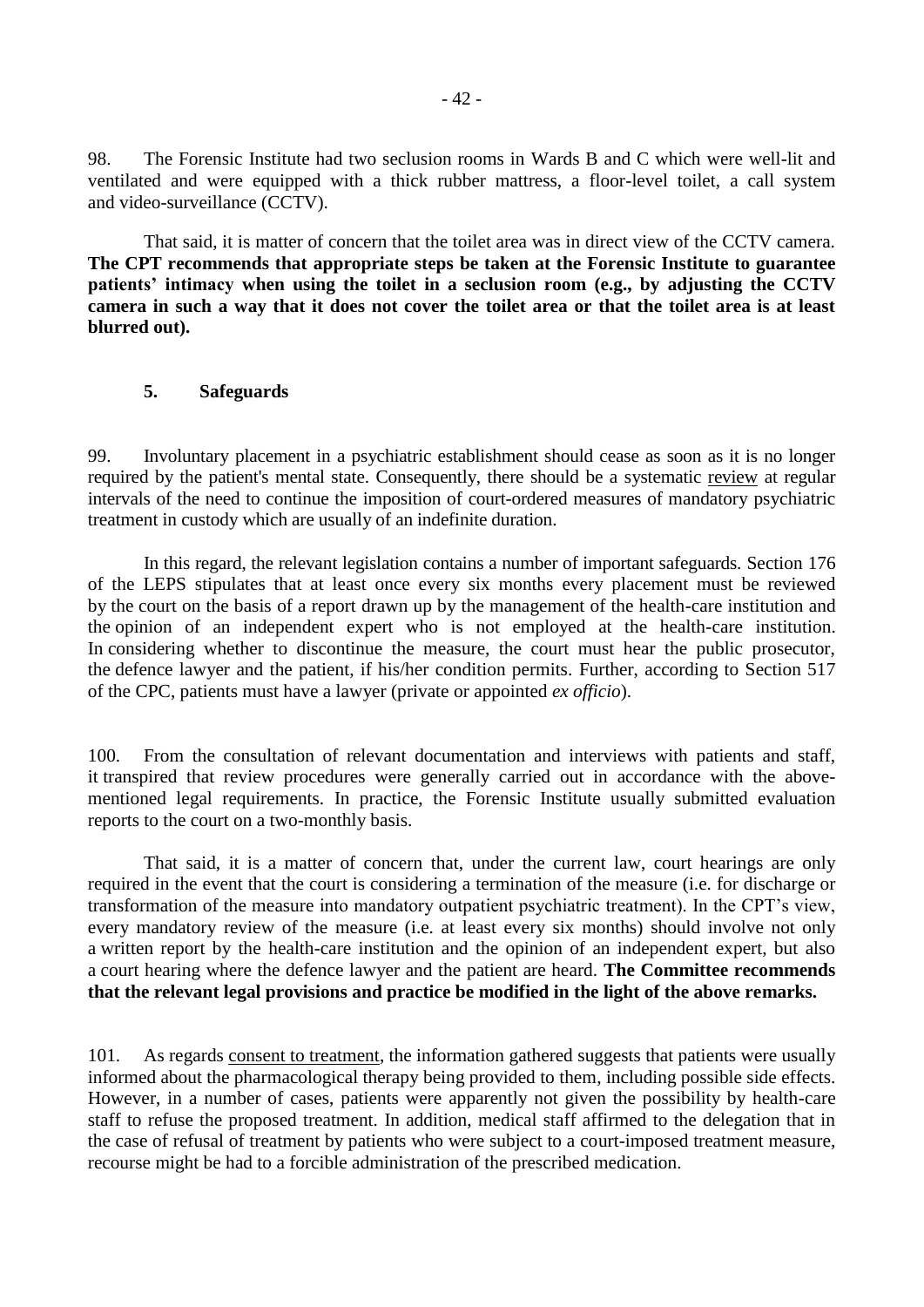98. The Forensic Institute had two seclusion rooms in Wards B and C which were well-lit and ventilated and were equipped with a thick rubber mattress, a floor-level toilet, a call system and video-surveillance (CCTV).

That said, it is matter of concern that the toilet area was in direct view of the CCTV camera. **The CPT recommends that appropriate steps be taken at the Forensic Institute to guarantee patients' intimacy when using the toilet in a seclusion room (e.g., by adjusting the CCTV camera in such a way that it does not cover the toilet area or that the toilet area is at least blurred out).**

### 5. Safeguards

99. Involuntary placement in a psychiatric establishment should cease as soon as it is no longer required by the patient's mental state. Consequently, there should be a systematic review at regular intervals of the need to continue the imposition of court-ordered measures of mandatory psychiatric treatment in custody which are usually of an indefinite duration.

In this regard, the relevant legislation contains a number of important safeguards. Section 176 of the LEPS stipulates that at least once every six months every placement must be reviewed by the court on the basis of a report drawn up by the management of the health-care institution and the opinion of an independent expert who is not employed at the health-care institution. In considering whether to discontinue the measure, the court must hear the public prosecutor, the defence lawyer and the patient, if his/her condition permits. Further, according to Section 517 of the CPC, patients must have a lawyer (private or appointed *ex officio*).

100. From the consultation of relevant documentation and interviews with patients and staff, it transpired that review procedures were generally carried out in accordance with the above-mentioned legal requirements. In practice, the Forensic Institute usually submitted evaluation reports to the court on a two-monthly basis.

That said, it is a matter of concern that, under the current law, court hearings are only required in the event that the court is considering a termination of the measure (i.e. for discharge or transformation of the measure into mandatory outpatient psychiatric treatment). In the CPT's view, every mandatory review of the measure (i.e. at least every six months) should involve not only a written report by the health-care institution and the opinion of an independent expert, but also a court hearing where the defence lawyer and the patient are heard. **The Committee recommends that the relevant legal provisions and practice be modified in the light of the above remarks.**

101. As regards consent to treatment, the information gathered suggests that patients were usually informed about the pharmacological therapy being provided to them, including possible side effects. However, in a number of cases, patients were apparently not given the possibility by health-care staff to refuse the proposed treatment. In addition, medical staff affirmed to the delegation that in the case of refusal of treatment by patients who were subject to a court-imposed treatment measure, recourse might be had to a forcible administration of the prescribed medication.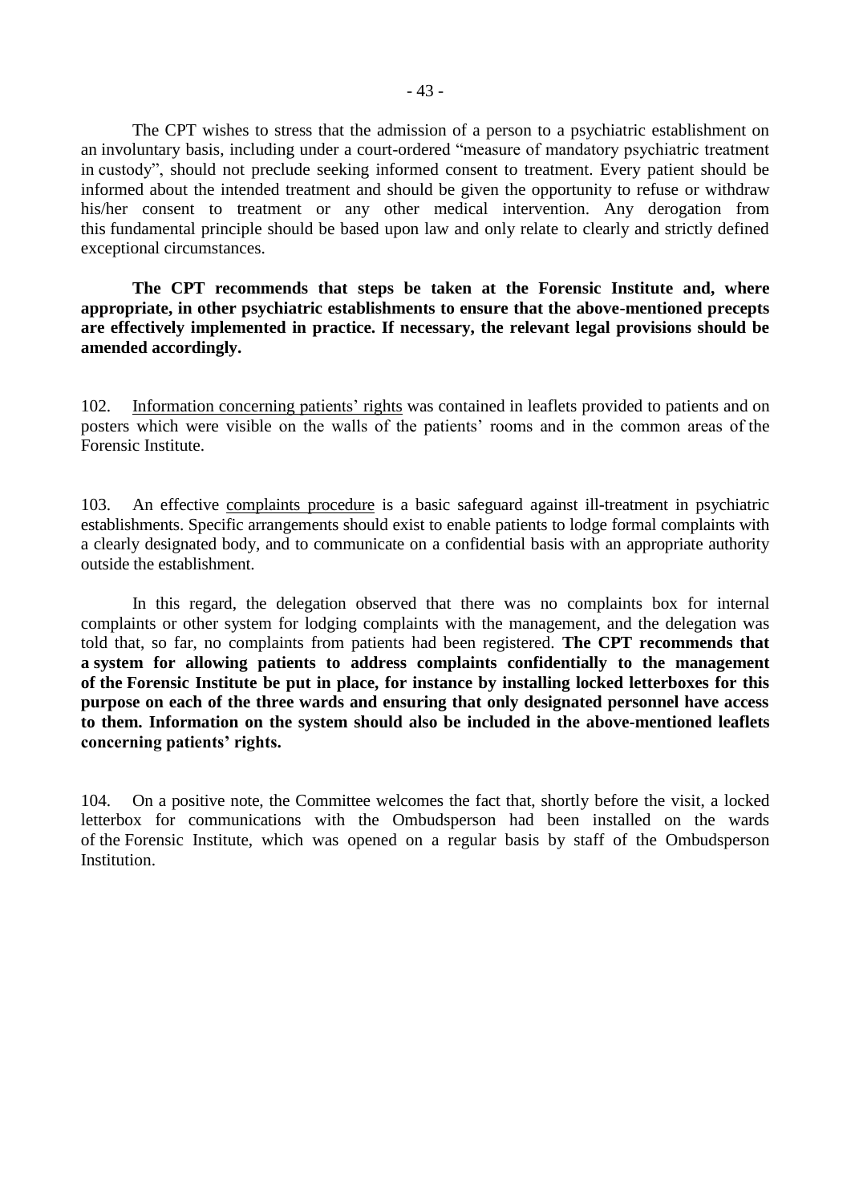The CPT wishes to stress that the admission of a person to a psychiatric establishment on an involuntary basis, including under a court-ordered "measure of mandatory psychiatric treatment in custody", should not preclude seeking informed consent to treatment. Every patient should be informed about the intended treatment and should be given the opportunity to refuse or withdraw his/her consent to treatment or any other medical intervention. Any derogation from this fundamental principle should be based upon law and only relate to clearly and strictly defined exceptional circumstances.

**The CPT recommends that steps be taken at the Forensic Institute and, where appropriate, in other psychiatric establishments to ensure that the above-mentioned precepts are effectively implemented in practice. If necessary, the relevant legal provisions should be amended accordingly.**

102. Information concerning patients' rights was contained in leaflets provided to patients and on posters which were visible on the walls of the patients' rooms and in the common areas of the Forensic Institute.

103. An effective complaints procedure is a basic safeguard against ill-treatment in psychiatric establishments. Specific arrangements should exist to enable patients to lodge formal complaints with a clearly designated body, and to communicate on a confidential basis with an appropriate authority outside the establishment.

In this regard, the delegation observed that there was no complaints box for internal complaints or other system for lodging complaints with the management, and the delegation was told that, so far, no complaints from patients had been registered. **The CPT recommends that a system for allowing patients to address complaints confidentially to the management of the Forensic Institute be put in place, for instance by installing locked letterboxes for this purpose on each of the three wards and ensuring that only designated personnel have access to them. Information on the system should also be included in the above-mentioned leaflets concerning patients' rights.**

104. On a positive note, the Committee welcomes the fact that, shortly before the visit, a locked letterbox for communications with the Ombudsperson had been installed on the wards of the Forensic Institute, which was opened on a regular basis by staff of the Ombudsperson Institution.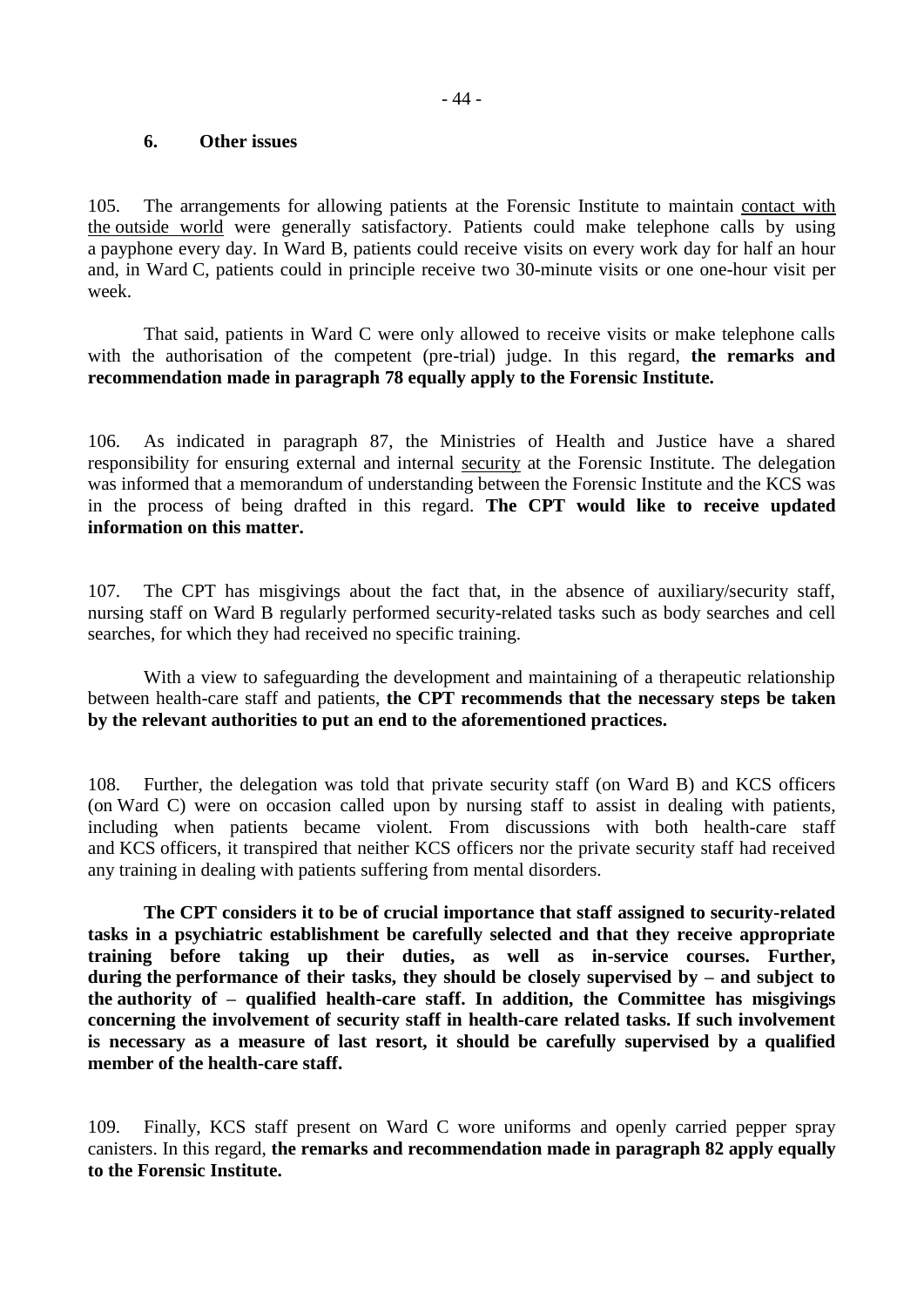### 6. Other issues

105. The arrangements for allowing patients at the Forensic Institute to maintain contact with the outside world were generally satisfactory. Patients could make telephone calls by using a payphone every day. In Ward B, patients could receive visits on every work day for half an hour and, in Ward C, patients could in principle receive two 30-minute visits or one one-hour visit per week.

That said, patients in Ward C were only allowed to receive visits or make telephone calls with the authorisation of the competent (pre-trial) judge. In this regard, **the remarks and recommendation made in paragraph 78 equally apply to the Forensic Institute.**

106. As indicated in paragraph 87, the Ministries of Health and Justice have a shared responsibility for ensuring external and internal security at the Forensic Institute. The delegation was informed that a memorandum of understanding between the Forensic Institute and the KCS was in the process of being drafted in this regard. **The CPT would like to receive updated information on this matter.**

107. The CPT has misgivings about the fact that, in the absence of auxiliary/security staff, nursing staff on Ward B regularly performed security-related tasks such as body searches and cell searches, for which they had received no specific training.

With a view to safeguarding the development and maintaining of a therapeutic relationship between health-care staff and patients, **the CPT recommends that the necessary steps be taken by the relevant authorities to put an end to the aforementioned practices.**

108. Further, the delegation was told that private security staff (on Ward B) and KCS officers (on Ward C) were on occasion called upon by nursing staff to assist in dealing with patients, including when patients became violent. From discussions with both health-care staff and KCS officers, it transpired that neither KCS officers nor the private security staff had received any training in dealing with patients suffering from mental disorders.

**The CPT considers it to be of crucial importance that staff assigned to security-related tasks in a psychiatric establishment be carefully selected and that they receive appropriate training before taking up their duties, as well as in-service courses. Further, during the performance of their tasks, they should be closely supervised by – and subject to the authority of – qualified health-care staff. In addition, the Committee has misgivings concerning the involvement of security staff in health-care related tasks. If such involvement is necessary as a measure of last resort, it should be carefully supervised by a qualified member of the health-care staff.**

109. Finally, KCS staff present on Ward C wore uniforms and openly carried pepper spray canisters. In this regard, **the remarks and recommendation made in paragraph 82 apply equally to the Forensic Institute.**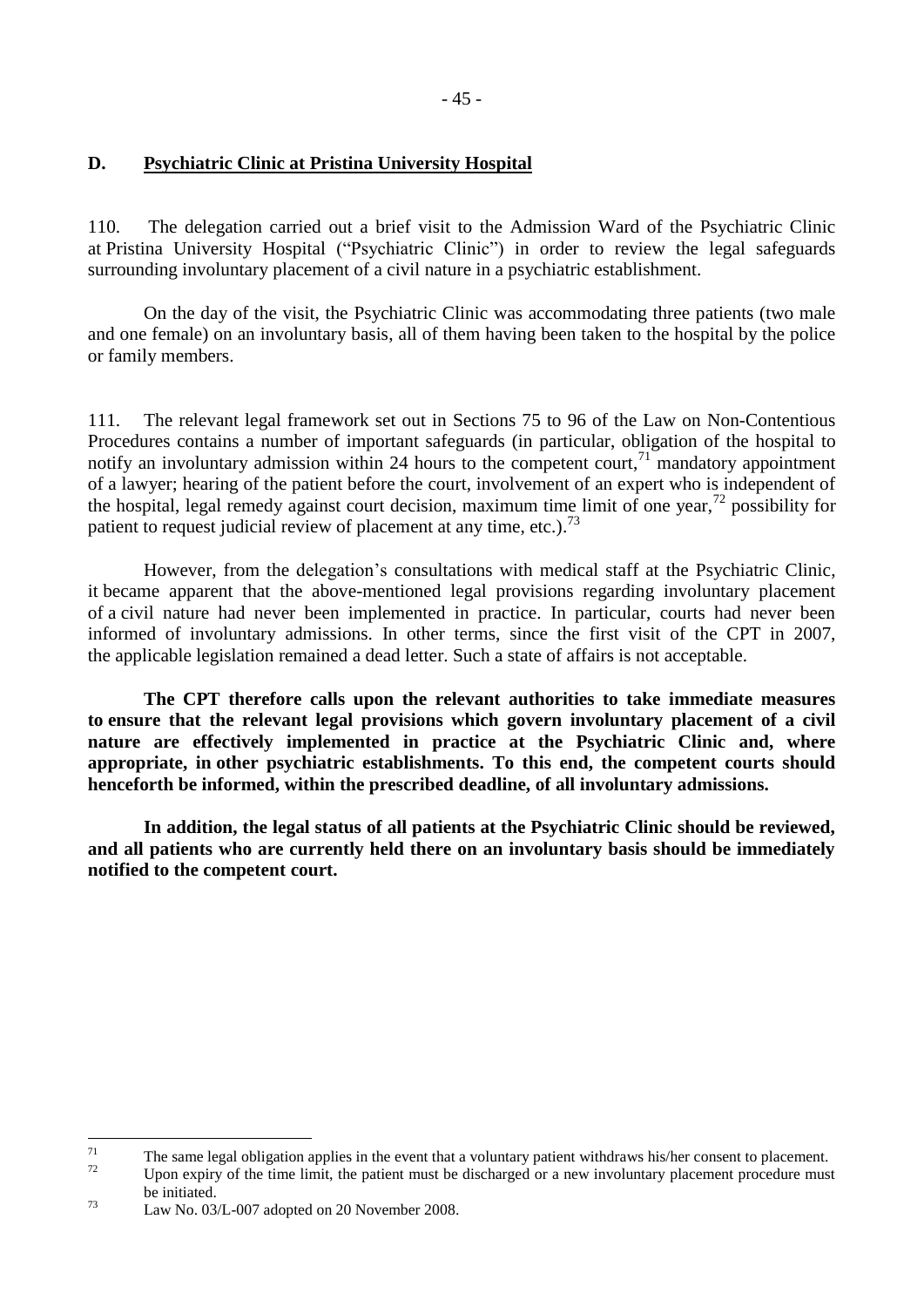## D. Psychiatric Clinic at Pristina University Hospital

110. The delegation carried out a brief visit to the Admission Ward of the Psychiatric Clinic at Pristina University Hospital ("Psychiatric Clinic") in order to review the legal safeguards surrounding involuntary placement of a civil nature in a psychiatric establishment.

On the day of the visit, the Psychiatric Clinic was accommodating three patients (two male and one female) on an involuntary basis, all of them having been taken to the hospital by the police or family members.

111. The relevant legal framework set out in Sections 75 to 96 of the Law on Non-Contentious Procedures contains a number of important safeguards (in particular, obligation of the hospital to notify an involuntary admission within 24 hours to the competent court,[71] mandatory appointment of a lawyer; hearing of the patient before the court, involvement of an expert who is independent of the hospital, legal remedy against court decision, maximum time limit of one year,[72] possibility for patient to request judicial review of placement at any time, etc.).[73]

However, from the delegation's consultations with medical staff at the Psychiatric Clinic, it became apparent that the above-mentioned legal provisions regarding involuntary placement of a civil nature had never been implemented in practice. In particular, courts had never been informed of involuntary admissions. In other terms, since the first visit of the CPT in 2007, the applicable legislation remained a dead letter. Such a state of affairs is not acceptable.

**The CPT therefore calls upon the relevant authorities to take immediate measures to ensure that the relevant legal provisions which govern involuntary placement of a civil nature are effectively implemented in practice at the Psychiatric Clinic and, where appropriate, in other psychiatric establishments. To this end, the competent courts should henceforth be informed, within the prescribed deadline, of all involuntary admissions.**

**In addition, the legal status of all patients at the Psychiatric Clinic should be reviewed, and all patients who are currently held there on an involuntary basis should be immediately notified to the competent court.**

---

[71] The same legal obligation applies in the event that a voluntary patient withdraws his/her consent to placement.

[72] Upon expiry of the time limit, the patient must be discharged or a new involuntary placement procedure must be initiated.

[73] Law No. 03/L-007 adopted on 20 November 2008.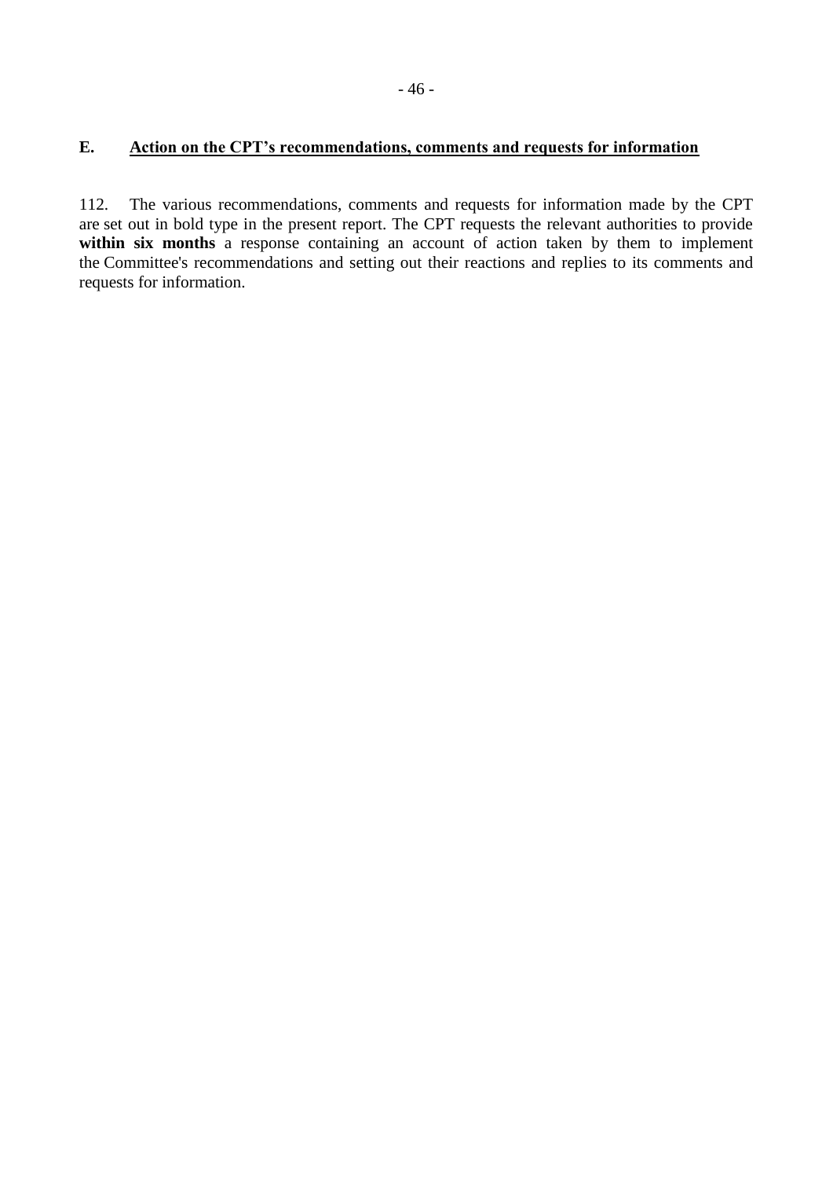## E. Action on the CPT's recommendations, comments and requests for information

112. The various recommendations, comments and requests for information made by the CPT are set out in bold type in the present report. The CPT requests the relevant authorities to provide **within six months** a response containing an account of action taken by them to implement the Committee's recommendations and setting out their reactions and replies to its comments and requests for information.